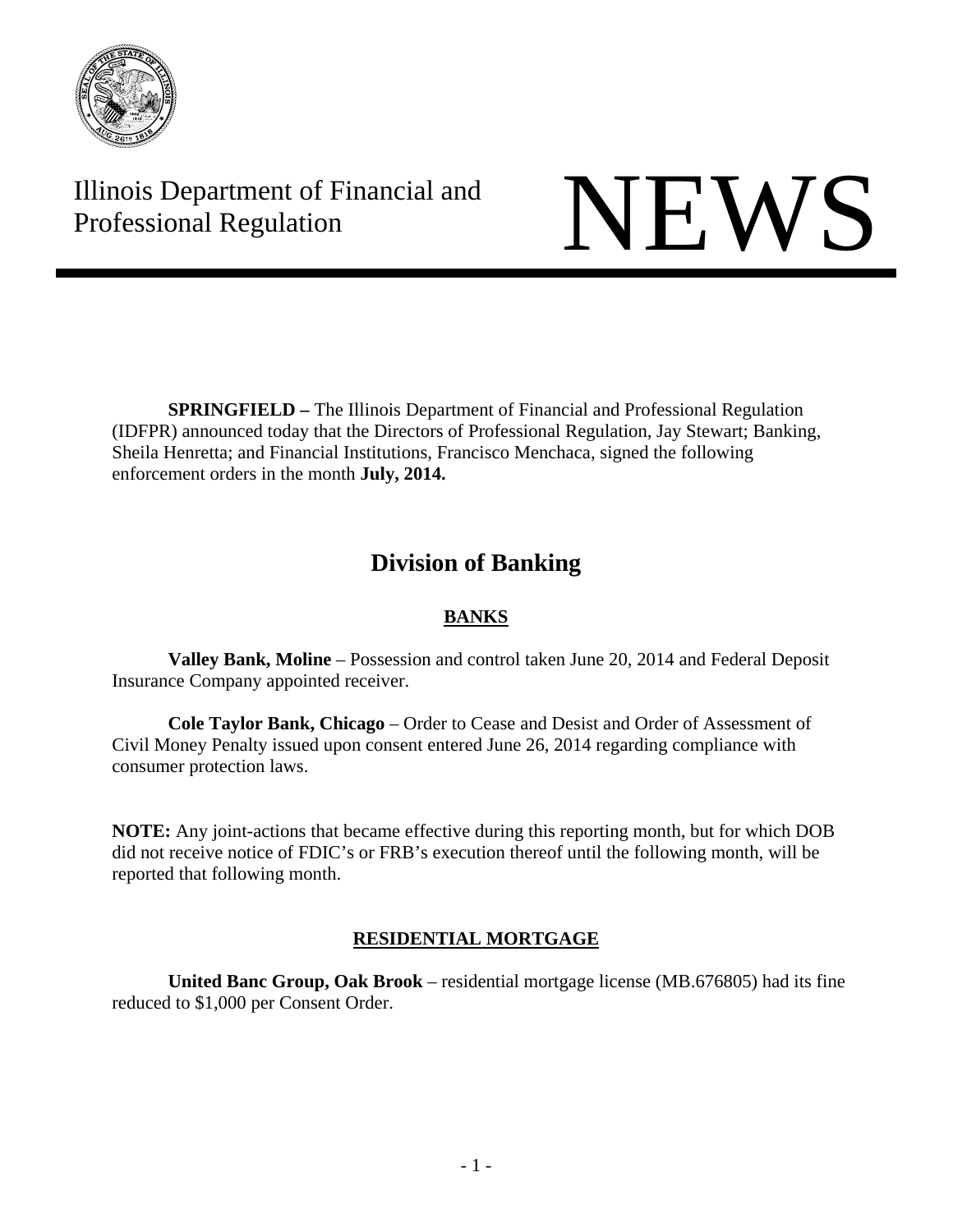Illinois Department of Financial and Professional Regulation

# NEWS

**SPRINGFIELD –** The Illinois Department of Financial and Professional Regulation (IDFPR) announced today that the Directors of Professional Regulation, Jay Stewart; Banking, Sheila Henretta; and Financial Institutions, Francisco Menchaca, signed the following enforcement orders in the month **July, 2014.**

## Division of Banking

### BANKS

**Valley Bank, Moline** – Possession and control taken June 20, 2014 and Federal Deposit Insurance Company appointed receiver.

**Cole Taylor Bank, Chicago** – Order to Cease and Desist and Order of Assessment of Civil Money Penalty issued upon consent entered June 26, 2014 regarding compliance with consumer protection laws.

**NOTE:** Any joint-actions that became effective during this reporting month, but for which DOB did not receive notice of FDIC's or FRB's execution thereof until the following month, will be reported that following month.

### RESIDENTIAL MORTGAGE

**United Banc Group, Oak Brook** – residential mortgage license (MB.676805) had its fine reduced to $1,000 per Consent Order.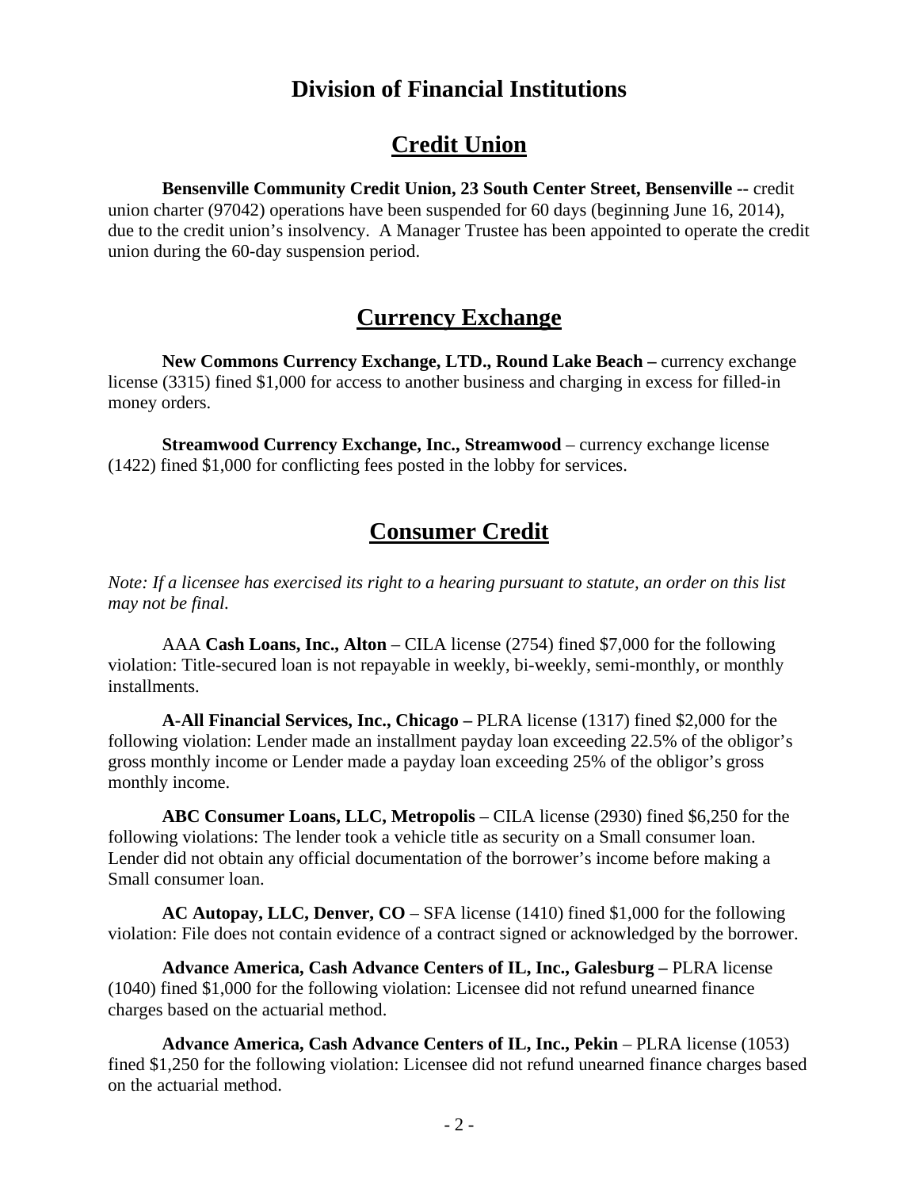# Division of Financial Institutions

## Credit Union

**Bensenville Community Credit Union, 23 South Center Street, Bensenville --** credit union charter (97042) operations have been suspended for 60 days (beginning June 16, 2014), due to the credit union's insolvency. A Manager Trustee has been appointed to operate the credit union during the 60-day suspension period.

## Currency Exchange

**New Commons Currency Exchange, LTD., Round Lake Beach –** currency exchange license (3315) fined $1,000 for access to another business and charging in excess for filled-in money orders.

**Streamwood Currency Exchange, Inc., Streamwood** – currency exchange license (1422) fined $1,000 for conflicting fees posted in the lobby for services.

## Consumer Credit

*Note: If a licensee has exercised its right to a hearing pursuant to statute, an order on this list may not be final.*

AAA **Cash Loans, Inc., Alton** – CILA license (2754) fined $7,000 for the following violation: Title-secured loan is not repayable in weekly, bi-weekly, semi-monthly, or monthly installments.

**A-All Financial Services, Inc., Chicago –** PLRA license (1317) fined $2,000 for the following violation: Lender made an installment payday loan exceeding 22.5% of the obligor's gross monthly income or Lender made a payday loan exceeding 25% of the obligor's gross monthly income.

**ABC Consumer Loans, LLC, Metropolis** – CILA license (2930) fined $6,250 for the following violations: The lender took a vehicle title as security on a Small consumer loan. Lender did not obtain any official documentation of the borrower's income before making a Small consumer loan.

**AC Autopay, LLC, Denver, CO** – SFA license (1410) fined $1,000 for the following violation: File does not contain evidence of a contract signed or acknowledged by the borrower.

**Advance America, Cash Advance Centers of IL, Inc., Galesburg –** PLRA license (1040) fined $1,000 for the following violation: Licensee did not refund unearned finance charges based on the actuarial method.

**Advance America, Cash Advance Centers of IL, Inc., Pekin** – PLRA license (1053) fined $1,250 for the following violation: Licensee did not refund unearned finance charges based on the actuarial method.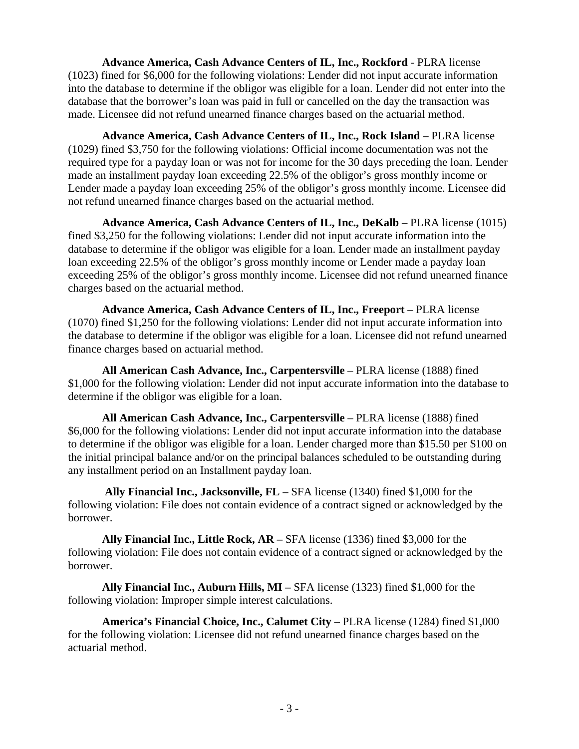**Advance America, Cash Advance Centers of IL, Inc., Rockford** - PLRA license (1023) fined for $6,000 for the following violations: Lender did not input accurate information into the database to determine if the obligor was eligible for a loan. Lender did not enter into the database that the borrower's loan was paid in full or cancelled on the day the transaction was made. Licensee did not refund unearned finance charges based on the actuarial method.

**Advance America, Cash Advance Centers of IL, Inc., Rock Island** – PLRA license (1029) fined $3,750 for the following violations: Official income documentation was not the required type for a payday loan or was not for income for the 30 days preceding the loan. Lender made an installment payday loan exceeding 22.5% of the obligor's gross monthly income or Lender made a payday loan exceeding 25% of the obligor's gross monthly income. Licensee did not refund unearned finance charges based on the actuarial method.

**Advance America, Cash Advance Centers of IL, Inc., DeKalb** – PLRA license (1015) fined $3,250 for the following violations: Lender did not input accurate information into the database to determine if the obligor was eligible for a loan. Lender made an installment payday loan exceeding 22.5% of the obligor's gross monthly income or Lender made a payday loan exceeding 25% of the obligor's gross monthly income. Licensee did not refund unearned finance charges based on the actuarial method.

**Advance America, Cash Advance Centers of IL, Inc., Freeport** – PLRA license (1070) fined $1,250 for the following violations: Lender did not input accurate information into the database to determine if the obligor was eligible for a loan. Licensee did not refund unearned finance charges based on actuarial method.

**All American Cash Advance, Inc., Carpentersville** – PLRA license (1888) fined $1,000 for the following violation: Lender did not input accurate information into the database to determine if the obligor was eligible for a loan.

**All American Cash Advance, Inc., Carpentersville** – PLRA license (1888) fined $6,000 for the following violations: Lender did not input accurate information into the database to determine if the obligor was eligible for a loan. Lender charged more than $15.50 per $100 on the initial principal balance and/or on the principal balances scheduled to be outstanding during any installment period on an Installment payday loan.

**Ally Financial Inc., Jacksonville, FL** – SFA license (1340) fined $1,000 for the following violation: File does not contain evidence of a contract signed or acknowledged by the borrower.

**Ally Financial Inc., Little Rock, AR –** SFA license (1336) fined $3,000 for the following violation: File does not contain evidence of a contract signed or acknowledged by the borrower.

**Ally Financial Inc., Auburn Hills, MI –** SFA license (1323) fined $1,000 for the following violation: Improper simple interest calculations.

**America's Financial Choice, Inc., Calumet City** – PLRA license (1284) fined $1,000 for the following violation: Licensee did not refund unearned finance charges based on the actuarial method.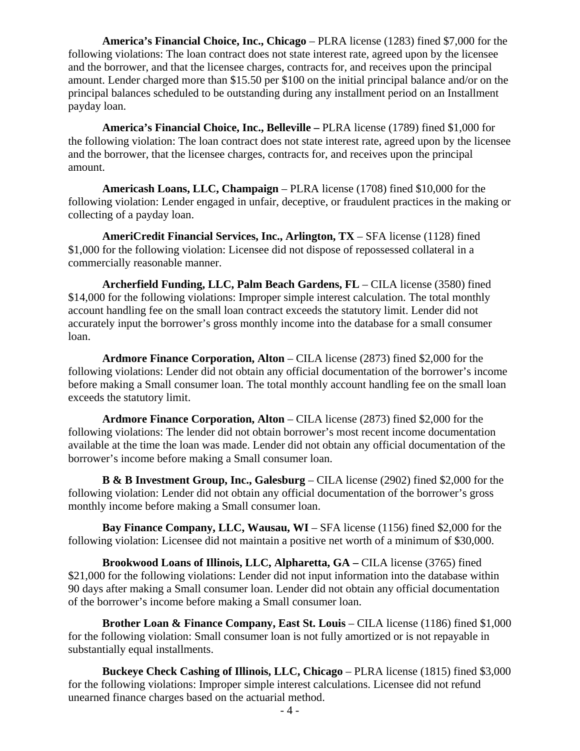**America's Financial Choice, Inc., Chicago** – PLRA license (1283) fined $7,000 for the following violations: The loan contract does not state interest rate, agreed upon by the licensee and the borrower, and that the licensee charges, contracts for, and receives upon the principal amount. Lender charged more than $15.50 per $100 on the initial principal balance and/or on the principal balances scheduled to be outstanding during any installment period on an Installment payday loan.

**America's Financial Choice, Inc., Belleville –** PLRA license (1789) fined $1,000 for the following violation: The loan contract does not state interest rate, agreed upon by the licensee and the borrower, that the licensee charges, contracts for, and receives upon the principal amount.

**Americash Loans, LLC, Champaign** – PLRA license (1708) fined $10,000 for the following violation: Lender engaged in unfair, deceptive, or fraudulent practices in the making or collecting of a payday loan.

**AmeriCredit Financial Services, Inc., Arlington, TX** – SFA license (1128) fined $1,000 for the following violation: Licensee did not dispose of repossessed collateral in a commercially reasonable manner.

**Archerfield Funding, LLC, Palm Beach Gardens, FL** – CILA license (3580) fined $14,000 for the following violations: Improper simple interest calculation. The total monthly account handling fee on the small loan contract exceeds the statutory limit. Lender did not accurately input the borrower's gross monthly income into the database for a small consumer loan.

**Ardmore Finance Corporation, Alton** – CILA license (2873) fined $2,000 for the following violations: Lender did not obtain any official documentation of the borrower's income before making a Small consumer loan. The total monthly account handling fee on the small loan exceeds the statutory limit.

**Ardmore Finance Corporation, Alton** – CILA license (2873) fined $2,000 for the following violations: The lender did not obtain borrower's most recent income documentation available at the time the loan was made. Lender did not obtain any official documentation of the borrower's income before making a Small consumer loan.

**B & B Investment Group, Inc., Galesburg** – CILA license (2902) fined $2,000 for the following violation: Lender did not obtain any official documentation of the borrower's gross monthly income before making a Small consumer loan.

**Bay Finance Company, LLC, Wausau, WI** – SFA license (1156) fined $2,000 for the following violation: Licensee did not maintain a positive net worth of a minimum of $30,000.

**Brookwood Loans of Illinois, LLC, Alpharetta, GA –** CILA license (3765) fined $21,000 for the following violations: Lender did not input information into the database within 90 days after making a Small consumer loan. Lender did not obtain any official documentation of the borrower's income before making a Small consumer loan.

**Brother Loan & Finance Company, East St. Louis** – CILA license (1186) fined $1,000 for the following violation: Small consumer loan is not fully amortized or is not repayable in substantially equal installments.

**Buckeye Check Cashing of Illinois, LLC, Chicago** – PLRA license (1815) fined $3,000 for the following violations: Improper simple interest calculations. Licensee did not refund unearned finance charges based on the actuarial method.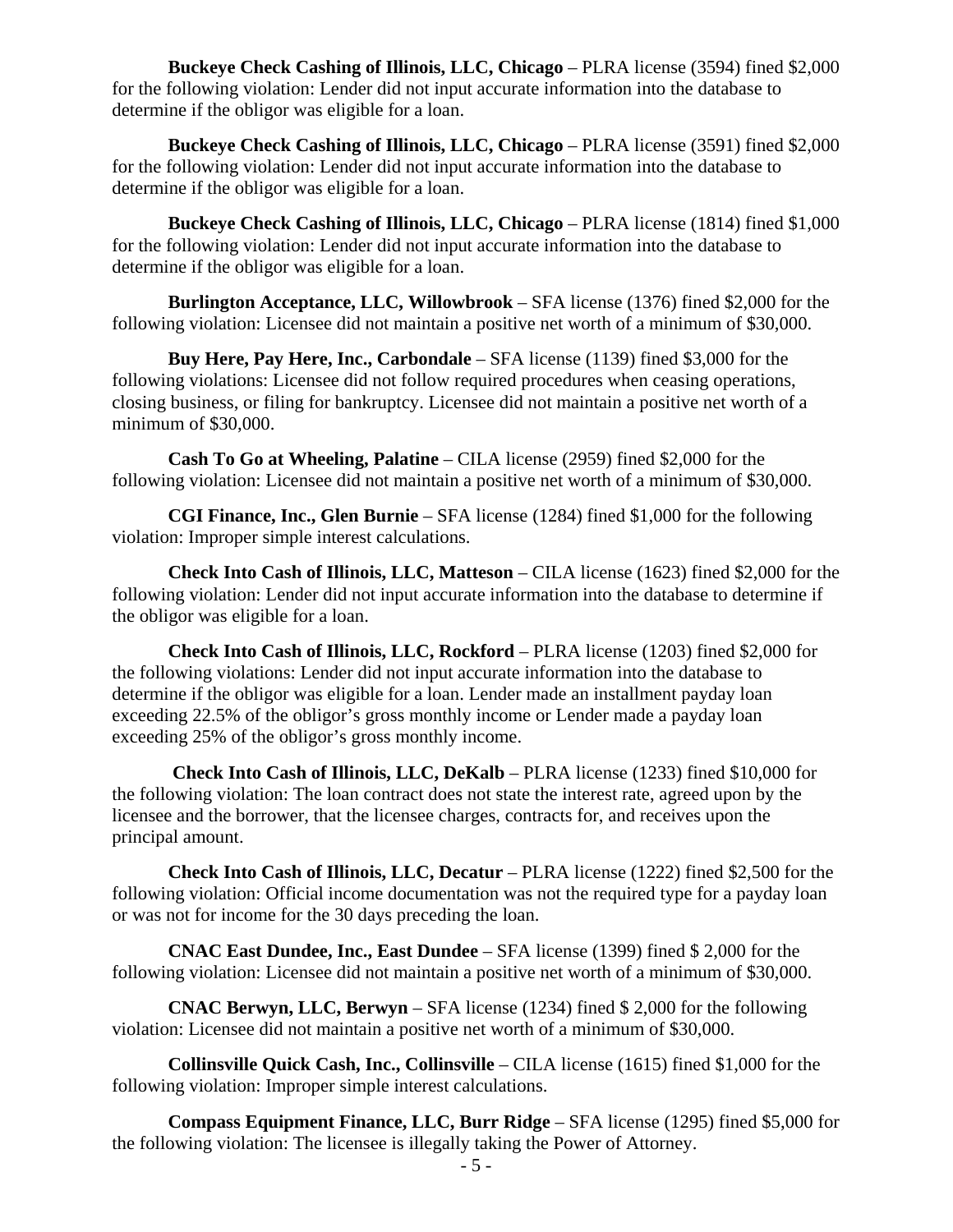**Buckeye Check Cashing of Illinois, LLC, Chicago** – PLRA license (3594) fined $2,000 for the following violation: Lender did not input accurate information into the database to determine if the obligor was eligible for a loan.

**Buckeye Check Cashing of Illinois, LLC, Chicago** – PLRA license (3591) fined $2,000 for the following violation: Lender did not input accurate information into the database to determine if the obligor was eligible for a loan.

**Buckeye Check Cashing of Illinois, LLC, Chicago** – PLRA license (1814) fined $1,000 for the following violation: Lender did not input accurate information into the database to determine if the obligor was eligible for a loan.

**Burlington Acceptance, LLC, Willowbrook** – SFA license (1376) fined $2,000 for the following violation: Licensee did not maintain a positive net worth of a minimum of $30,000.

**Buy Here, Pay Here, Inc., Carbondale** – SFA license (1139) fined $3,000 for the following violations: Licensee did not follow required procedures when ceasing operations, closing business, or filing for bankruptcy. Licensee did not maintain a positive net worth of a minimum of $30,000.

**Cash To Go at Wheeling, Palatine** – CILA license (2959) fined $2,000 for the following violation: Licensee did not maintain a positive net worth of a minimum of $30,000.

**CGI Finance, Inc., Glen Burnie** – SFA license (1284) fined $1,000 for the following violation: Improper simple interest calculations.

**Check Into Cash of Illinois, LLC, Matteson** – CILA license (1623) fined $2,000 for the following violation: Lender did not input accurate information into the database to determine if the obligor was eligible for a loan.

**Check Into Cash of Illinois, LLC, Rockford** – PLRA license (1203) fined $2,000 for the following violations: Lender did not input accurate information into the database to determine if the obligor was eligible for a loan. Lender made an installment payday loan exceeding 22.5% of the obligor's gross monthly income or Lender made a payday loan exceeding 25% of the obligor's gross monthly income.

**Check Into Cash of Illinois, LLC, DeKalb** – PLRA license (1233) fined $10,000 for the following violation: The loan contract does not state the interest rate, agreed upon by the licensee and the borrower, that the licensee charges, contracts for, and receives upon the principal amount.

**Check Into Cash of Illinois, LLC, Decatur** – PLRA license (1222) fined $2,500 for the following violation: Official income documentation was not the required type for a payday loan or was not for income for the 30 days preceding the loan.

**CNAC East Dundee, Inc., East Dundee** – SFA license (1399) fined $ 2,000 for the following violation: Licensee did not maintain a positive net worth of a minimum of $30,000.

**CNAC Berwyn, LLC, Berwyn** – SFA license (1234) fined $ 2,000 for the following violation: Licensee did not maintain a positive net worth of a minimum of $30,000.

**Collinsville Quick Cash, Inc., Collinsville** – CILA license (1615) fined $1,000 for the following violation: Improper simple interest calculations.

**Compass Equipment Finance, LLC, Burr Ridge** – SFA license (1295) fined $5,000 for the following violation: The licensee is illegally taking the Power of Attorney.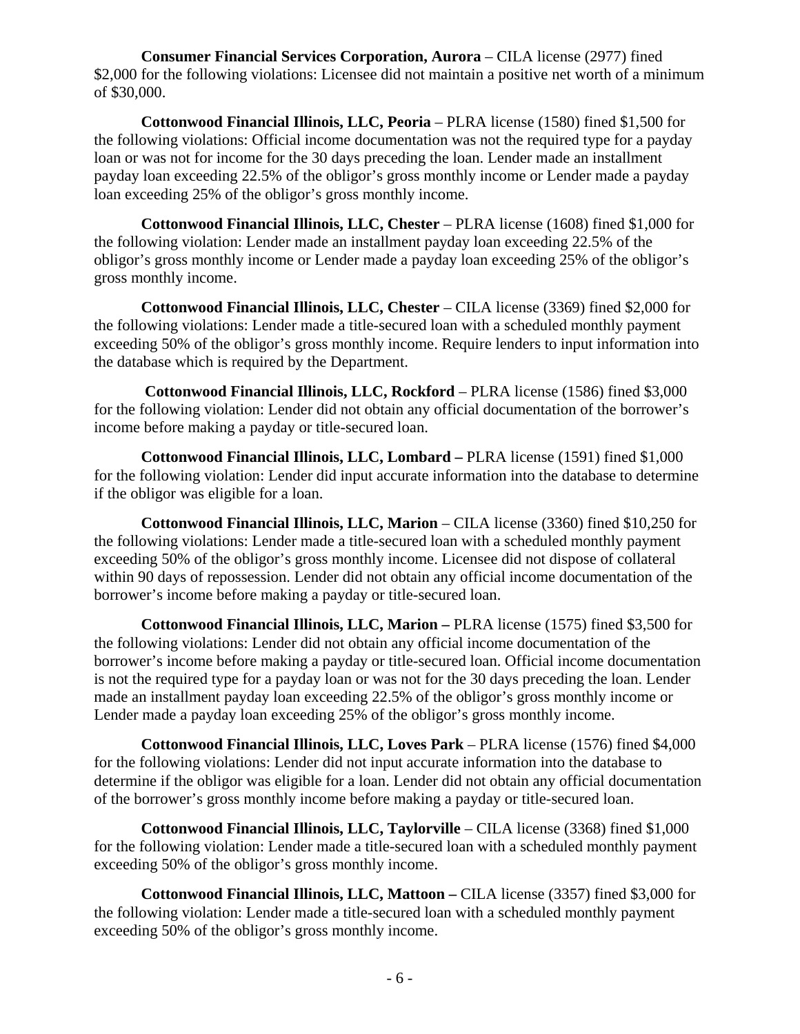**Consumer Financial Services Corporation, Aurora** – CILA license (2977) fined $2,000 for the following violations: Licensee did not maintain a positive net worth of a minimum of $30,000.

**Cottonwood Financial Illinois, LLC, Peoria** – PLRA license (1580) fined $1,500 for the following violations: Official income documentation was not the required type for a payday loan or was not for income for the 30 days preceding the loan. Lender made an installment payday loan exceeding 22.5% of the obligor's gross monthly income or Lender made a payday loan exceeding 25% of the obligor's gross monthly income.

**Cottonwood Financial Illinois, LLC, Chester** – PLRA license (1608) fined $1,000 for the following violation: Lender made an installment payday loan exceeding 22.5% of the obligor's gross monthly income or Lender made a payday loan exceeding 25% of the obligor's gross monthly income.

**Cottonwood Financial Illinois, LLC, Chester** – CILA license (3369) fined $2,000 for the following violations: Lender made a title-secured loan with a scheduled monthly payment exceeding 50% of the obligor's gross monthly income. Require lenders to input information into the database which is required by the Department.

**Cottonwood Financial Illinois, LLC, Rockford** – PLRA license (1586) fined $3,000 for the following violation: Lender did not obtain any official documentation of the borrower's income before making a payday or title-secured loan.

**Cottonwood Financial Illinois, LLC, Lombard –** PLRA license (1591) fined $1,000 for the following violation: Lender did input accurate information into the database to determine if the obligor was eligible for a loan.

**Cottonwood Financial Illinois, LLC, Marion** – CILA license (3360) fined $10,250 for the following violations: Lender made a title-secured loan with a scheduled monthly payment exceeding 50% of the obligor's gross monthly income. Licensee did not dispose of collateral within 90 days of repossession. Lender did not obtain any official income documentation of the borrower's income before making a payday or title-secured loan.

**Cottonwood Financial Illinois, LLC, Marion –** PLRA license (1575) fined $3,500 for the following violations: Lender did not obtain any official income documentation of the borrower's income before making a payday or title-secured loan. Official income documentation is not the required type for a payday loan or was not for the 30 days preceding the loan. Lender made an installment payday loan exceeding 22.5% of the obligor's gross monthly income or Lender made a payday loan exceeding 25% of the obligor's gross monthly income.

**Cottonwood Financial Illinois, LLC, Loves Park** – PLRA license (1576) fined $4,000 for the following violations: Lender did not input accurate information into the database to determine if the obligor was eligible for a loan. Lender did not obtain any official documentation of the borrower's gross monthly income before making a payday or title-secured loan.

**Cottonwood Financial Illinois, LLC, Taylorville** – CILA license (3368) fined $1,000 for the following violation: Lender made a title-secured loan with a scheduled monthly payment exceeding 50% of the obligor's gross monthly income.

**Cottonwood Financial Illinois, LLC, Mattoon –** CILA license (3357) fined $3,000 for the following violation: Lender made a title-secured loan with a scheduled monthly payment exceeding 50% of the obligor's gross monthly income.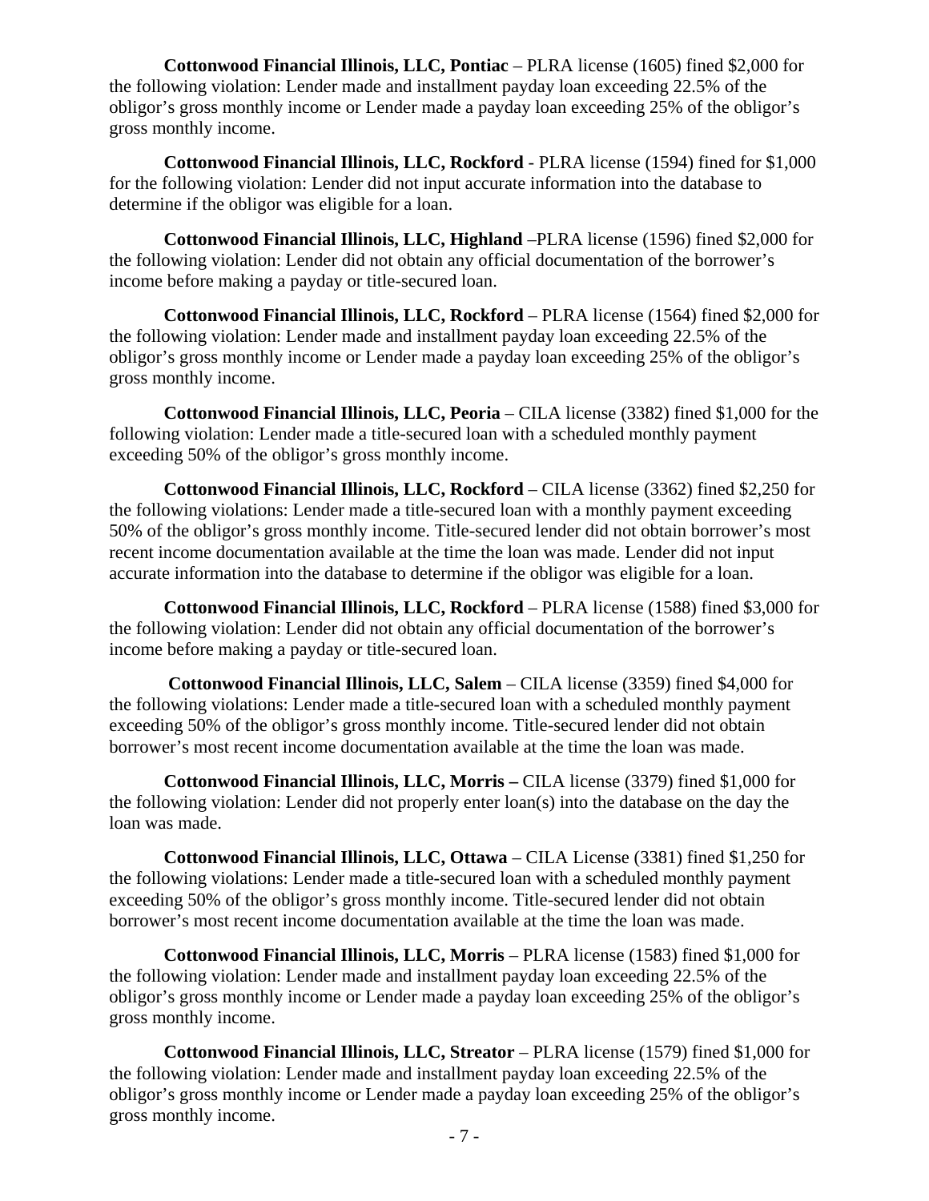**Cottonwood Financial Illinois, LLC, Pontiac** – PLRA license (1605) fined $2,000 for the following violation: Lender made and installment payday loan exceeding 22.5% of the obligor's gross monthly income or Lender made a payday loan exceeding 25% of the obligor's gross monthly income.

**Cottonwood Financial Illinois, LLC, Rockford** - PLRA license (1594) fined for $1,000 for the following violation: Lender did not input accurate information into the database to determine if the obligor was eligible for a loan.

**Cottonwood Financial Illinois, LLC, Highland** –PLRA license (1596) fined $2,000 for the following violation: Lender did not obtain any official documentation of the borrower's income before making a payday or title-secured loan.

**Cottonwood Financial Illinois, LLC, Rockford** – PLRA license (1564) fined $2,000 for the following violation: Lender made and installment payday loan exceeding 22.5% of the obligor's gross monthly income or Lender made a payday loan exceeding 25% of the obligor's gross monthly income.

**Cottonwood Financial Illinois, LLC, Peoria** – CILA license (3382) fined $1,000 for the following violation: Lender made a title-secured loan with a scheduled monthly payment exceeding 50% of the obligor's gross monthly income.

**Cottonwood Financial Illinois, LLC, Rockford** – CILA license (3362) fined $2,250 for the following violations: Lender made a title-secured loan with a monthly payment exceeding 50% of the obligor's gross monthly income. Title-secured lender did not obtain borrower's most recent income documentation available at the time the loan was made. Lender did not input accurate information into the database to determine if the obligor was eligible for a loan.

**Cottonwood Financial Illinois, LLC, Rockford** – PLRA license (1588) fined $3,000 for the following violation: Lender did not obtain any official documentation of the borrower's income before making a payday or title-secured loan.

**Cottonwood Financial Illinois, LLC, Salem** – CILA license (3359) fined $4,000 for the following violations: Lender made a title-secured loan with a scheduled monthly payment exceeding 50% of the obligor's gross monthly income. Title-secured lender did not obtain borrower's most recent income documentation available at the time the loan was made.

**Cottonwood Financial Illinois, LLC, Morris –** CILA license (3379) fined $1,000 for the following violation: Lender did not properly enter loan(s) into the database on the day the loan was made.

**Cottonwood Financial Illinois, LLC, Ottawa** – CILA License (3381) fined $1,250 for the following violations: Lender made a title-secured loan with a scheduled monthly payment exceeding 50% of the obligor's gross monthly income. Title-secured lender did not obtain borrower's most recent income documentation available at the time the loan was made.

**Cottonwood Financial Illinois, LLC, Morris** – PLRA license (1583) fined $1,000 for the following violation: Lender made and installment payday loan exceeding 22.5% of the obligor's gross monthly income or Lender made a payday loan exceeding 25% of the obligor's gross monthly income.

**Cottonwood Financial Illinois, LLC, Streator** – PLRA license (1579) fined $1,000 for the following violation: Lender made and installment payday loan exceeding 22.5% of the obligor's gross monthly income or Lender made a payday loan exceeding 25% of the obligor's gross monthly income.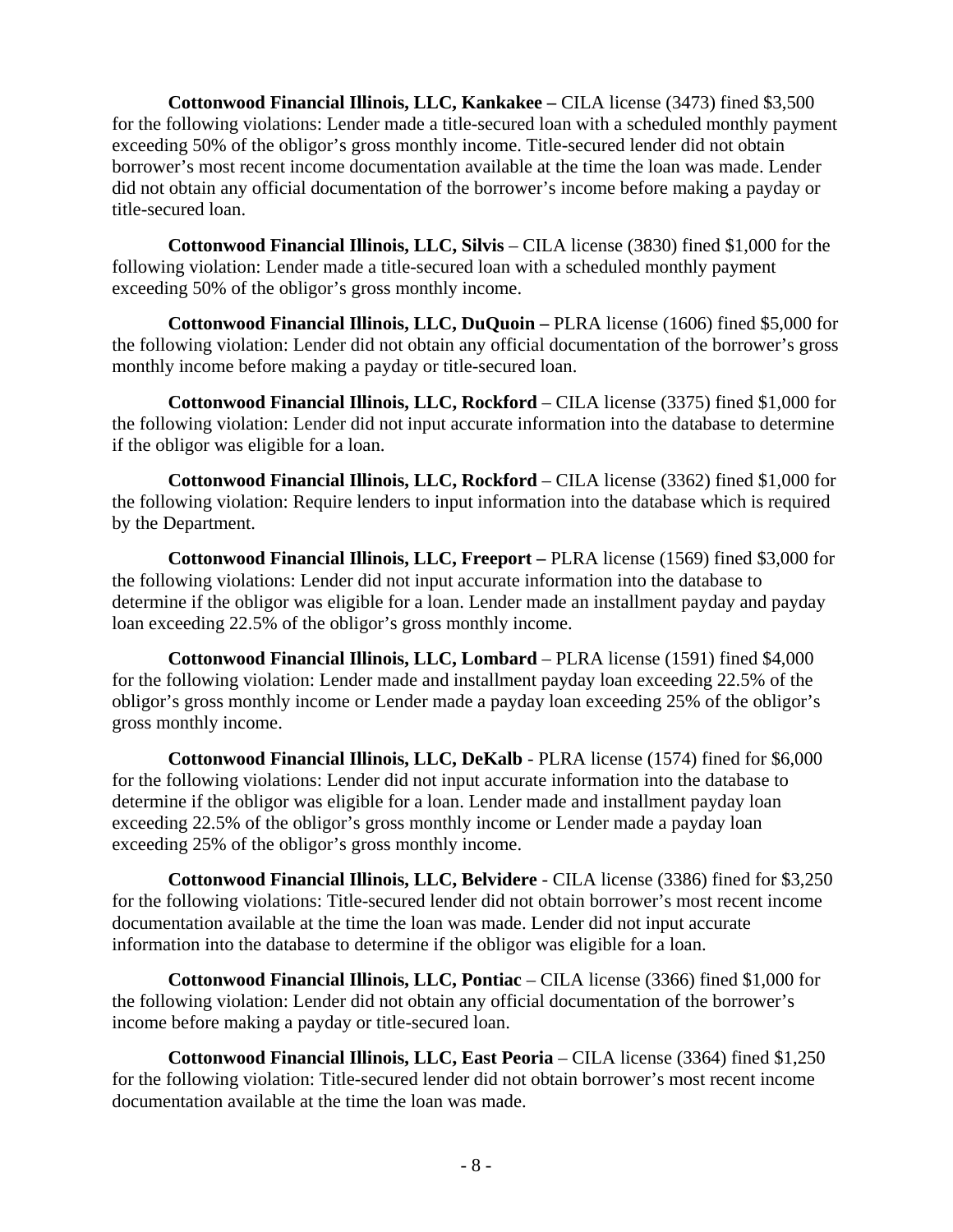**Cottonwood Financial Illinois, LLC, Kankakee –** CILA license (3473) fined $3,500 for the following violations: Lender made a title-secured loan with a scheduled monthly payment exceeding 50% of the obligor's gross monthly income. Title-secured lender did not obtain borrower's most recent income documentation available at the time the loan was made. Lender did not obtain any official documentation of the borrower's income before making a payday or title-secured loan.

**Cottonwood Financial Illinois, LLC, Silvis** – CILA license (3830) fined $1,000 for the following violation: Lender made a title-secured loan with a scheduled monthly payment exceeding 50% of the obligor's gross monthly income.

**Cottonwood Financial Illinois, LLC, DuQuoin –** PLRA license (1606) fined $5,000 for the following violation: Lender did not obtain any official documentation of the borrower's gross monthly income before making a payday or title-secured loan.

**Cottonwood Financial Illinois, LLC, Rockford** – CILA license (3375) fined $1,000 for the following violation: Lender did not input accurate information into the database to determine if the obligor was eligible for a loan.

**Cottonwood Financial Illinois, LLC, Rockford** – CILA license (3362) fined $1,000 for the following violation: Require lenders to input information into the database which is required by the Department.

**Cottonwood Financial Illinois, LLC, Freeport –** PLRA license (1569) fined $3,000 for the following violations: Lender did not input accurate information into the database to determine if the obligor was eligible for a loan. Lender made an installment payday and payday loan exceeding 22.5% of the obligor's gross monthly income.

**Cottonwood Financial Illinois, LLC, Lombard** – PLRA license (1591) fined $4,000 for the following violation: Lender made and installment payday loan exceeding 22.5% of the obligor's gross monthly income or Lender made a payday loan exceeding 25% of the obligor's gross monthly income.

**Cottonwood Financial Illinois, LLC, DeKalb** - PLRA license (1574) fined for $6,000 for the following violations: Lender did not input accurate information into the database to determine if the obligor was eligible for a loan. Lender made and installment payday loan exceeding 22.5% of the obligor's gross monthly income or Lender made a payday loan exceeding 25% of the obligor's gross monthly income.

**Cottonwood Financial Illinois, LLC, Belvidere** - CILA license (3386) fined for $3,250 for the following violations: Title-secured lender did not obtain borrower's most recent income documentation available at the time the loan was made. Lender did not input accurate information into the database to determine if the obligor was eligible for a loan.

**Cottonwood Financial Illinois, LLC, Pontiac** – CILA license (3366) fined $1,000 for the following violation: Lender did not obtain any official documentation of the borrower's income before making a payday or title-secured loan.

**Cottonwood Financial Illinois, LLC, East Peoria** – CILA license (3364) fined $1,250 for the following violation: Title-secured lender did not obtain borrower's most recent income documentation available at the time the loan was made.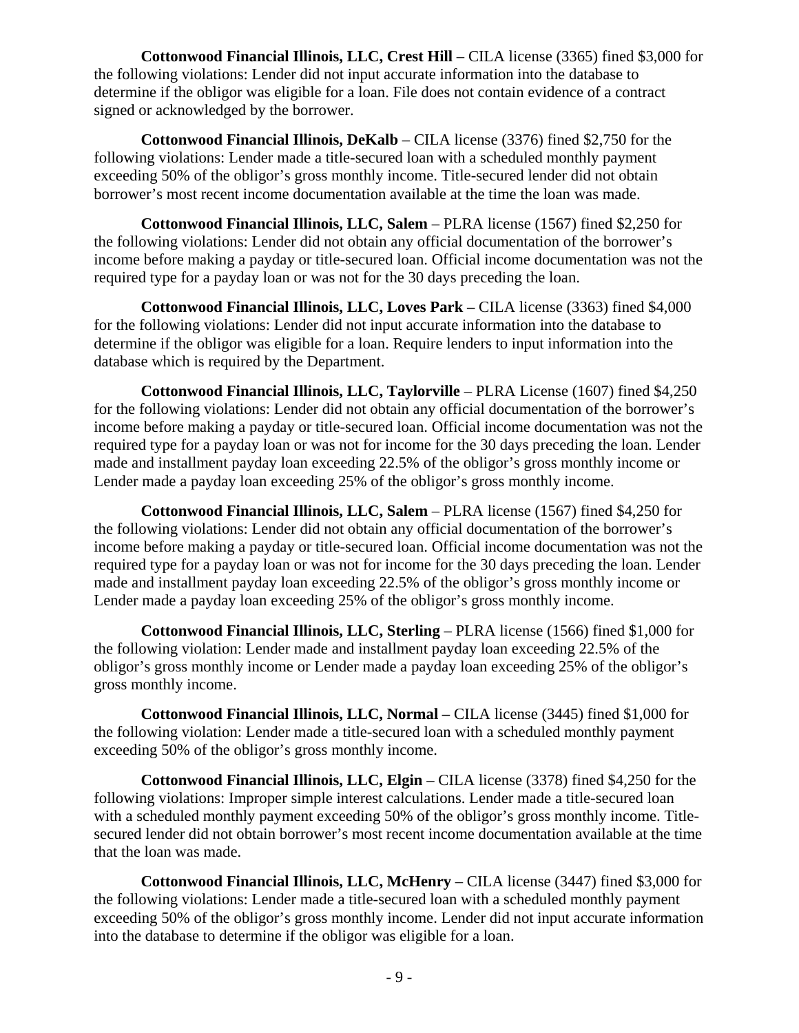**Cottonwood Financial Illinois, LLC, Crest Hill** – CILA license (3365) fined $3,000 for the following violations: Lender did not input accurate information into the database to determine if the obligor was eligible for a loan. File does not contain evidence of a contract signed or acknowledged by the borrower.

**Cottonwood Financial Illinois, DeKalb** – CILA license (3376) fined $2,750 for the following violations: Lender made a title-secured loan with a scheduled monthly payment exceeding 50% of the obligor's gross monthly income. Title-secured lender did not obtain borrower's most recent income documentation available at the time the loan was made.

**Cottonwood Financial Illinois, LLC, Salem** – PLRA license (1567) fined $2,250 for the following violations: Lender did not obtain any official documentation of the borrower's income before making a payday or title-secured loan. Official income documentation was not the required type for a payday loan or was not for the 30 days preceding the loan.

**Cottonwood Financial Illinois, LLC, Loves Park –** CILA license (3363) fined $4,000 for the following violations: Lender did not input accurate information into the database to determine if the obligor was eligible for a loan. Require lenders to input information into the database which is required by the Department.

**Cottonwood Financial Illinois, LLC, Taylorville** – PLRA License (1607) fined $4,250 for the following violations: Lender did not obtain any official documentation of the borrower's income before making a payday or title-secured loan. Official income documentation was not the required type for a payday loan or was not for income for the 30 days preceding the loan. Lender made and installment payday loan exceeding 22.5% of the obligor's gross monthly income or Lender made a payday loan exceeding 25% of the obligor's gross monthly income.

**Cottonwood Financial Illinois, LLC, Salem** – PLRA license (1567) fined $4,250 for the following violations: Lender did not obtain any official documentation of the borrower's income before making a payday or title-secured loan. Official income documentation was not the required type for a payday loan or was not for income for the 30 days preceding the loan. Lender made and installment payday loan exceeding 22.5% of the obligor's gross monthly income or Lender made a payday loan exceeding 25% of the obligor's gross monthly income.

**Cottonwood Financial Illinois, LLC, Sterling** – PLRA license (1566) fined $1,000 for the following violation: Lender made and installment payday loan exceeding 22.5% of the obligor's gross monthly income or Lender made a payday loan exceeding 25% of the obligor's gross monthly income.

**Cottonwood Financial Illinois, LLC, Normal –** CILA license (3445) fined $1,000 for the following violation: Lender made a title-secured loan with a scheduled monthly payment exceeding 50% of the obligor's gross monthly income.

**Cottonwood Financial Illinois, LLC, Elgin** – CILA license (3378) fined $4,250 for the following violations: Improper simple interest calculations. Lender made a title-secured loan with a scheduled monthly payment exceeding 50% of the obligor's gross monthly income. Title-secured lender did not obtain borrower's most recent income documentation available at the time that the loan was made.

**Cottonwood Financial Illinois, LLC, McHenry** – CILA license (3447) fined $3,000 for the following violations: Lender made a title-secured loan with a scheduled monthly payment exceeding 50% of the obligor's gross monthly income. Lender did not input accurate information into the database to determine if the obligor was eligible for a loan.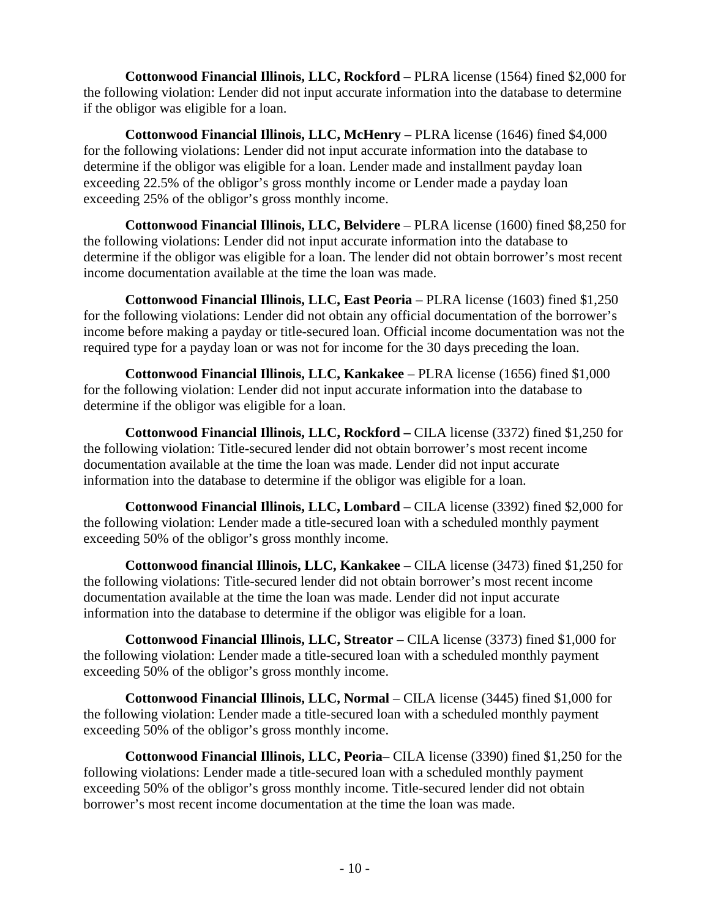**Cottonwood Financial Illinois, LLC, Rockford** – PLRA license (1564) fined $2,000 for the following violation: Lender did not input accurate information into the database to determine if the obligor was eligible for a loan.

**Cottonwood Financial Illinois, LLC, McHenry** – PLRA license (1646) fined $4,000 for the following violations: Lender did not input accurate information into the database to determine if the obligor was eligible for a loan. Lender made and installment payday loan exceeding 22.5% of the obligor's gross monthly income or Lender made a payday loan exceeding 25% of the obligor's gross monthly income.

**Cottonwood Financial Illinois, LLC, Belvidere** – PLRA license (1600) fined $8,250 for the following violations: Lender did not input accurate information into the database to determine if the obligor was eligible for a loan. The lender did not obtain borrower's most recent income documentation available at the time the loan was made.

**Cottonwood Financial Illinois, LLC, East Peoria** – PLRA license (1603) fined $1,250 for the following violations: Lender did not obtain any official documentation of the borrower's income before making a payday or title-secured loan. Official income documentation was not the required type for a payday loan or was not for income for the 30 days preceding the loan.

**Cottonwood Financial Illinois, LLC, Kankakee** – PLRA license (1656) fined $1,000 for the following violation: Lender did not input accurate information into the database to determine if the obligor was eligible for a loan.

**Cottonwood Financial Illinois, LLC, Rockford –** CILA license (3372) fined $1,250 for the following violation: Title-secured lender did not obtain borrower's most recent income documentation available at the time the loan was made. Lender did not input accurate information into the database to determine if the obligor was eligible for a loan.

**Cottonwood Financial Illinois, LLC, Lombard** – CILA license (3392) fined $2,000 for the following violation: Lender made a title-secured loan with a scheduled monthly payment exceeding 50% of the obligor's gross monthly income.

**Cottonwood financial Illinois, LLC, Kankakee** – CILA license (3473) fined $1,250 for the following violations: Title-secured lender did not obtain borrower's most recent income documentation available at the time the loan was made. Lender did not input accurate information into the database to determine if the obligor was eligible for a loan.

**Cottonwood Financial Illinois, LLC, Streator** – CILA license (3373) fined $1,000 for the following violation: Lender made a title-secured loan with a scheduled monthly payment exceeding 50% of the obligor's gross monthly income.

**Cottonwood Financial Illinois, LLC, Normal** – CILA license (3445) fined $1,000 for the following violation: Lender made a title-secured loan with a scheduled monthly payment exceeding 50% of the obligor's gross monthly income.

**Cottonwood Financial Illinois, LLC, Peoria**– CILA license (3390) fined $1,250 for the following violations: Lender made a title-secured loan with a scheduled monthly payment exceeding 50% of the obligor's gross monthly income. Title-secured lender did not obtain borrower's most recent income documentation at the time the loan was made.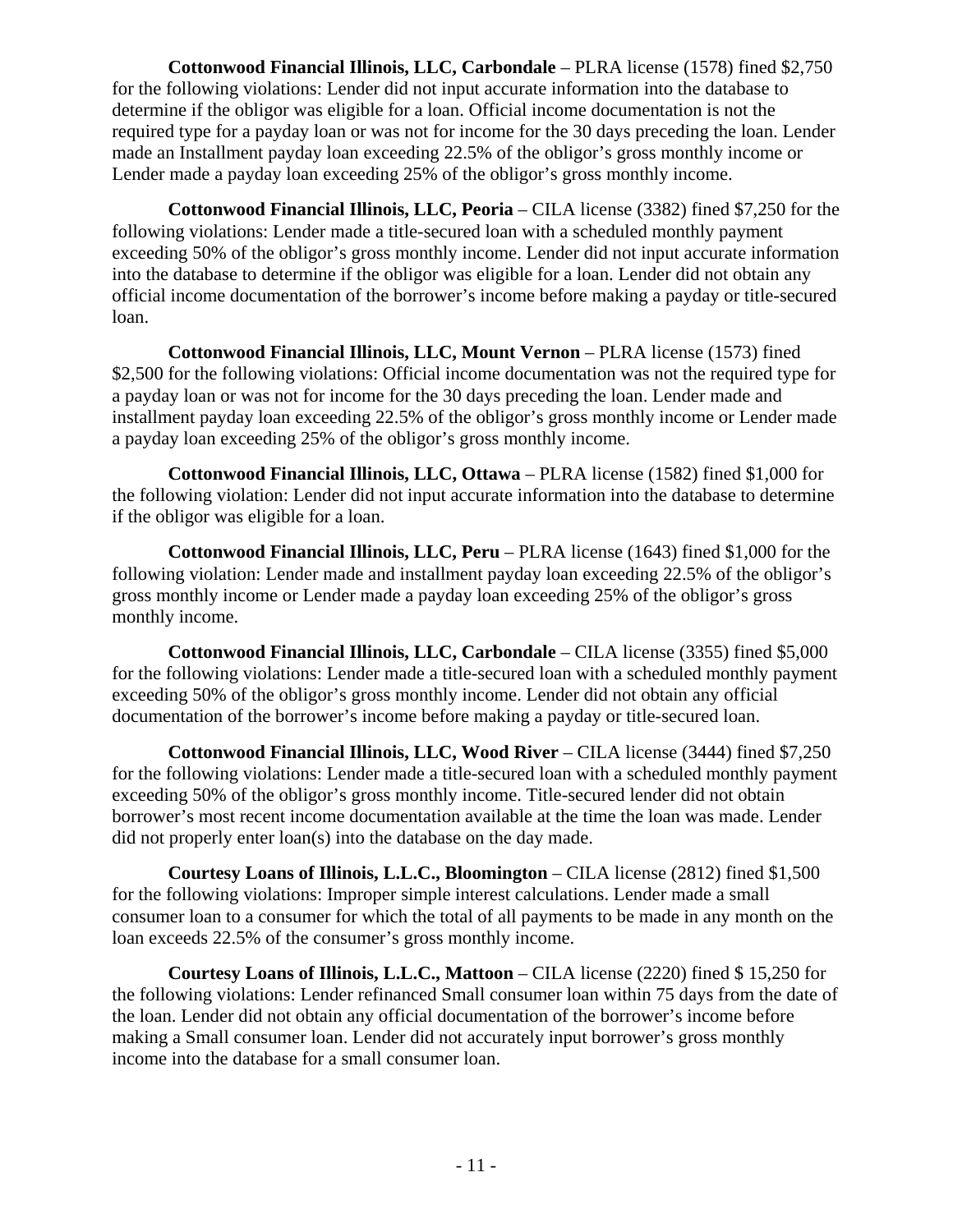**Cottonwood Financial Illinois, LLC, Carbondale** – PLRA license (1578) fined $2,750 for the following violations: Lender did not input accurate information into the database to determine if the obligor was eligible for a loan. Official income documentation is not the required type for a payday loan or was not for income for the 30 days preceding the loan. Lender made an Installment payday loan exceeding 22.5% of the obligor's gross monthly income or Lender made a payday loan exceeding 25% of the obligor's gross monthly income.

**Cottonwood Financial Illinois, LLC, Peoria** – CILA license (3382) fined $7,250 for the following violations: Lender made a title-secured loan with a scheduled monthly payment exceeding 50% of the obligor's gross monthly income. Lender did not input accurate information into the database to determine if the obligor was eligible for a loan. Lender did not obtain any official income documentation of the borrower's income before making a payday or title-secured loan.

**Cottonwood Financial Illinois, LLC, Mount Vernon** – PLRA license (1573) fined $2,500 for the following violations: Official income documentation was not the required type for a payday loan or was not for income for the 30 days preceding the loan. Lender made and installment payday loan exceeding 22.5% of the obligor's gross monthly income or Lender made a payday loan exceeding 25% of the obligor's gross monthly income.

**Cottonwood Financial Illinois, LLC, Ottawa** – PLRA license (1582) fined $1,000 for the following violation: Lender did not input accurate information into the database to determine if the obligor was eligible for a loan.

**Cottonwood Financial Illinois, LLC, Peru** – PLRA license (1643) fined $1,000 for the following violation: Lender made and installment payday loan exceeding 22.5% of the obligor's gross monthly income or Lender made a payday loan exceeding 25% of the obligor's gross monthly income.

**Cottonwood Financial Illinois, LLC, Carbondale** – CILA license (3355) fined $5,000 for the following violations: Lender made a title-secured loan with a scheduled monthly payment exceeding 50% of the obligor's gross monthly income. Lender did not obtain any official documentation of the borrower's income before making a payday or title-secured loan.

**Cottonwood Financial Illinois, LLC, Wood River** – CILA license (3444) fined $7,250 for the following violations: Lender made a title-secured loan with a scheduled monthly payment exceeding 50% of the obligor's gross monthly income. Title-secured lender did not obtain borrower's most recent income documentation available at the time the loan was made. Lender did not properly enter loan(s) into the database on the day made.

**Courtesy Loans of Illinois, L.L.C., Bloomington** – CILA license (2812) fined $1,500 for the following violations: Improper simple interest calculations. Lender made a small consumer loan to a consumer for which the total of all payments to be made in any month on the loan exceeds 22.5% of the consumer's gross monthly income.

**Courtesy Loans of Illinois, L.L.C., Mattoon** – CILA license (2220) fined $ 15,250 for the following violations: Lender refinanced Small consumer loan within 75 days from the date of the loan. Lender did not obtain any official documentation of the borrower's income before making a Small consumer loan. Lender did not accurately input borrower's gross monthly income into the database for a small consumer loan.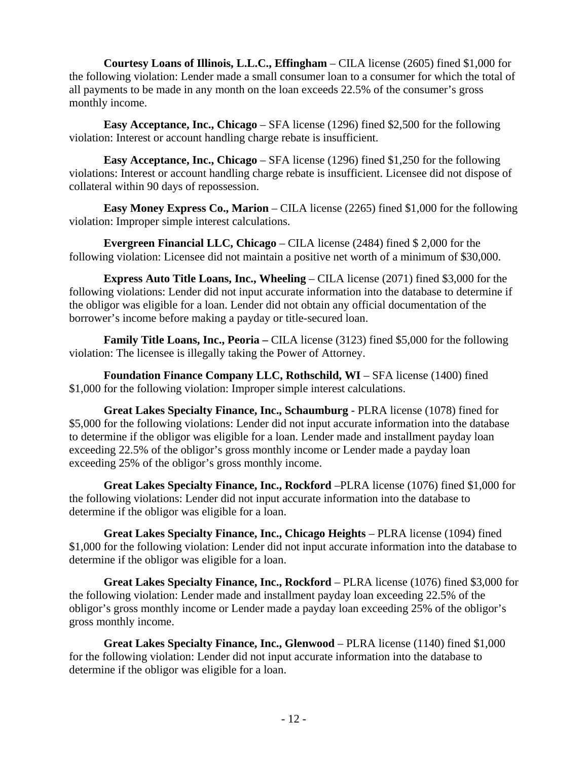**Courtesy Loans of Illinois, L.L.C., Effingham** – CILA license (2605) fined $1,000 for the following violation: Lender made a small consumer loan to a consumer for which the total of all payments to be made in any month on the loan exceeds 22.5% of the consumer's gross monthly income.

**Easy Acceptance, Inc., Chicago** – SFA license (1296) fined $2,500 for the following violation: Interest or account handling charge rebate is insufficient.

**Easy Acceptance, Inc., Chicago** – SFA license (1296) fined $1,250 for the following violations: Interest or account handling charge rebate is insufficient. Licensee did not dispose of collateral within 90 days of repossession.

**Easy Money Express Co., Marion** – CILA license (2265) fined $1,000 for the following violation: Improper simple interest calculations.

**Evergreen Financial LLC, Chicago** – CILA license (2484) fined $ 2,000 for the following violation: Licensee did not maintain a positive net worth of a minimum of $30,000.

**Express Auto Title Loans, Inc., Wheeling** – CILA license (2071) fined $3,000 for the following violations: Lender did not input accurate information into the database to determine if the obligor was eligible for a loan. Lender did not obtain any official documentation of the borrower's income before making a payday or title-secured loan.

**Family Title Loans, Inc., Peoria –** CILA license (3123) fined $5,000 for the following violation: The licensee is illegally taking the Power of Attorney.

**Foundation Finance Company LLC, Rothschild, WI** – SFA license (1400) fined $1,000 for the following violation: Improper simple interest calculations.

**Great Lakes Specialty Finance, Inc., Schaumburg** - PLRA license (1078) fined for $5,000 for the following violations: Lender did not input accurate information into the database to determine if the obligor was eligible for a loan. Lender made and installment payday loan exceeding 22.5% of the obligor's gross monthly income or Lender made a payday loan exceeding 25% of the obligor's gross monthly income.

**Great Lakes Specialty Finance, Inc., Rockford** –PLRA license (1076) fined $1,000 for the following violations: Lender did not input accurate information into the database to determine if the obligor was eligible for a loan.

**Great Lakes Specialty Finance, Inc., Chicago Heights** – PLRA license (1094) fined $1,000 for the following violation: Lender did not input accurate information into the database to determine if the obligor was eligible for a loan.

**Great Lakes Specialty Finance, Inc., Rockford** – PLRA license (1076) fined $3,000 for the following violation: Lender made and installment payday loan exceeding 22.5% of the obligor's gross monthly income or Lender made a payday loan exceeding 25% of the obligor's gross monthly income.

**Great Lakes Specialty Finance, Inc., Glenwood** – PLRA license (1140) fined $1,000 for the following violation: Lender did not input accurate information into the database to determine if the obligor was eligible for a loan.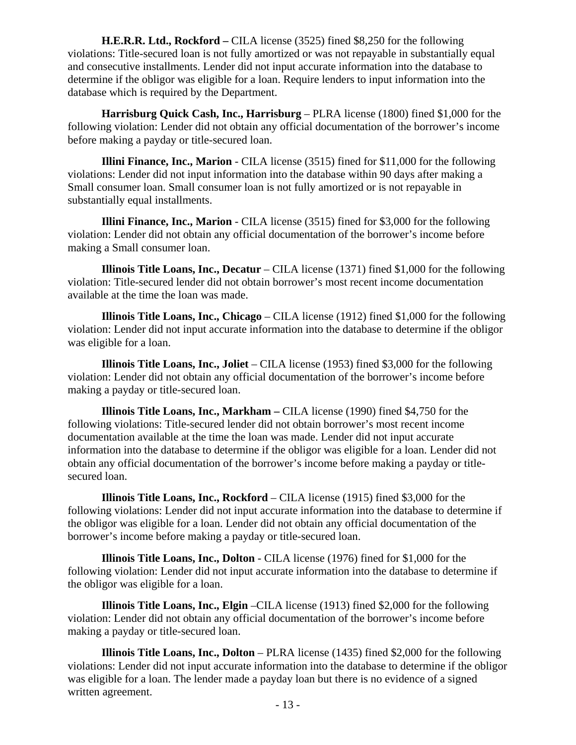**H.E.R.R. Ltd., Rockford –** CILA license (3525) fined $8,250 for the following violations: Title-secured loan is not fully amortized or was not repayable in substantially equal and consecutive installments. Lender did not input accurate information into the database to determine if the obligor was eligible for a loan. Require lenders to input information into the database which is required by the Department.

**Harrisburg Quick Cash, Inc., Harrisburg** – PLRA license (1800) fined $1,000 for the following violation: Lender did not obtain any official documentation of the borrower's income before making a payday or title-secured loan.

**Illini Finance, Inc., Marion** - CILA license (3515) fined for $11,000 for the following violations: Lender did not input information into the database within 90 days after making a Small consumer loan. Small consumer loan is not fully amortized or is not repayable in substantially equal installments.

**Illini Finance, Inc., Marion** - CILA license (3515) fined for $3,000 for the following violation: Lender did not obtain any official documentation of the borrower's income before making a Small consumer loan.

**Illinois Title Loans, Inc., Decatur** – CILA license (1371) fined $1,000 for the following violation: Title-secured lender did not obtain borrower's most recent income documentation available at the time the loan was made.

**Illinois Title Loans, Inc., Chicago** – CILA license (1912) fined $1,000 for the following violation: Lender did not input accurate information into the database to determine if the obligor was eligible for a loan.

**Illinois Title Loans, Inc., Joliet** – CILA license (1953) fined $3,000 for the following violation: Lender did not obtain any official documentation of the borrower's income before making a payday or title-secured loan.

**Illinois Title Loans, Inc., Markham –** CILA license (1990) fined $4,750 for the following violations: Title-secured lender did not obtain borrower's most recent income documentation available at the time the loan was made. Lender did not input accurate information into the database to determine if the obligor was eligible for a loan. Lender did not obtain any official documentation of the borrower's income before making a payday or title-secured loan.

**Illinois Title Loans, Inc., Rockford** – CILA license (1915) fined $3,000 for the following violations: Lender did not input accurate information into the database to determine if the obligor was eligible for a loan. Lender did not obtain any official documentation of the borrower's income before making a payday or title-secured loan.

**Illinois Title Loans, Inc., Dolton** - CILA license (1976) fined for $1,000 for the following violation: Lender did not input accurate information into the database to determine if the obligor was eligible for a loan.

**Illinois Title Loans, Inc., Elgin** –CILA license (1913) fined $2,000 for the following violation: Lender did not obtain any official documentation of the borrower's income before making a payday or title-secured loan.

**Illinois Title Loans, Inc., Dolton** – PLRA license (1435) fined $2,000 for the following violations: Lender did not input accurate information into the database to determine if the obligor was eligible for a loan. The lender made a payday loan but there is no evidence of a signed written agreement.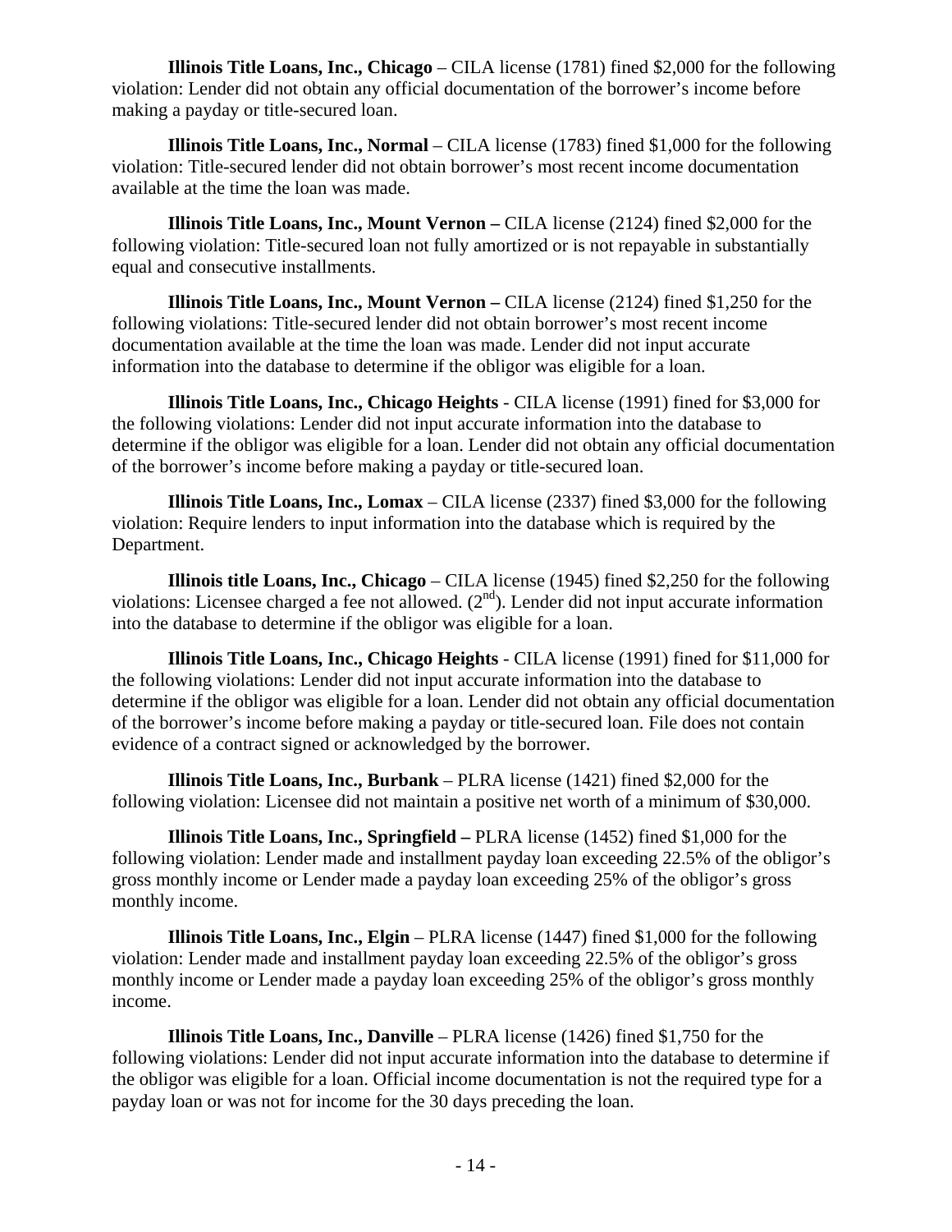**Illinois Title Loans, Inc., Chicago** – CILA license (1781) fined $2,000 for the following violation: Lender did not obtain any official documentation of the borrower's income before making a payday or title-secured loan.

**Illinois Title Loans, Inc., Normal** – CILA license (1783) fined $1,000 for the following violation: Title-secured lender did not obtain borrower's most recent income documentation available at the time the loan was made.

**Illinois Title Loans, Inc., Mount Vernon –** CILA license (2124) fined $2,000 for the following violation: Title-secured loan not fully amortized or is not repayable in substantially equal and consecutive installments.

**Illinois Title Loans, Inc., Mount Vernon –** CILA license (2124) fined $1,250 for the following violations: Title-secured lender did not obtain borrower's most recent income documentation available at the time the loan was made. Lender did not input accurate information into the database to determine if the obligor was eligible for a loan.

**Illinois Title Loans, Inc., Chicago Heights** - CILA license (1991) fined for $3,000 for the following violations: Lender did not input accurate information into the database to determine if the obligor was eligible for a loan. Lender did not obtain any official documentation of the borrower's income before making a payday or title-secured loan.

**Illinois Title Loans, Inc., Lomax** – CILA license (2337) fined $3,000 for the following violation: Require lenders to input information into the database which is required by the Department.

**Illinois title Loans, Inc., Chicago** – CILA license (1945) fined $2,250 for the following violations: Licensee charged a fee not allowed. (2nd). Lender did not input accurate information into the database to determine if the obligor was eligible for a loan.

**Illinois Title Loans, Inc., Chicago Heights** - CILA license (1991) fined for $11,000 for the following violations: Lender did not input accurate information into the database to determine if the obligor was eligible for a loan. Lender did not obtain any official documentation of the borrower's income before making a payday or title-secured loan. File does not contain evidence of a contract signed or acknowledged by the borrower.

**Illinois Title Loans, Inc., Burbank** – PLRA license (1421) fined $2,000 for the following violation: Licensee did not maintain a positive net worth of a minimum of $30,000.

**Illinois Title Loans, Inc., Springfield –** PLRA license (1452) fined $1,000 for the following violation: Lender made and installment payday loan exceeding 22.5% of the obligor's gross monthly income or Lender made a payday loan exceeding 25% of the obligor's gross monthly income.

**Illinois Title Loans, Inc., Elgin** – PLRA license (1447) fined $1,000 for the following violation: Lender made and installment payday loan exceeding 22.5% of the obligor's gross monthly income or Lender made a payday loan exceeding 25% of the obligor's gross monthly income.

**Illinois Title Loans, Inc., Danville** – PLRA license (1426) fined $1,750 for the following violations: Lender did not input accurate information into the database to determine if the obligor was eligible for a loan. Official income documentation is not the required type for a payday loan or was not for income for the 30 days preceding the loan.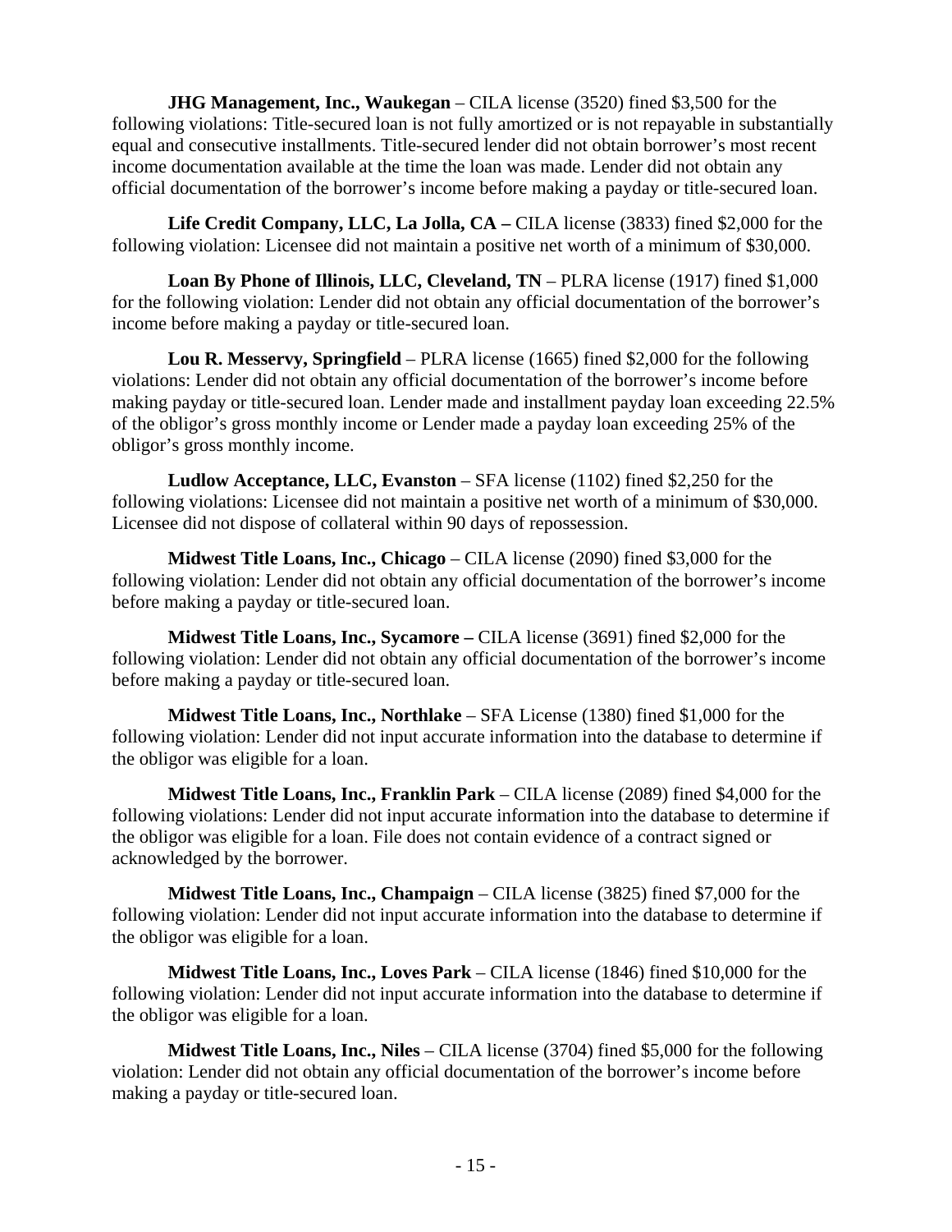**JHG Management, Inc., Waukegan** – CILA license (3520) fined $3,500 for the following violations: Title-secured loan is not fully amortized or is not repayable in substantially equal and consecutive installments. Title-secured lender did not obtain borrower's most recent income documentation available at the time the loan was made. Lender did not obtain any official documentation of the borrower's income before making a payday or title-secured loan.

**Life Credit Company, LLC, La Jolla, CA –** CILA license (3833) fined $2,000 for the following violation: Licensee did not maintain a positive net worth of a minimum of $30,000.

**Loan By Phone of Illinois, LLC, Cleveland, TN** – PLRA license (1917) fined $1,000 for the following violation: Lender did not obtain any official documentation of the borrower's income before making a payday or title-secured loan.

**Lou R. Messervy, Springfield** – PLRA license (1665) fined $2,000 for the following violations: Lender did not obtain any official documentation of the borrower's income before making payday or title-secured loan. Lender made and installment payday loan exceeding 22.5% of the obligor's gross monthly income or Lender made a payday loan exceeding 25% of the obligor's gross monthly income.

**Ludlow Acceptance, LLC, Evanston** – SFA license (1102) fined $2,250 for the following violations: Licensee did not maintain a positive net worth of a minimum of $30,000. Licensee did not dispose of collateral within 90 days of repossession.

**Midwest Title Loans, Inc., Chicago** – CILA license (2090) fined $3,000 for the following violation: Lender did not obtain any official documentation of the borrower's income before making a payday or title-secured loan.

**Midwest Title Loans, Inc., Sycamore –** CILA license (3691) fined $2,000 for the following violation: Lender did not obtain any official documentation of the borrower's income before making a payday or title-secured loan.

**Midwest Title Loans, Inc., Northlake** – SFA License (1380) fined $1,000 for the following violation: Lender did not input accurate information into the database to determine if the obligor was eligible for a loan.

**Midwest Title Loans, Inc., Franklin Park** – CILA license (2089) fined $4,000 for the following violations: Lender did not input accurate information into the database to determine if the obligor was eligible for a loan. File does not contain evidence of a contract signed or acknowledged by the borrower.

**Midwest Title Loans, Inc., Champaign** – CILA license (3825) fined $7,000 for the following violation: Lender did not input accurate information into the database to determine if the obligor was eligible for a loan.

**Midwest Title Loans, Inc., Loves Park** – CILA license (1846) fined $10,000 for the following violation: Lender did not input accurate information into the database to determine if the obligor was eligible for a loan.

**Midwest Title Loans, Inc., Niles** – CILA license (3704) fined $5,000 for the following violation: Lender did not obtain any official documentation of the borrower's income before making a payday or title-secured loan.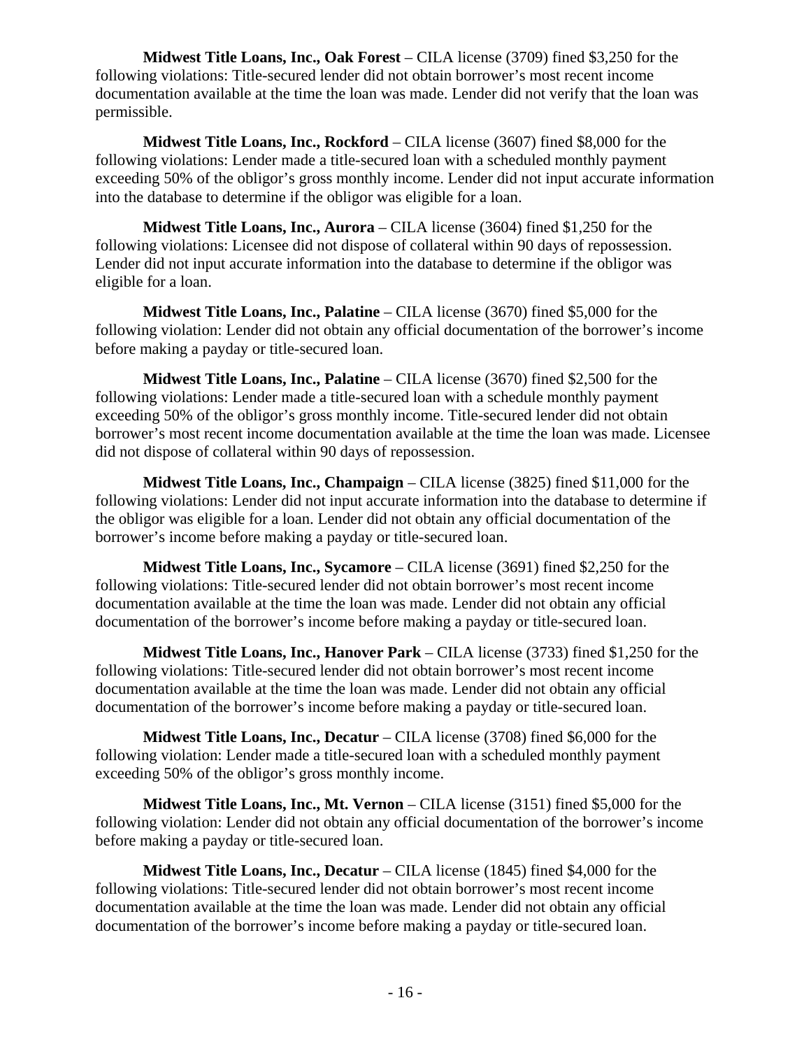**Midwest Title Loans, Inc., Oak Forest** – CILA license (3709) fined $3,250 for the following violations: Title-secured lender did not obtain borrower's most recent income documentation available at the time the loan was made. Lender did not verify that the loan was permissible.

**Midwest Title Loans, Inc., Rockford** – CILA license (3607) fined $8,000 for the following violations: Lender made a title-secured loan with a scheduled monthly payment exceeding 50% of the obligor's gross monthly income. Lender did not input accurate information into the database to determine if the obligor was eligible for a loan.

**Midwest Title Loans, Inc., Aurora** – CILA license (3604) fined $1,250 for the following violations: Licensee did not dispose of collateral within 90 days of repossession. Lender did not input accurate information into the database to determine if the obligor was eligible for a loan.

**Midwest Title Loans, Inc., Palatine** – CILA license (3670) fined $5,000 for the following violation: Lender did not obtain any official documentation of the borrower's income before making a payday or title-secured loan.

**Midwest Title Loans, Inc., Palatine** – CILA license (3670) fined $2,500 for the following violations: Lender made a title-secured loan with a schedule monthly payment exceeding 50% of the obligor's gross monthly income. Title-secured lender did not obtain borrower's most recent income documentation available at the time the loan was made. Licensee did not dispose of collateral within 90 days of repossession.

**Midwest Title Loans, Inc., Champaign** – CILA license (3825) fined $11,000 for the following violations: Lender did not input accurate information into the database to determine if the obligor was eligible for a loan. Lender did not obtain any official documentation of the borrower's income before making a payday or title-secured loan.

**Midwest Title Loans, Inc., Sycamore** – CILA license (3691) fined $2,250 for the following violations: Title-secured lender did not obtain borrower's most recent income documentation available at the time the loan was made. Lender did not obtain any official documentation of the borrower's income before making a payday or title-secured loan.

**Midwest Title Loans, Inc., Hanover Park** – CILA license (3733) fined $1,250 for the following violations: Title-secured lender did not obtain borrower's most recent income documentation available at the time the loan was made. Lender did not obtain any official documentation of the borrower's income before making a payday or title-secured loan.

**Midwest Title Loans, Inc., Decatur** – CILA license (3708) fined $6,000 for the following violation: Lender made a title-secured loan with a scheduled monthly payment exceeding 50% of the obligor's gross monthly income.

**Midwest Title Loans, Inc., Mt. Vernon** – CILA license (3151) fined $5,000 for the following violation: Lender did not obtain any official documentation of the borrower's income before making a payday or title-secured loan.

**Midwest Title Loans, Inc., Decatur** – CILA license (1845) fined $4,000 for the following violations: Title-secured lender did not obtain borrower's most recent income documentation available at the time the loan was made. Lender did not obtain any official documentation of the borrower's income before making a payday or title-secured loan.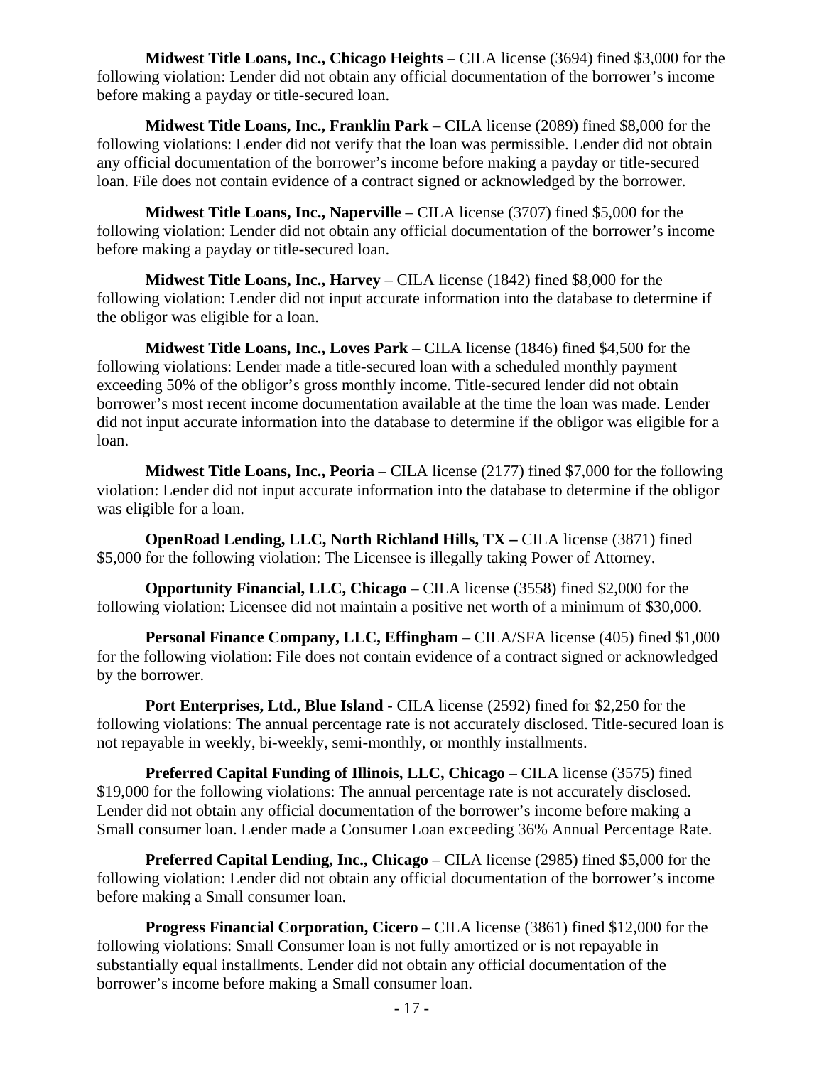**Midwest Title Loans, Inc., Chicago Heights** – CILA license (3694) fined $3,000 for the following violation: Lender did not obtain any official documentation of the borrower's income before making a payday or title-secured loan.

**Midwest Title Loans, Inc., Franklin Park** – CILA license (2089) fined $8,000 for the following violations: Lender did not verify that the loan was permissible. Lender did not obtain any official documentation of the borrower's income before making a payday or title-secured loan. File does not contain evidence of a contract signed or acknowledged by the borrower.

**Midwest Title Loans, Inc., Naperville** – CILA license (3707) fined $5,000 for the following violation: Lender did not obtain any official documentation of the borrower's income before making a payday or title-secured loan.

**Midwest Title Loans, Inc., Harvey** – CILA license (1842) fined $8,000 for the following violation: Lender did not input accurate information into the database to determine if the obligor was eligible for a loan.

**Midwest Title Loans, Inc., Loves Park** – CILA license (1846) fined $4,500 for the following violations: Lender made a title-secured loan with a scheduled monthly payment exceeding 50% of the obligor's gross monthly income. Title-secured lender did not obtain borrower's most recent income documentation available at the time the loan was made. Lender did not input accurate information into the database to determine if the obligor was eligible for a loan.

**Midwest Title Loans, Inc., Peoria** – CILA license (2177) fined $7,000 for the following violation: Lender did not input accurate information into the database to determine if the obligor was eligible for a loan.

**OpenRoad Lending, LLC, North Richland Hills, TX –** CILA license (3871) fined $5,000 for the following violation: The Licensee is illegally taking Power of Attorney.

**Opportunity Financial, LLC, Chicago** – CILA license (3558) fined $2,000 for the following violation: Licensee did not maintain a positive net worth of a minimum of $30,000.

**Personal Finance Company, LLC, Effingham** – CILA/SFA license (405) fined $1,000 for the following violation: File does not contain evidence of a contract signed or acknowledged by the borrower.

**Port Enterprises, Ltd., Blue Island** - CILA license (2592) fined for $2,250 for the following violations: The annual percentage rate is not accurately disclosed. Title-secured loan is not repayable in weekly, bi-weekly, semi-monthly, or monthly installments.

**Preferred Capital Funding of Illinois, LLC, Chicago** – CILA license (3575) fined $19,000 for the following violations: The annual percentage rate is not accurately disclosed. Lender did not obtain any official documentation of the borrower's income before making a Small consumer loan. Lender made a Consumer Loan exceeding 36% Annual Percentage Rate.

**Preferred Capital Lending, Inc., Chicago** – CILA license (2985) fined $5,000 for the following violation: Lender did not obtain any official documentation of the borrower's income before making a Small consumer loan.

**Progress Financial Corporation, Cicero** – CILA license (3861) fined $12,000 for the following violations: Small Consumer loan is not fully amortized or is not repayable in substantially equal installments. Lender did not obtain any official documentation of the borrower's income before making a Small consumer loan.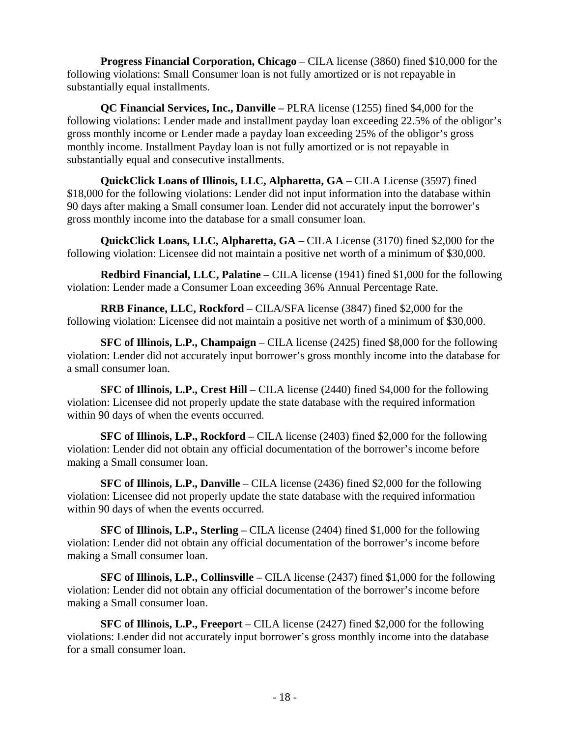**Progress Financial Corporation, Chicago** – CILA license (3860) fined $10,000 for the following violations: Small Consumer loan is not fully amortized or is not repayable in substantially equal installments.

**QC Financial Services, Inc., Danville –** PLRA license (1255) fined $4,000 for the following violations: Lender made and installment payday loan exceeding 22.5% of the obligor's gross monthly income or Lender made a payday loan exceeding 25% of the obligor's gross monthly income. Installment Payday loan is not fully amortized or is not repayable in substantially equal and consecutive installments.

**QuickClick Loans of Illinois, LLC, Alpharetta, GA** – CILA License (3597) fined $18,000 for the following violations: Lender did not input information into the database within 90 days after making a Small consumer loan. Lender did not accurately input the borrower's gross monthly income into the database for a small consumer loan.

**QuickClick Loans, LLC, Alpharetta, GA** – CILA License (3170) fined $2,000 for the following violation: Licensee did not maintain a positive net worth of a minimum of $30,000.

**Redbird Financial, LLC, Palatine** – CILA license (1941) fined $1,000 for the following violation: Lender made a Consumer Loan exceeding 36% Annual Percentage Rate.

**RRB Finance, LLC, Rockford** – CILA/SFA license (3847) fined $2,000 for the following violation: Licensee did not maintain a positive net worth of a minimum of $30,000.

**SFC of Illinois, L.P., Champaign** – CILA license (2425) fined $8,000 for the following violation: Lender did not accurately input borrower's gross monthly income into the database for a small consumer loan.

**SFC of Illinois, L.P., Crest Hill** – CILA license (2440) fined $4,000 for the following violation: Licensee did not properly update the state database with the required information within 90 days of when the events occurred.

**SFC of Illinois, L.P., Rockford –** CILA license (2403) fined $2,000 for the following violation: Lender did not obtain any official documentation of the borrower's income before making a Small consumer loan.

**SFC of Illinois, L.P., Danville** – CILA license (2436) fined $2,000 for the following violation: Licensee did not properly update the state database with the required information within 90 days of when the events occurred.

**SFC of Illinois, L.P., Sterling –** CILA license (2404) fined $1,000 for the following violation: Lender did not obtain any official documentation of the borrower's income before making a Small consumer loan.

**SFC of Illinois, L.P., Collinsville –** CILA license (2437) fined $1,000 for the following violation: Lender did not obtain any official documentation of the borrower's income before making a Small consumer loan.

**SFC of Illinois, L.P., Freeport** – CILA license (2427) fined $2,000 for the following violations: Lender did not accurately input borrower's gross monthly income into the database for a small consumer loan.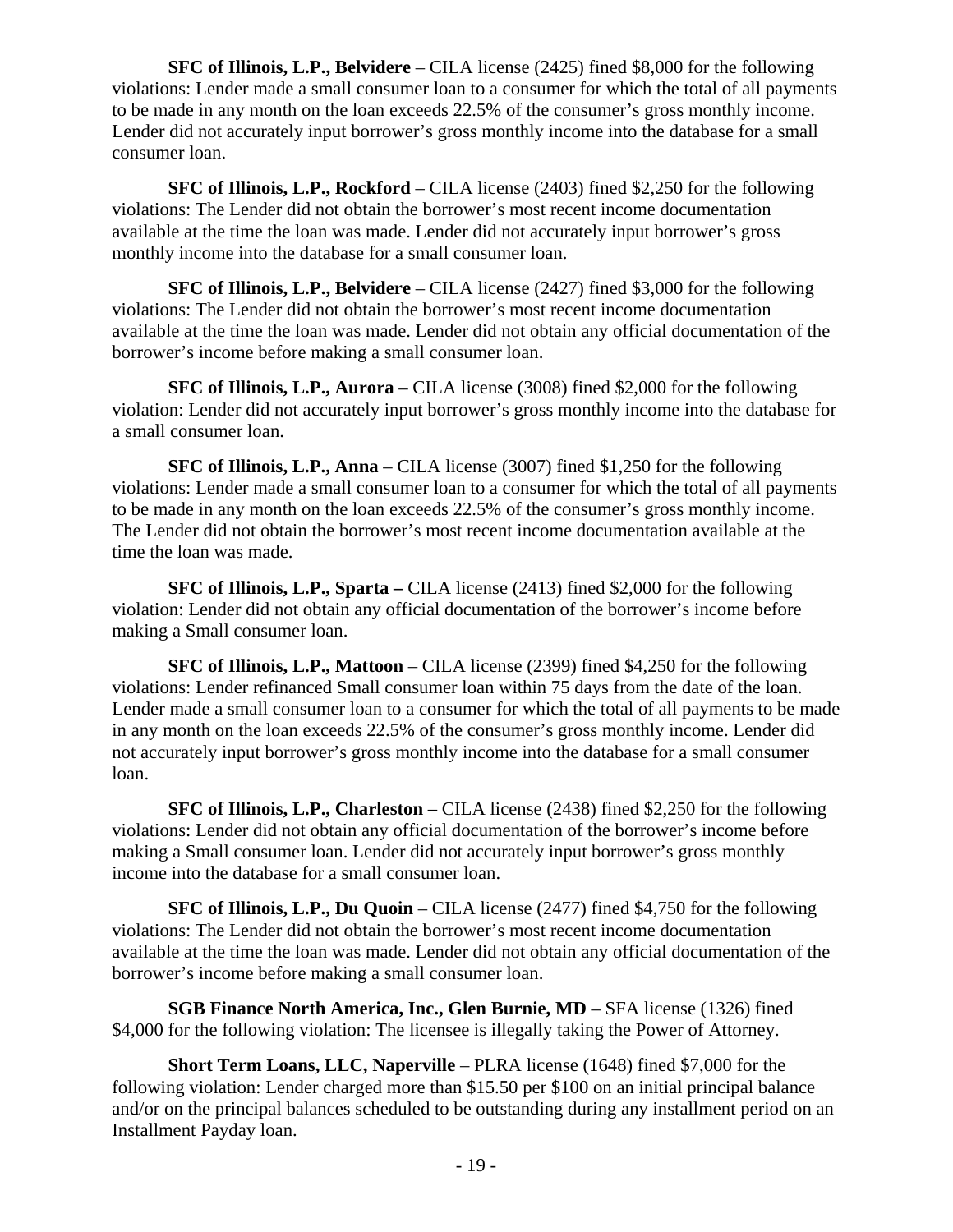**SFC of Illinois, L.P., Belvidere** – CILA license (2425) fined $8,000 for the following violations: Lender made a small consumer loan to a consumer for which the total of all payments to be made in any month on the loan exceeds 22.5% of the consumer's gross monthly income. Lender did not accurately input borrower's gross monthly income into the database for a small consumer loan.

**SFC of Illinois, L.P., Rockford** – CILA license (2403) fined $2,250 for the following violations: The Lender did not obtain the borrower's most recent income documentation available at the time the loan was made. Lender did not accurately input borrower's gross monthly income into the database for a small consumer loan.

**SFC of Illinois, L.P., Belvidere** – CILA license (2427) fined $3,000 for the following violations: The Lender did not obtain the borrower's most recent income documentation available at the time the loan was made. Lender did not obtain any official documentation of the borrower's income before making a small consumer loan.

**SFC of Illinois, L.P., Aurora** – CILA license (3008) fined $2,000 for the following violation: Lender did not accurately input borrower's gross monthly income into the database for a small consumer loan.

**SFC of Illinois, L.P., Anna** – CILA license (3007) fined $1,250 for the following violations: Lender made a small consumer loan to a consumer for which the total of all payments to be made in any month on the loan exceeds 22.5% of the consumer's gross monthly income. The Lender did not obtain the borrower's most recent income documentation available at the time the loan was made.

**SFC of Illinois, L.P., Sparta –** CILA license (2413) fined $2,000 for the following violation: Lender did not obtain any official documentation of the borrower's income before making a Small consumer loan.

**SFC of Illinois, L.P., Mattoon** – CILA license (2399) fined $4,250 for the following violations: Lender refinanced Small consumer loan within 75 days from the date of the loan. Lender made a small consumer loan to a consumer for which the total of all payments to be made in any month on the loan exceeds 22.5% of the consumer's gross monthly income. Lender did not accurately input borrower's gross monthly income into the database for a small consumer loan.

**SFC of Illinois, L.P., Charleston –** CILA license (2438) fined $2,250 for the following violations: Lender did not obtain any official documentation of the borrower's income before making a Small consumer loan. Lender did not accurately input borrower's gross monthly income into the database for a small consumer loan.

**SFC of Illinois, L.P., Du Quoin** – CILA license (2477) fined $4,750 for the following violations: The Lender did not obtain the borrower's most recent income documentation available at the time the loan was made. Lender did not obtain any official documentation of the borrower's income before making a small consumer loan.

**SGB Finance North America, Inc., Glen Burnie, MD** – SFA license (1326) fined $4,000 for the following violation: The licensee is illegally taking the Power of Attorney.

**Short Term Loans, LLC, Naperville** – PLRA license (1648) fined $7,000 for the following violation: Lender charged more than $15.50 per $100 on an initial principal balance and/or on the principal balances scheduled to be outstanding during any installment period on an Installment Payday loan.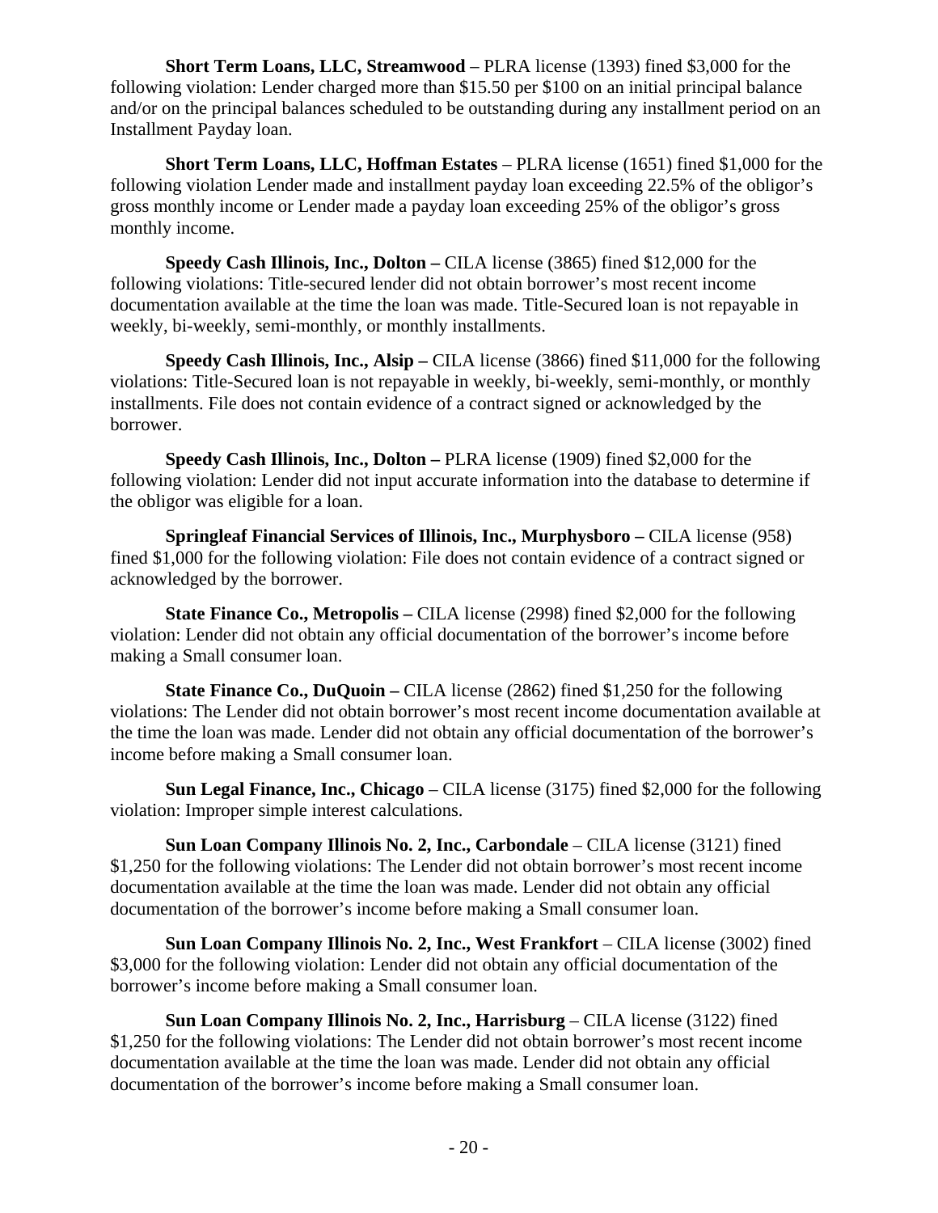**Short Term Loans, LLC, Streamwood** – PLRA license (1393) fined $3,000 for the following violation: Lender charged more than $15.50 per $100 on an initial principal balance and/or on the principal balances scheduled to be outstanding during any installment period on an Installment Payday loan.

**Short Term Loans, LLC, Hoffman Estates** – PLRA license (1651) fined $1,000 for the following violation Lender made and installment payday loan exceeding 22.5% of the obligor's gross monthly income or Lender made a payday loan exceeding 25% of the obligor's gross monthly income.

**Speedy Cash Illinois, Inc., Dolton –** CILA license (3865) fined $12,000 for the following violations: Title-secured lender did not obtain borrower's most recent income documentation available at the time the loan was made. Title-Secured loan is not repayable in weekly, bi-weekly, semi-monthly, or monthly installments.

**Speedy Cash Illinois, Inc., Alsip –** CILA license (3866) fined $11,000 for the following violations: Title-Secured loan is not repayable in weekly, bi-weekly, semi-monthly, or monthly installments. File does not contain evidence of a contract signed or acknowledged by the borrower.

**Speedy Cash Illinois, Inc., Dolton –** PLRA license (1909) fined $2,000 for the following violation: Lender did not input accurate information into the database to determine if the obligor was eligible for a loan.

**Springleaf Financial Services of Illinois, Inc., Murphysboro –** CILA license (958) fined $1,000 for the following violation: File does not contain evidence of a contract signed or acknowledged by the borrower.

**State Finance Co., Metropolis –** CILA license (2998) fined $2,000 for the following violation: Lender did not obtain any official documentation of the borrower's income before making a Small consumer loan.

**State Finance Co., DuQuoin –** CILA license (2862) fined $1,250 for the following violations: The Lender did not obtain borrower's most recent income documentation available at the time the loan was made. Lender did not obtain any official documentation of the borrower's income before making a Small consumer loan.

**Sun Legal Finance, Inc., Chicago** – CILA license (3175) fined $2,000 for the following violation: Improper simple interest calculations.

**Sun Loan Company Illinois No. 2, Inc., Carbondale** – CILA license (3121) fined $1,250 for the following violations: The Lender did not obtain borrower's most recent income documentation available at the time the loan was made. Lender did not obtain any official documentation of the borrower's income before making a Small consumer loan.

**Sun Loan Company Illinois No. 2, Inc., West Frankfort** – CILA license (3002) fined $3,000 for the following violation: Lender did not obtain any official documentation of the borrower's income before making a Small consumer loan.

**Sun Loan Company Illinois No. 2, Inc., Harrisburg** – CILA license (3122) fined $1,250 for the following violations: The Lender did not obtain borrower's most recent income documentation available at the time the loan was made. Lender did not obtain any official documentation of the borrower's income before making a Small consumer loan.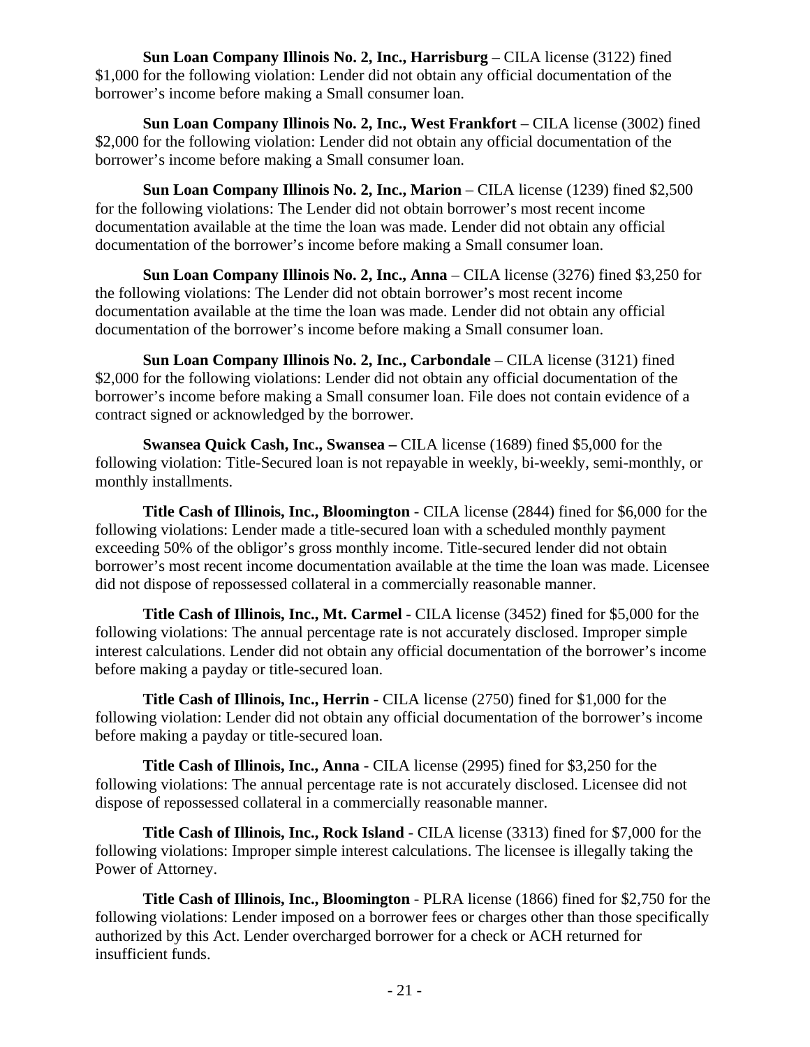**Sun Loan Company Illinois No. 2, Inc., Harrisburg** – CILA license (3122) fined $1,000 for the following violation: Lender did not obtain any official documentation of the borrower's income before making a Small consumer loan.

**Sun Loan Company Illinois No. 2, Inc., West Frankfort** – CILA license (3002) fined $2,000 for the following violation: Lender did not obtain any official documentation of the borrower's income before making a Small consumer loan.

**Sun Loan Company Illinois No. 2, Inc., Marion** – CILA license (1239) fined $2,500 for the following violations: The Lender did not obtain borrower's most recent income documentation available at the time the loan was made. Lender did not obtain any official documentation of the borrower's income before making a Small consumer loan.

**Sun Loan Company Illinois No. 2, Inc., Anna** – CILA license (3276) fined $3,250 for the following violations: The Lender did not obtain borrower's most recent income documentation available at the time the loan was made. Lender did not obtain any official documentation of the borrower's income before making a Small consumer loan.

**Sun Loan Company Illinois No. 2, Inc., Carbondale** – CILA license (3121) fined $2,000 for the following violations: Lender did not obtain any official documentation of the borrower's income before making a Small consumer loan. File does not contain evidence of a contract signed or acknowledged by the borrower.

**Swansea Quick Cash, Inc., Swansea –** CILA license (1689) fined $5,000 for the following violation: Title-Secured loan is not repayable in weekly, bi-weekly, semi-monthly, or monthly installments.

**Title Cash of Illinois, Inc., Bloomington** - CILA license (2844) fined for $6,000 for the following violations: Lender made a title-secured loan with a scheduled monthly payment exceeding 50% of the obligor's gross monthly income. Title-secured lender did not obtain borrower's most recent income documentation available at the time the loan was made. Licensee did not dispose of repossessed collateral in a commercially reasonable manner.

**Title Cash of Illinois, Inc., Mt. Carmel** - CILA license (3452) fined for $5,000 for the following violations: The annual percentage rate is not accurately disclosed. Improper simple interest calculations. Lender did not obtain any official documentation of the borrower's income before making a payday or title-secured loan.

**Title Cash of Illinois, Inc., Herrin** - CILA license (2750) fined for $1,000 for the following violation: Lender did not obtain any official documentation of the borrower's income before making a payday or title-secured loan.

**Title Cash of Illinois, Inc., Anna** - CILA license (2995) fined for $3,250 for the following violations: The annual percentage rate is not accurately disclosed. Licensee did not dispose of repossessed collateral in a commercially reasonable manner.

**Title Cash of Illinois, Inc., Rock Island** - CILA license (3313) fined for $7,000 for the following violations: Improper simple interest calculations. The licensee is illegally taking the Power of Attorney.

**Title Cash of Illinois, Inc., Bloomington** - PLRA license (1866) fined for $2,750 for the following violations: Lender imposed on a borrower fees or charges other than those specifically authorized by this Act. Lender overcharged borrower for a check or ACH returned for insufficient funds.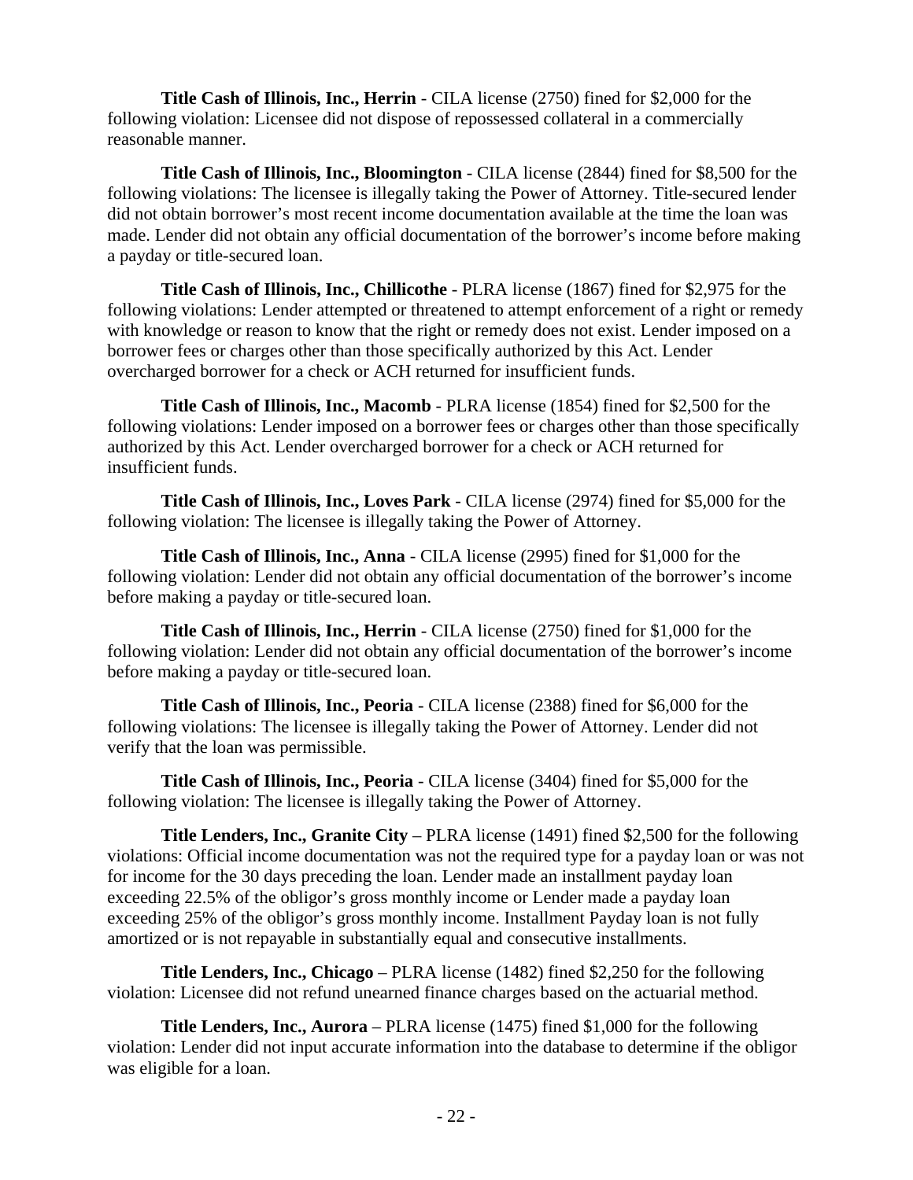**Title Cash of Illinois, Inc., Herrin** - CILA license (2750) fined for $2,000 for the following violation: Licensee did not dispose of repossessed collateral in a commercially reasonable manner.

**Title Cash of Illinois, Inc., Bloomington** - CILA license (2844) fined for $8,500 for the following violations: The licensee is illegally taking the Power of Attorney. Title-secured lender did not obtain borrower's most recent income documentation available at the time the loan was made. Lender did not obtain any official documentation of the borrower's income before making a payday or title-secured loan.

**Title Cash of Illinois, Inc., Chillicothe** - PLRA license (1867) fined for $2,975 for the following violations: Lender attempted or threatened to attempt enforcement of a right or remedy with knowledge or reason to know that the right or remedy does not exist. Lender imposed on a borrower fees or charges other than those specifically authorized by this Act. Lender overcharged borrower for a check or ACH returned for insufficient funds.

**Title Cash of Illinois, Inc., Macomb** - PLRA license (1854) fined for $2,500 for the following violations: Lender imposed on a borrower fees or charges other than those specifically authorized by this Act. Lender overcharged borrower for a check or ACH returned for insufficient funds.

**Title Cash of Illinois, Inc., Loves Park** - CILA license (2974) fined for $5,000 for the following violation: The licensee is illegally taking the Power of Attorney.

**Title Cash of Illinois, Inc., Anna** - CILA license (2995) fined for $1,000 for the following violation: Lender did not obtain any official documentation of the borrower's income before making a payday or title-secured loan.

**Title Cash of Illinois, Inc., Herrin** - CILA license (2750) fined for $1,000 for the following violation: Lender did not obtain any official documentation of the borrower's income before making a payday or title-secured loan.

**Title Cash of Illinois, Inc., Peoria** - CILA license (2388) fined for $6,000 for the following violations: The licensee is illegally taking the Power of Attorney. Lender did not verify that the loan was permissible.

**Title Cash of Illinois, Inc., Peoria** - CILA license (3404) fined for $5,000 for the following violation: The licensee is illegally taking the Power of Attorney.

**Title Lenders, Inc., Granite City** – PLRA license (1491) fined $2,500 for the following violations: Official income documentation was not the required type for a payday loan or was not for income for the 30 days preceding the loan. Lender made an installment payday loan exceeding 22.5% of the obligor's gross monthly income or Lender made a payday loan exceeding 25% of the obligor's gross monthly income. Installment Payday loan is not fully amortized or is not repayable in substantially equal and consecutive installments.

**Title Lenders, Inc., Chicago** – PLRA license (1482) fined $2,250 for the following violation: Licensee did not refund unearned finance charges based on the actuarial method.

**Title Lenders, Inc., Aurora** – PLRA license (1475) fined $1,000 for the following violation: Lender did not input accurate information into the database to determine if the obligor was eligible for a loan.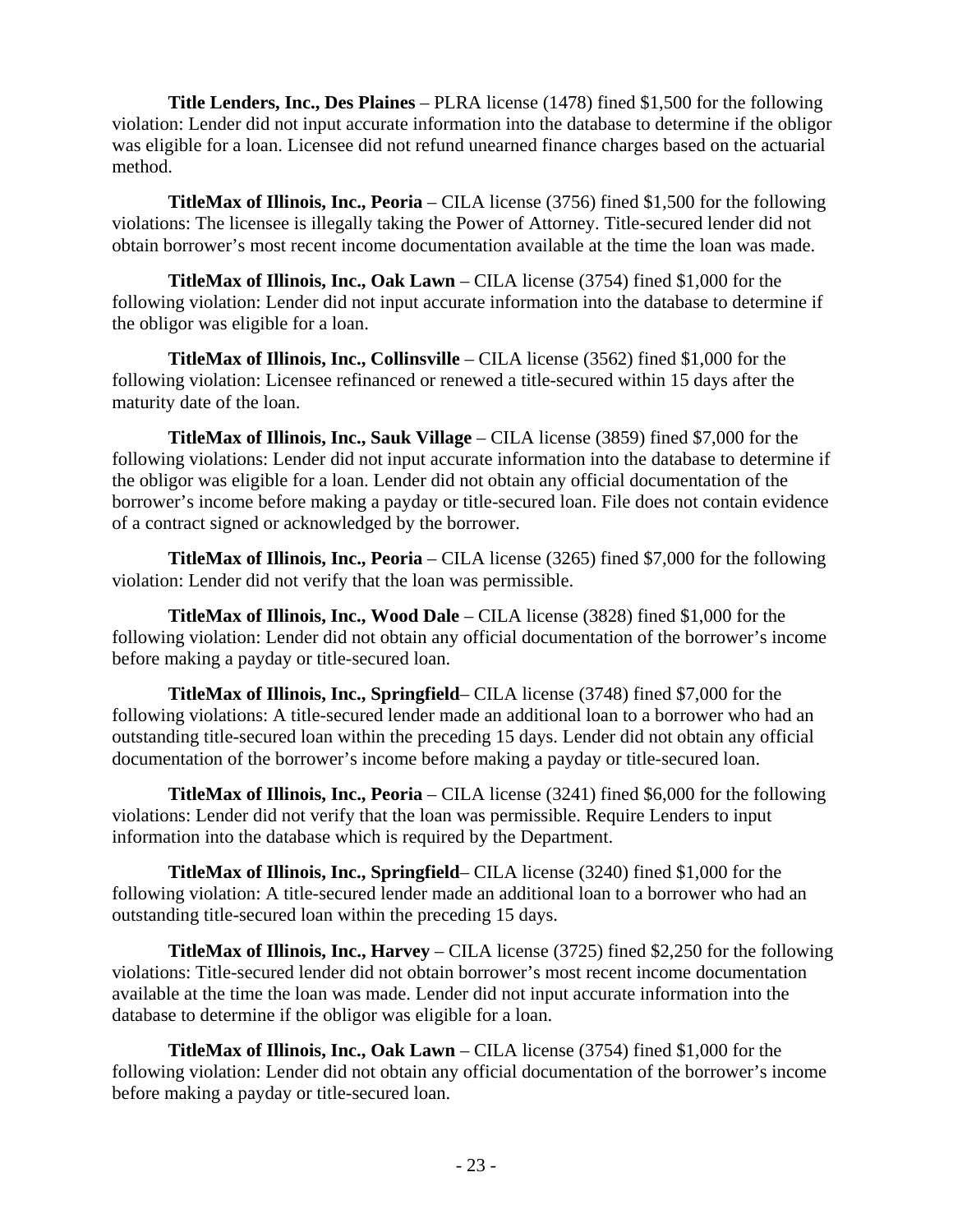**Title Lenders, Inc., Des Plaines** – PLRA license (1478) fined $1,500 for the following violation: Lender did not input accurate information into the database to determine if the obligor was eligible for a loan. Licensee did not refund unearned finance charges based on the actuarial method.

**TitleMax of Illinois, Inc., Peoria** – CILA license (3756) fined $1,500 for the following violations: The licensee is illegally taking the Power of Attorney. Title-secured lender did not obtain borrower's most recent income documentation available at the time the loan was made.

**TitleMax of Illinois, Inc., Oak Lawn** – CILA license (3754) fined $1,000 for the following violation: Lender did not input accurate information into the database to determine if the obligor was eligible for a loan.

**TitleMax of Illinois, Inc., Collinsville** – CILA license (3562) fined $1,000 for the following violation: Licensee refinanced or renewed a title-secured within 15 days after the maturity date of the loan.

**TitleMax of Illinois, Inc., Sauk Village** – CILA license (3859) fined $7,000 for the following violations: Lender did not input accurate information into the database to determine if the obligor was eligible for a loan. Lender did not obtain any official documentation of the borrower's income before making a payday or title-secured loan. File does not contain evidence of a contract signed or acknowledged by the borrower.

**TitleMax of Illinois, Inc., Peoria** – CILA license (3265) fined $7,000 for the following violation: Lender did not verify that the loan was permissible.

**TitleMax of Illinois, Inc., Wood Dale** – CILA license (3828) fined $1,000 for the following violation: Lender did not obtain any official documentation of the borrower's income before making a payday or title-secured loan.

**TitleMax of Illinois, Inc., Springfield**– CILA license (3748) fined $7,000 for the following violations: A title-secured lender made an additional loan to a borrower who had an outstanding title-secured loan within the preceding 15 days. Lender did not obtain any official documentation of the borrower's income before making a payday or title-secured loan.

**TitleMax of Illinois, Inc., Peoria** – CILA license (3241) fined $6,000 for the following violations: Lender did not verify that the loan was permissible. Require Lenders to input information into the database which is required by the Department.

**TitleMax of Illinois, Inc., Springfield**– CILA license (3240) fined $1,000 for the following violation: A title-secured lender made an additional loan to a borrower who had an outstanding title-secured loan within the preceding 15 days.

**TitleMax of Illinois, Inc., Harvey** – CILA license (3725) fined $2,250 for the following violations: Title-secured lender did not obtain borrower's most recent income documentation available at the time the loan was made. Lender did not input accurate information into the database to determine if the obligor was eligible for a loan.

**TitleMax of Illinois, Inc., Oak Lawn** – CILA license (3754) fined $1,000 for the following violation: Lender did not obtain any official documentation of the borrower's income before making a payday or title-secured loan.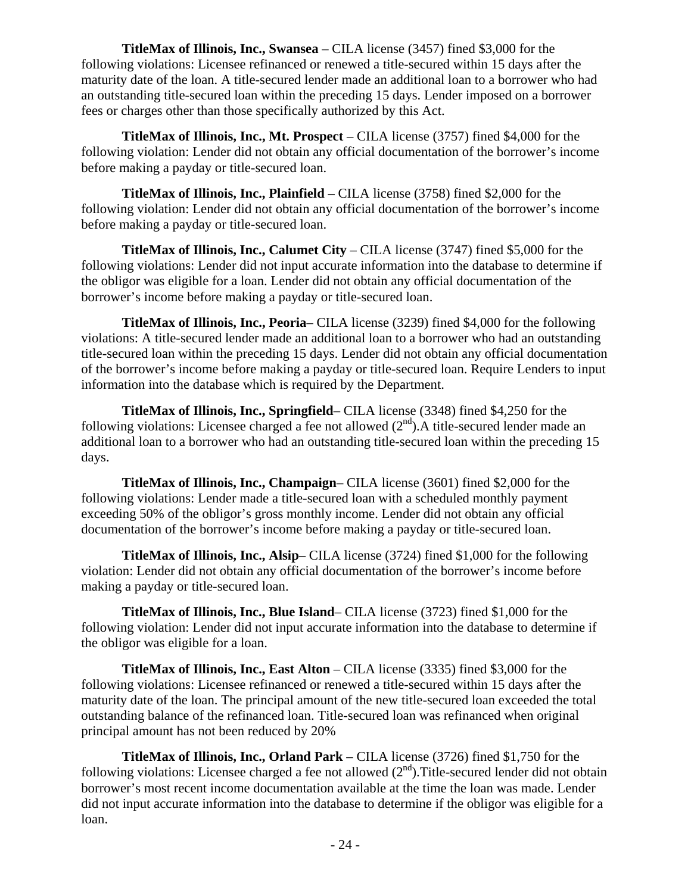**TitleMax of Illinois, Inc., Swansea** – CILA license (3457) fined $3,000 for the following violations: Licensee refinanced or renewed a title-secured within 15 days after the maturity date of the loan. A title-secured lender made an additional loan to a borrower who had an outstanding title-secured loan within the preceding 15 days. Lender imposed on a borrower fees or charges other than those specifically authorized by this Act.

**TitleMax of Illinois, Inc., Mt. Prospect** – CILA license (3757) fined $4,000 for the following violation: Lender did not obtain any official documentation of the borrower's income before making a payday or title-secured loan.

**TitleMax of Illinois, Inc., Plainfield** – CILA license (3758) fined $2,000 for the following violation: Lender did not obtain any official documentation of the borrower's income before making a payday or title-secured loan.

**TitleMax of Illinois, Inc., Calumet City** – CILA license (3747) fined $5,000 for the following violations: Lender did not input accurate information into the database to determine if the obligor was eligible for a loan. Lender did not obtain any official documentation of the borrower's income before making a payday or title-secured loan.

**TitleMax of Illinois, Inc., Peoria**– CILA license (3239) fined $4,000 for the following violations: A title-secured lender made an additional loan to a borrower who had an outstanding title-secured loan within the preceding 15 days. Lender did not obtain any official documentation of the borrower's income before making a payday or title-secured loan. Require Lenders to input information into the database which is required by the Department.

**TitleMax of Illinois, Inc., Springfield**– CILA license (3348) fined $4,250 for the following violations: Licensee charged a fee not allowed (2nd).A title-secured lender made an additional loan to a borrower who had an outstanding title-secured loan within the preceding 15 days.

**TitleMax of Illinois, Inc., Champaign**– CILA license (3601) fined $2,000 for the following violations: Lender made a title-secured loan with a scheduled monthly payment exceeding 50% of the obligor's gross monthly income. Lender did not obtain any official documentation of the borrower's income before making a payday or title-secured loan.

**TitleMax of Illinois, Inc., Alsip**– CILA license (3724) fined $1,000 for the following violation: Lender did not obtain any official documentation of the borrower's income before making a payday or title-secured loan.

**TitleMax of Illinois, Inc., Blue Island**– CILA license (3723) fined $1,000 for the following violation: Lender did not input accurate information into the database to determine if the obligor was eligible for a loan.

**TitleMax of Illinois, Inc., East Alton** – CILA license (3335) fined $3,000 for the following violations: Licensee refinanced or renewed a title-secured within 15 days after the maturity date of the loan. The principal amount of the new title-secured loan exceeded the total outstanding balance of the refinanced loan. Title-secured loan was refinanced when original principal amount has not been reduced by 20%

**TitleMax of Illinois, Inc., Orland Park** – CILA license (3726) fined $1,750 for the following violations: Licensee charged a fee not allowed (2nd).Title-secured lender did not obtain borrower's most recent income documentation available at the time the loan was made. Lender did not input accurate information into the database to determine if the obligor was eligible for a loan.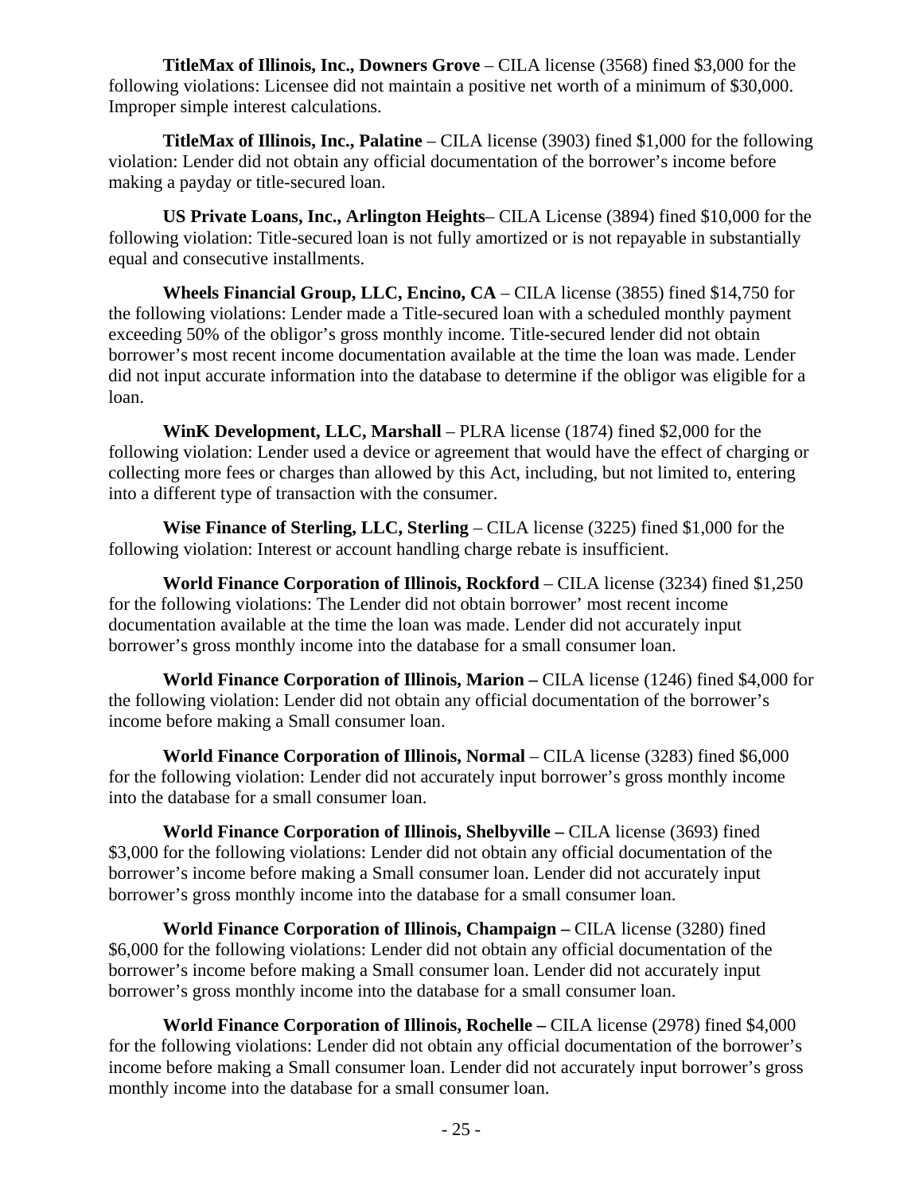**TitleMax of Illinois, Inc., Downers Grove** – CILA license (3568) fined $3,000 for the following violations: Licensee did not maintain a positive net worth of a minimum of $30,000. Improper simple interest calculations.

**TitleMax of Illinois, Inc., Palatine** – CILA license (3903) fined $1,000 for the following violation: Lender did not obtain any official documentation of the borrower's income before making a payday or title-secured loan.

**US Private Loans, Inc., Arlington Heights**– CILA License (3894) fined $10,000 for the following violation: Title-secured loan is not fully amortized or is not repayable in substantially equal and consecutive installments.

**Wheels Financial Group, LLC, Encino, CA** – CILA license (3855) fined $14,750 for the following violations: Lender made a Title-secured loan with a scheduled monthly payment exceeding 50% of the obligor's gross monthly income. Title-secured lender did not obtain borrower's most recent income documentation available at the time the loan was made. Lender did not input accurate information into the database to determine if the obligor was eligible for a loan.

**WinK Development, LLC, Marshall** – PLRA license (1874) fined $2,000 for the following violation: Lender used a device or agreement that would have the effect of charging or collecting more fees or charges than allowed by this Act, including, but not limited to, entering into a different type of transaction with the consumer.

**Wise Finance of Sterling, LLC, Sterling** – CILA license (3225) fined $1,000 for the following violation: Interest or account handling charge rebate is insufficient.

**World Finance Corporation of Illinois, Rockford** – CILA license (3234) fined $1,250 for the following violations: The Lender did not obtain borrower' most recent income documentation available at the time the loan was made. Lender did not accurately input borrower's gross monthly income into the database for a small consumer loan.

**World Finance Corporation of Illinois, Marion –** CILA license (1246) fined $4,000 for the following violation: Lender did not obtain any official documentation of the borrower's income before making a Small consumer loan.

**World Finance Corporation of Illinois, Normal** – CILA license (3283) fined $6,000 for the following violation: Lender did not accurately input borrower's gross monthly income into the database for a small consumer loan.

**World Finance Corporation of Illinois, Shelbyville –** CILA license (3693) fined $3,000 for the following violations: Lender did not obtain any official documentation of the borrower's income before making a Small consumer loan. Lender did not accurately input borrower's gross monthly income into the database for a small consumer loan.

**World Finance Corporation of Illinois, Champaign –** CILA license (3280) fined $6,000 for the following violations: Lender did not obtain any official documentation of the borrower's income before making a Small consumer loan. Lender did not accurately input borrower's gross monthly income into the database for a small consumer loan.

**World Finance Corporation of Illinois, Rochelle –** CILA license (2978) fined $4,000 for the following violations: Lender did not obtain any official documentation of the borrower's income before making a Small consumer loan. Lender did not accurately input borrower's gross monthly income into the database for a small consumer loan.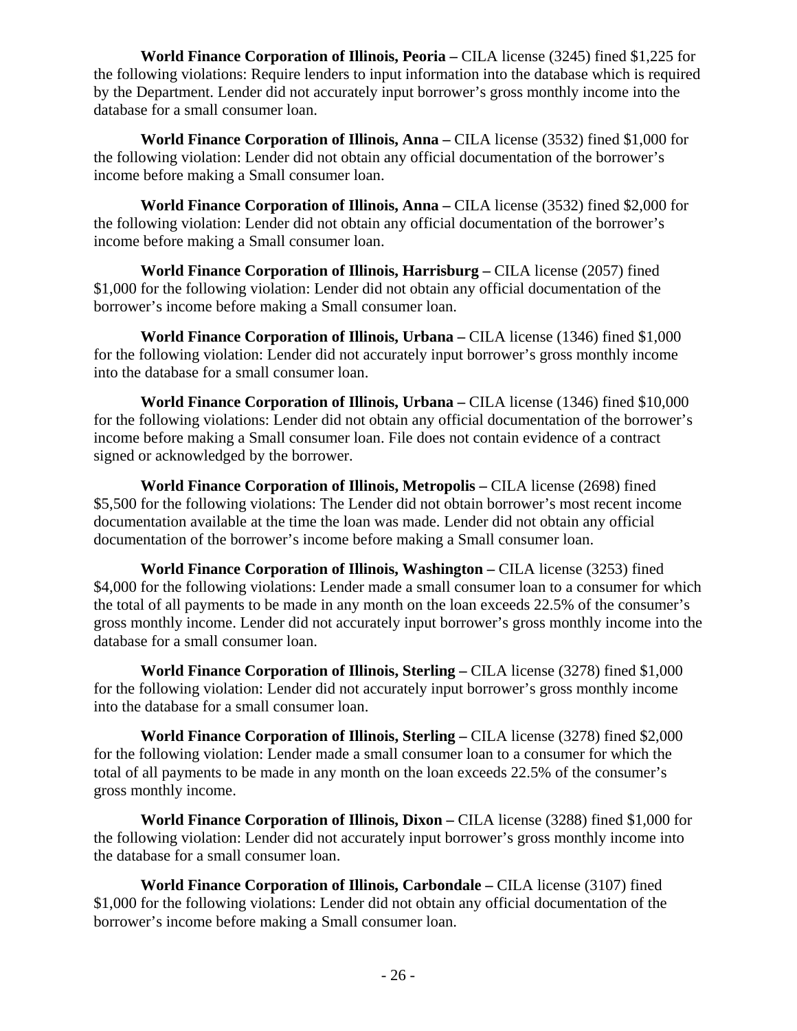**World Finance Corporation of Illinois, Peoria –** CILA license (3245) fined $1,225 for the following violations: Require lenders to input information into the database which is required by the Department. Lender did not accurately input borrower's gross monthly income into the database for a small consumer loan.

**World Finance Corporation of Illinois, Anna –** CILA license (3532) fined $1,000 for the following violation: Lender did not obtain any official documentation of the borrower's income before making a Small consumer loan.

**World Finance Corporation of Illinois, Anna –** CILA license (3532) fined $2,000 for the following violation: Lender did not obtain any official documentation of the borrower's income before making a Small consumer loan.

**World Finance Corporation of Illinois, Harrisburg –** CILA license (2057) fined $1,000 for the following violation: Lender did not obtain any official documentation of the borrower's income before making a Small consumer loan.

**World Finance Corporation of Illinois, Urbana –** CILA license (1346) fined $1,000 for the following violation: Lender did not accurately input borrower's gross monthly income into the database for a small consumer loan.

**World Finance Corporation of Illinois, Urbana –** CILA license (1346) fined $10,000 for the following violations: Lender did not obtain any official documentation of the borrower's income before making a Small consumer loan. File does not contain evidence of a contract signed or acknowledged by the borrower.

**World Finance Corporation of Illinois, Metropolis –** CILA license (2698) fined $5,500 for the following violations: The Lender did not obtain borrower's most recent income documentation available at the time the loan was made. Lender did not obtain any official documentation of the borrower's income before making a Small consumer loan.

**World Finance Corporation of Illinois, Washington –** CILA license (3253) fined $4,000 for the following violations: Lender made a small consumer loan to a consumer for which the total of all payments to be made in any month on the loan exceeds 22.5% of the consumer's gross monthly income. Lender did not accurately input borrower's gross monthly income into the database for a small consumer loan.

**World Finance Corporation of Illinois, Sterling –** CILA license (3278) fined $1,000 for the following violation: Lender did not accurately input borrower's gross monthly income into the database for a small consumer loan.

**World Finance Corporation of Illinois, Sterling –** CILA license (3278) fined $2,000 for the following violation: Lender made a small consumer loan to a consumer for which the total of all payments to be made in any month on the loan exceeds 22.5% of the consumer's gross monthly income.

**World Finance Corporation of Illinois, Dixon –** CILA license (3288) fined $1,000 for the following violation: Lender did not accurately input borrower's gross monthly income into the database for a small consumer loan.

**World Finance Corporation of Illinois, Carbondale –** CILA license (3107) fined $1,000 for the following violations: Lender did not obtain any official documentation of the borrower's income before making a Small consumer loan.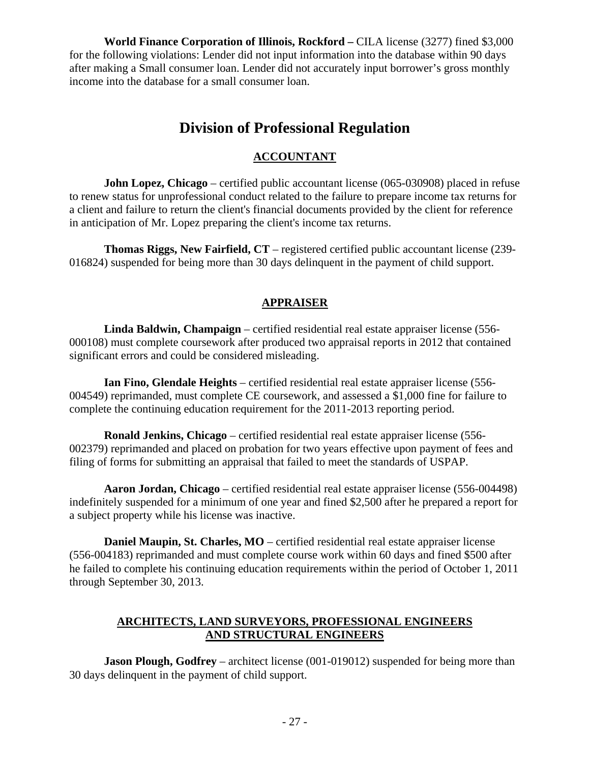**World Finance Corporation of Illinois, Rockford –** CILA license (3277) fined $3,000 for the following violations: Lender did not input information into the database within 90 days after making a Small consumer loan. Lender did not accurately input borrower's gross monthly income into the database for a small consumer loan.

# Division of Professional Regulation

## ACCOUNTANT

**John Lopez, Chicago** – certified public accountant license (065-030908) placed in refuse to renew status for unprofessional conduct related to the failure to prepare income tax returns for a client and failure to return the client's financial documents provided by the client for reference in anticipation of Mr. Lopez preparing the client's income tax returns.

**Thomas Riggs, New Fairfield, CT** – registered certified public accountant license (239-016824) suspended for being more than 30 days delinquent in the payment of child support.

## APPRAISER

**Linda Baldwin, Champaign** – certified residential real estate appraiser license (556-000108) must complete coursework after produced two appraisal reports in 2012 that contained significant errors and could be considered misleading.

**Ian Fino, Glendale Heights** – certified residential real estate appraiser license (556-004549) reprimanded, must complete CE coursework, and assessed a $1,000 fine for failure to complete the continuing education requirement for the 2011-2013 reporting period.

**Ronald Jenkins, Chicago** – certified residential real estate appraiser license (556-002379) reprimanded and placed on probation for two years effective upon payment of fees and filing of forms for submitting an appraisal that failed to meet the standards of USPAP.

**Aaron Jordan, Chicago** – certified residential real estate appraiser license (556-004498) indefinitely suspended for a minimum of one year and fined $2,500 after he prepared a report for a subject property while his license was inactive.

**Daniel Maupin, St. Charles, MO** – certified residential real estate appraiser license (556-004183) reprimanded and must complete course work within 60 days and fined $500 after he failed to complete his continuing education requirements within the period of October 1, 2011 through September 30, 2013.

## ARCHITECTS, LAND SURVEYORS, PROFESSIONAL ENGINEERS AND STRUCTURAL ENGINEERS

**Jason Plough, Godfrey** – architect license (001-019012) suspended for being more than 30 days delinquent in the payment of child support.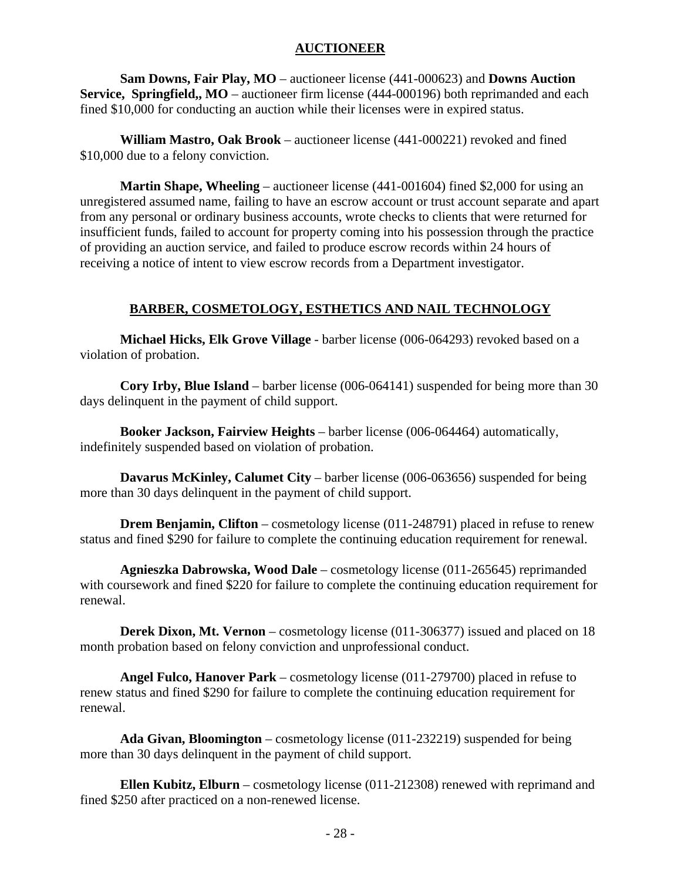## AUCTIONEER

**Sam Downs, Fair Play, MO** – auctioneer license (441-000623) and **Downs Auction Service, Springfield,, MO** – auctioneer firm license (444-000196) both reprimanded and each fined $10,000 for conducting an auction while their licenses were in expired status.

**William Mastro, Oak Brook** – auctioneer license (441-000221) revoked and fined $10,000 due to a felony conviction.

**Martin Shape, Wheeling** – auctioneer license (441-001604) fined $2,000 for using an unregistered assumed name, failing to have an escrow account or trust account separate and apart from any personal or ordinary business accounts, wrote checks to clients that were returned for insufficient funds, failed to account for property coming into his possession through the practice of providing an auction service, and failed to produce escrow records within 24 hours of receiving a notice of intent to view escrow records from a Department investigator.

## BARBER, COSMETOLOGY, ESTHETICS AND NAIL TECHNOLOGY

**Michael Hicks, Elk Grove Village** - barber license (006-064293) revoked based on a violation of probation.

**Cory Irby, Blue Island** – barber license (006-064141) suspended for being more than 30 days delinquent in the payment of child support.

**Booker Jackson, Fairview Heights** – barber license (006-064464) automatically, indefinitely suspended based on violation of probation.

**Davarus McKinley, Calumet City** – barber license (006-063656) suspended for being more than 30 days delinquent in the payment of child support.

**Drem Benjamin, Clifton** – cosmetology license (011-248791) placed in refuse to renew status and fined $290 for failure to complete the continuing education requirement for renewal.

**Agnieszka Dabrowska, Wood Dale** – cosmetology license (011-265645) reprimanded with coursework and fined $220 for failure to complete the continuing education requirement for renewal.

**Derek Dixon, Mt. Vernon** – cosmetology license (011-306377) issued and placed on 18 month probation based on felony conviction and unprofessional conduct.

**Angel Fulco, Hanover Park** – cosmetology license (011-279700) placed in refuse to renew status and fined $290 for failure to complete the continuing education requirement for renewal.

**Ada Givan, Bloomington** – cosmetology license (011-232219) suspended for being more than 30 days delinquent in the payment of child support.

**Ellen Kubitz, Elburn** – cosmetology license (011-212308) renewed with reprimand and fined $250 after practiced on a non-renewed license.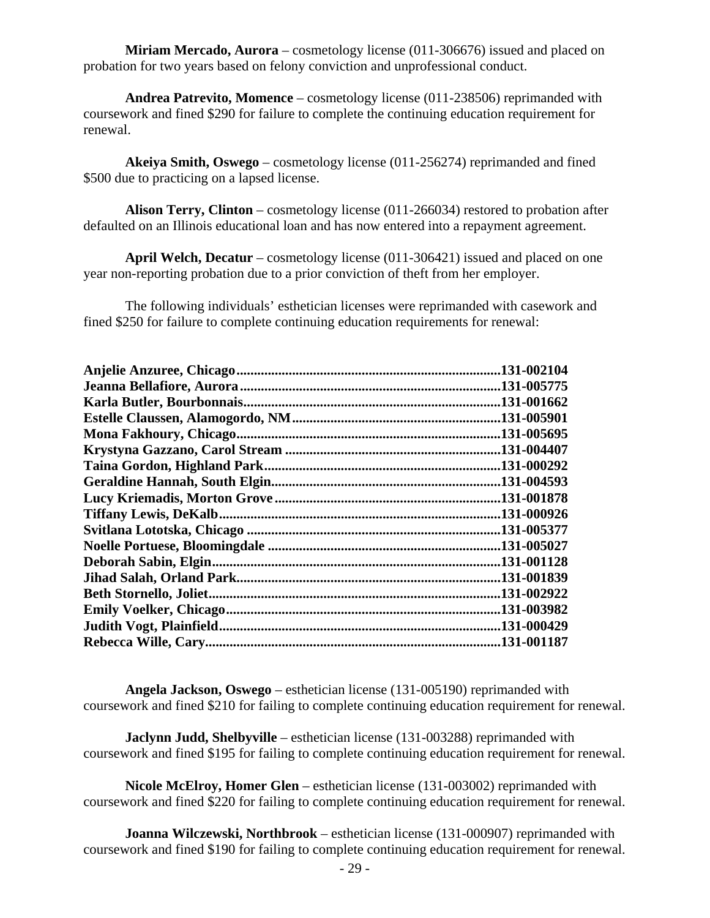**Miriam Mercado, Aurora** – cosmetology license (011-306676) issued and placed on probation for two years based on felony conviction and unprofessional conduct.

**Andrea Patrevito, Momence** – cosmetology license (011-238506) reprimanded with coursework and fined $290 for failure to complete the continuing education requirement for renewal.

**Akeiya Smith, Oswego** – cosmetology license (011-256274) reprimanded and fined $500 due to practicing on a lapsed license.

**Alison Terry, Clinton** – cosmetology license (011-266034) restored to probation after defaulted on an Illinois educational loan and has now entered into a repayment agreement.

**April Welch, Decatur** – cosmetology license (011-306421) issued and placed on one year non-reporting probation due to a prior conviction of theft from her employer.

The following individuals' esthetician licenses were reprimanded with casework and fined $250 for failure to complete continuing education requirements for renewal:

**Anjelie Anzuree, Chicago............................................................131-002104**
**Jeanna Bellafiore, Aurora............................................................131-005775**
**Karla Butler, Bourbonnais............................................................131-001662**
**Estelle Claussen, Alamogordo, NM...............................................131-005901**
**Mona Fakhoury, Chicago............................................................131-005695**
**Krystyna Gazzano, Carol Stream ................................................131-004407**
**Taina Gordon, Highland Park......................................................131-000292**
**Geraldine Hannah, South Elgin...................................................131-004593**
**Lucy Kriemadis, Morton Grove ...................................................131-001878**
**Tiffany Lewis, DeKalb................................................................131-000926**
**Svitlana Lototska, Chicago .........................................................131-005377**
**Noelle Portuese, Bloomingdale ...................................................131-005027**
**Deborah Sabin, Elgin..................................................................131-001128**
**Jihad Salah, Orland Park............................................................131-001839**
**Beth Stornello, Joliet...................................................................131-002922**
**Emily Voelker, Chicago...............................................................131-003982**
**Judith Vogt, Plainfield................................................................131-000429**
**Rebecca Wille, Cary....................................................................131-001187**

**Angela Jackson, Oswego** – esthetician license (131-005190) reprimanded with coursework and fined $210 for failing to complete continuing education requirement for renewal.

**Jaclynn Judd, Shelbyville** – esthetician license (131-003288) reprimanded with coursework and fined $195 for failing to complete continuing education requirement for renewal.

**Nicole McElroy, Homer Glen** – esthetician license (131-003002) reprimanded with coursework and fined $220 for failing to complete continuing education requirement for renewal.

**Joanna Wilczewski, Northbrook** – esthetician license (131-000907) reprimanded with coursework and fined $190 for failing to complete continuing education requirement for renewal.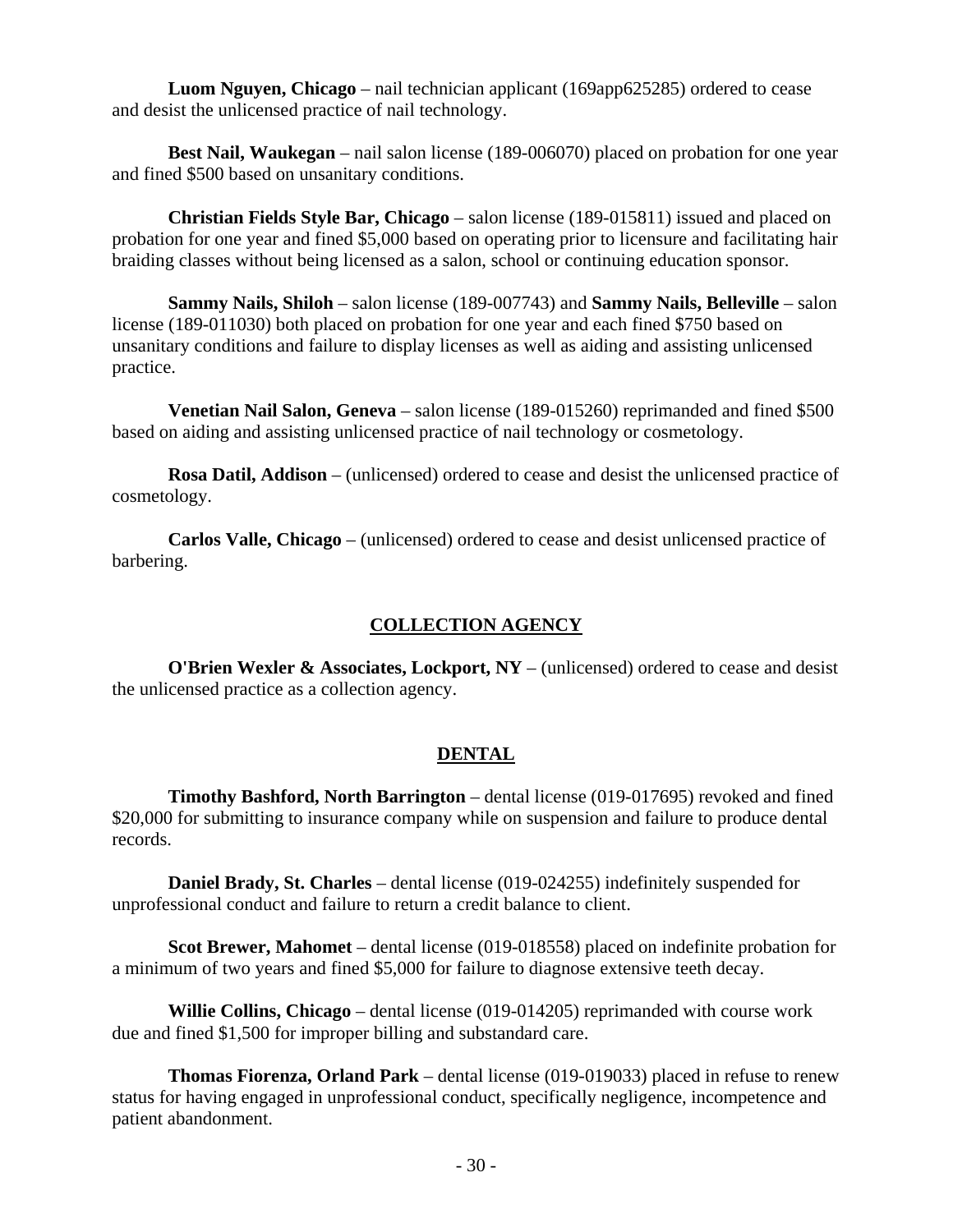**Luom Nguyen, Chicago** – nail technician applicant (169app625285) ordered to cease and desist the unlicensed practice of nail technology.

**Best Nail, Waukegan** – nail salon license (189-006070) placed on probation for one year and fined $500 based on unsanitary conditions.

**Christian Fields Style Bar, Chicago** – salon license (189-015811) issued and placed on probation for one year and fined $5,000 based on operating prior to licensure and facilitating hair braiding classes without being licensed as a salon, school or continuing education sponsor.

**Sammy Nails, Shiloh** – salon license (189-007743) and **Sammy Nails, Belleville** – salon license (189-011030) both placed on probation for one year and each fined $750 based on unsanitary conditions and failure to display licenses as well as aiding and assisting unlicensed practice.

**Venetian Nail Salon, Geneva** – salon license (189-015260) reprimanded and fined $500 based on aiding and assisting unlicensed practice of nail technology or cosmetology.

**Rosa Datil, Addison** – (unlicensed) ordered to cease and desist the unlicensed practice of cosmetology.

**Carlos Valle, Chicago** – (unlicensed) ordered to cease and desist unlicensed practice of barbering.

## COLLECTION AGENCY

**O'Brien Wexler & Associates, Lockport, NY** – (unlicensed) ordered to cease and desist the unlicensed practice as a collection agency.

## DENTAL

**Timothy Bashford, North Barrington** – dental license (019-017695) revoked and fined $20,000 for submitting to insurance company while on suspension and failure to produce dental records.

**Daniel Brady, St. Charles** – dental license (019-024255) indefinitely suspended for unprofessional conduct and failure to return a credit balance to client.

**Scot Brewer, Mahomet** – dental license (019-018558) placed on indefinite probation for a minimum of two years and fined $5,000 for failure to diagnose extensive teeth decay.

**Willie Collins, Chicago** – dental license (019-014205) reprimanded with course work due and fined $1,500 for improper billing and substandard care.

**Thomas Fiorenza, Orland Park** – dental license (019-019033) placed in refuse to renew status for having engaged in unprofessional conduct, specifically negligence, incompetence and patient abandonment.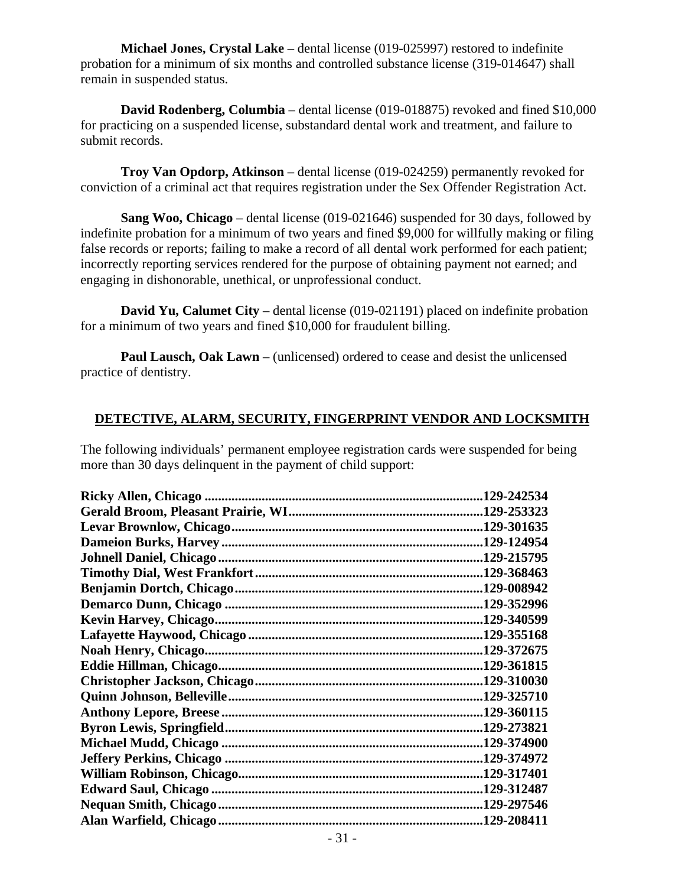**Michael Jones, Crystal Lake** – dental license (019-025997) restored to indefinite probation for a minimum of six months and controlled substance license (319-014647) shall remain in suspended status.

**David Rodenberg, Columbia** – dental license (019-018875) revoked and fined $10,000 for practicing on a suspended license, substandard dental work and treatment, and failure to submit records.

**Troy Van Opdorp, Atkinson** – dental license (019-024259) permanently revoked for conviction of a criminal act that requires registration under the Sex Offender Registration Act.

**Sang Woo, Chicago** – dental license (019-021646) suspended for 30 days, followed by indefinite probation for a minimum of two years and fined $9,000 for willfully making or filing false records or reports; failing to make a record of all dental work performed for each patient; incorrectly reporting services rendered for the purpose of obtaining payment not earned; and engaging in dishonorable, unethical, or unprofessional conduct.

**David Yu, Calumet City** – dental license (019-021191) placed on indefinite probation for a minimum of two years and fined $10,000 for fraudulent billing.

**Paul Lausch, Oak Lawn** – (unlicensed) ordered to cease and desist the unlicensed practice of dentistry.

## DETECTIVE, ALARM, SECURITY, FINGERPRINT VENDOR AND LOCKSMITH

The following individuals' permanent employee registration cards were suspended for being more than 30 days delinquent in the payment of child support:

**Ricky Allen, Chicago** ....................................129-242534
**Gerald Broom, Pleasant Prairie, WI**....................129-253323
**Levar Brownlow, Chicago**................................129-301635
**Dameion Burks, Harvey**..................................129-124954
**Johnell Daniel, Chicago**.................................129-215795
**Timothy Dial, West Frankfort**...........................129-368463
**Benjamin Dortch, Chicago**...............................129-008942
**Demarco Dunn, Chicago**..................................129-352996
**Kevin Harvey, Chicago**..................................129-340599
**Lafayette Haywood, Chicago**.............................129-355168
**Noah Henry, Chicago**....................................129-372675
**Eddie Hillman, Chicago**.................................129-361815
**Christopher Jackson, Chicago**...........................129-310030
**Quinn Johnson, Belleville**..............................129-325710
**Anthony Lepore, Breese**.................................129-360115
**Byron Lewis, Springfield**...............................129-273821
**Michael Mudd, Chicago**..................................129-374900
**Jeffery Perkins, Chicago**...............................129-374972
**William Robinson, Chicago**..............................129-317401
**Edward Saul, Chicago**...................................129-312487
**Nequan Smith, Chicago**..................................129-297546
**Alan Warfield, Chicago**.................................129-208411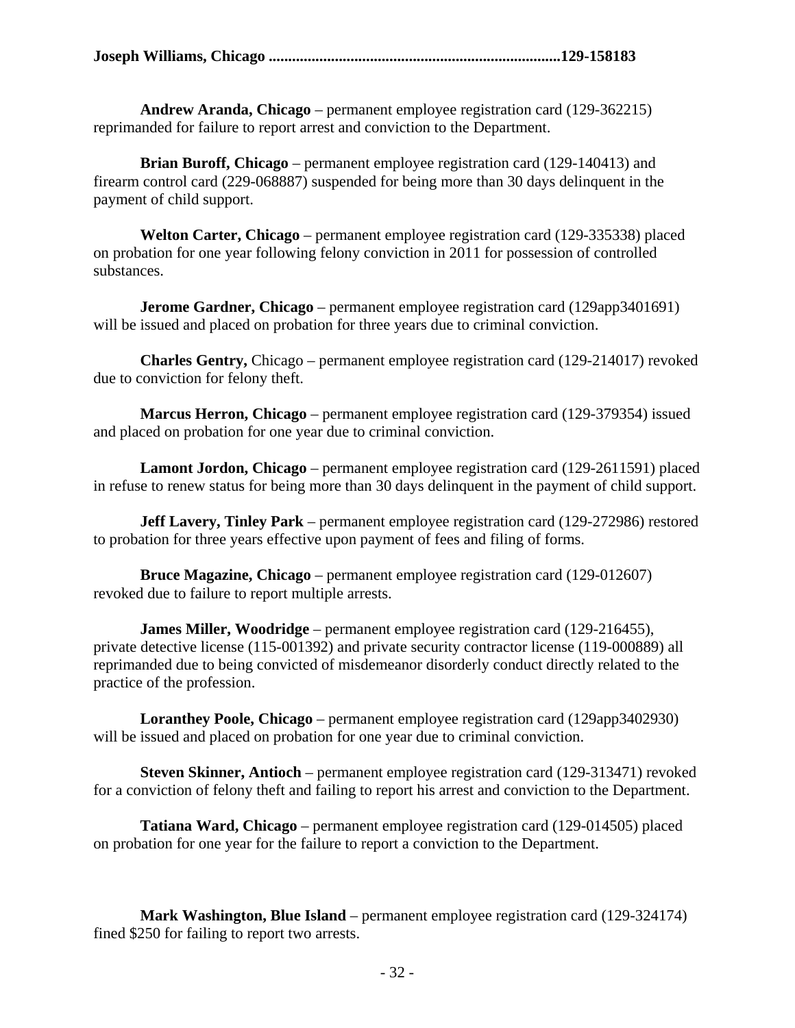**Joseph Williams, Chicago ..........................................................................129-158183**

**Andrew Aranda, Chicago** – permanent employee registration card (129-362215) reprimanded for failure to report arrest and conviction to the Department.

**Brian Buroff, Chicago** – permanent employee registration card (129-140413) and firearm control card (229-068887) suspended for being more than 30 days delinquent in the payment of child support.

**Welton Carter, Chicago** – permanent employee registration card (129-335338) placed on probation for one year following felony conviction in 2011 for possession of controlled substances.

**Jerome Gardner, Chicago** – permanent employee registration card (129app3401691) will be issued and placed on probation for three years due to criminal conviction.

**Charles Gentry,** Chicago – permanent employee registration card (129-214017) revoked due to conviction for felony theft.

**Marcus Herron, Chicago** – permanent employee registration card (129-379354) issued and placed on probation for one year due to criminal conviction.

**Lamont Jordon, Chicago** – permanent employee registration card (129-2611591) placed in refuse to renew status for being more than 30 days delinquent in the payment of child support.

**Jeff Lavery, Tinley Park** – permanent employee registration card (129-272986) restored to probation for three years effective upon payment of fees and filing of forms.

**Bruce Magazine, Chicago** – permanent employee registration card (129-012607) revoked due to failure to report multiple arrests.

**James Miller, Woodridge** – permanent employee registration card (129-216455), private detective license (115-001392) and private security contractor license (119-000889) all reprimanded due to being convicted of misdemeanor disorderly conduct directly related to the practice of the profession.

**Loranthey Poole, Chicago** – permanent employee registration card (129app3402930) will be issued and placed on probation for one year due to criminal conviction.

**Steven Skinner, Antioch** – permanent employee registration card (129-313471) revoked for a conviction of felony theft and failing to report his arrest and conviction to the Department.

**Tatiana Ward, Chicago** – permanent employee registration card (129-014505) placed on probation for one year for the failure to report a conviction to the Department.

**Mark Washington, Blue Island** – permanent employee registration card (129-324174) fined $250 for failing to report two arrests.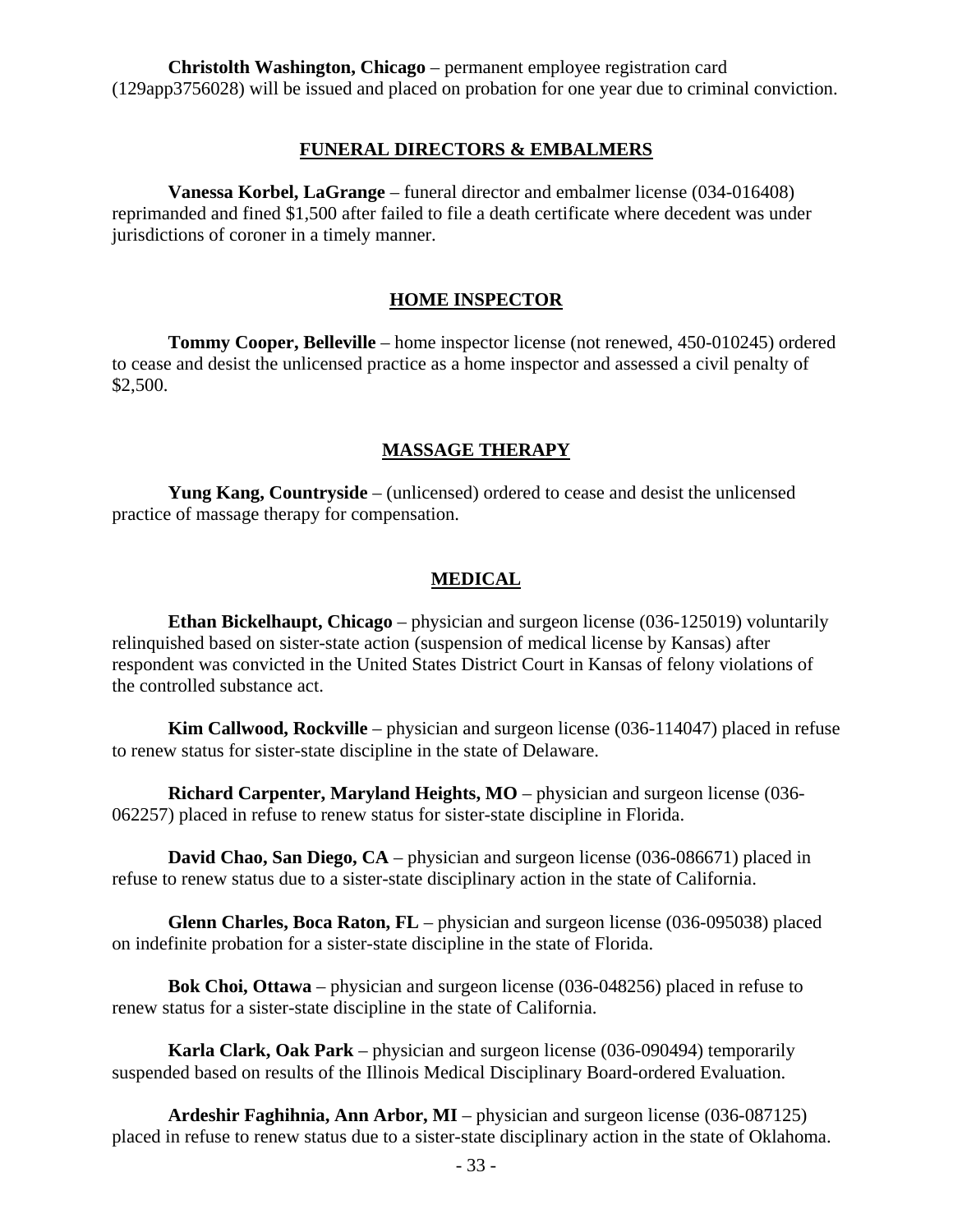**Christolth Washington, Chicago** – permanent employee registration card (129app3756028) will be issued and placed on probation for one year due to criminal conviction.

## FUNERAL DIRECTORS & EMBALMERS

**Vanessa Korbel, LaGrange** – funeral director and embalmer license (034-016408) reprimanded and fined $1,500 after failed to file a death certificate where decedent was under jurisdictions of coroner in a timely manner.

## HOME INSPECTOR

**Tommy Cooper, Belleville** – home inspector license (not renewed, 450-010245) ordered to cease and desist the unlicensed practice as a home inspector and assessed a civil penalty of $2,500.

## MASSAGE THERAPY

**Yung Kang, Countryside** – (unlicensed) ordered to cease and desist the unlicensed practice of massage therapy for compensation.

## MEDICAL

**Ethan Bickelhaupt, Chicago** – physician and surgeon license (036-125019) voluntarily relinquished based on sister-state action (suspension of medical license by Kansas) after respondent was convicted in the United States District Court in Kansas of felony violations of the controlled substance act.

**Kim Callwood, Rockville** – physician and surgeon license (036-114047) placed in refuse to renew status for sister-state discipline in the state of Delaware.

**Richard Carpenter, Maryland Heights, MO** – physician and surgeon license (036-062257) placed in refuse to renew status for sister-state discipline in Florida.

**David Chao, San Diego, CA** – physician and surgeon license (036-086671) placed in refuse to renew status due to a sister-state disciplinary action in the state of California.

**Glenn Charles, Boca Raton, FL** – physician and surgeon license (036-095038) placed on indefinite probation for a sister-state discipline in the state of Florida.

**Bok Choi, Ottawa** – physician and surgeon license (036-048256) placed in refuse to renew status for a sister-state discipline in the state of California.

**Karla Clark, Oak Park** – physician and surgeon license (036-090494) temporarily suspended based on results of the Illinois Medical Disciplinary Board-ordered Evaluation.

**Ardeshir Faghihnia, Ann Arbor, MI** – physician and surgeon license (036-087125) placed in refuse to renew status due to a sister-state disciplinary action in the state of Oklahoma.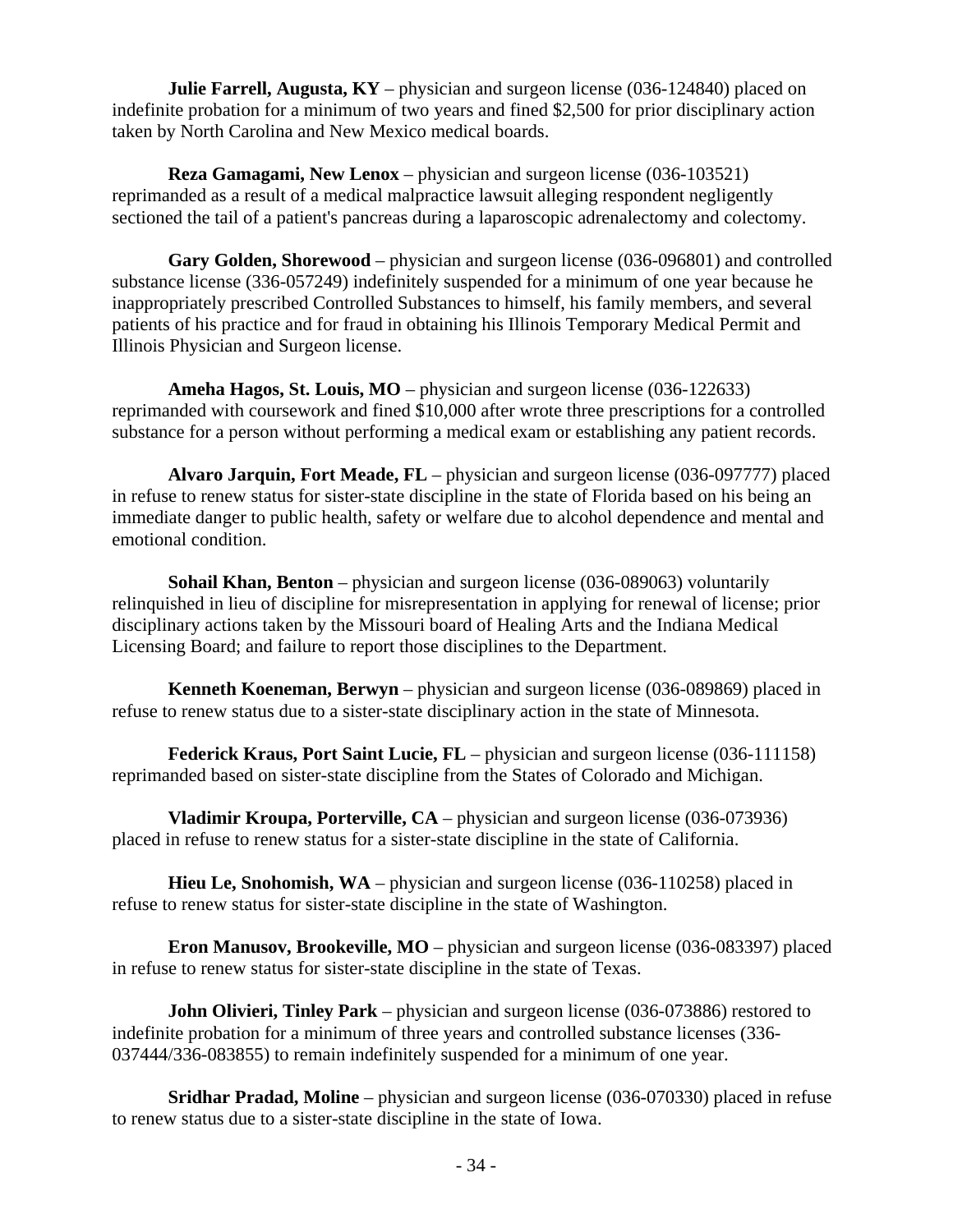**Julie Farrell, Augusta, KY** – physician and surgeon license (036-124840) placed on indefinite probation for a minimum of two years and fined $2,500 for prior disciplinary action taken by North Carolina and New Mexico medical boards.

**Reza Gamagami, New Lenox** – physician and surgeon license (036-103521) reprimanded as a result of a medical malpractice lawsuit alleging respondent negligently sectioned the tail of a patient's pancreas during a laparoscopic adrenalectomy and colectomy.

**Gary Golden, Shorewood** – physician and surgeon license (036-096801) and controlled substance license (336-057249) indefinitely suspended for a minimum of one year because he inappropriately prescribed Controlled Substances to himself, his family members, and several patients of his practice and for fraud in obtaining his Illinois Temporary Medical Permit and Illinois Physician and Surgeon license.

**Ameha Hagos, St. Louis, MO** – physician and surgeon license (036-122633) reprimanded with coursework and fined $10,000 after wrote three prescriptions for a controlled substance for a person without performing a medical exam or establishing any patient records.

**Alvaro Jarquin, Fort Meade, FL** – physician and surgeon license (036-097777) placed in refuse to renew status for sister-state discipline in the state of Florida based on his being an immediate danger to public health, safety or welfare due to alcohol dependence and mental and emotional condition.

**Sohail Khan, Benton** – physician and surgeon license (036-089063) voluntarily relinquished in lieu of discipline for misrepresentation in applying for renewal of license; prior disciplinary actions taken by the Missouri board of Healing Arts and the Indiana Medical Licensing Board; and failure to report those disciplines to the Department.

**Kenneth Koeneman, Berwyn** – physician and surgeon license (036-089869) placed in refuse to renew status due to a sister-state disciplinary action in the state of Minnesota.

**Federick Kraus, Port Saint Lucie, FL** – physician and surgeon license (036-111158) reprimanded based on sister-state discipline from the States of Colorado and Michigan.

**Vladimir Kroupa, Porterville, CA** – physician and surgeon license (036-073936) placed in refuse to renew status for a sister-state discipline in the state of California.

**Hieu Le, Snohomish, WA** – physician and surgeon license (036-110258) placed in refuse to renew status for sister-state discipline in the state of Washington.

**Eron Manusov, Brookeville, MO** – physician and surgeon license (036-083397) placed in refuse to renew status for sister-state discipline in the state of Texas.

**John Olivieri, Tinley Park** – physician and surgeon license (036-073886) restored to indefinite probation for a minimum of three years and controlled substance licenses (336-037444/336-083855) to remain indefinitely suspended for a minimum of one year.

**Sridhar Pradad, Moline** – physician and surgeon license (036-070330) placed in refuse to renew status due to a sister-state discipline in the state of Iowa.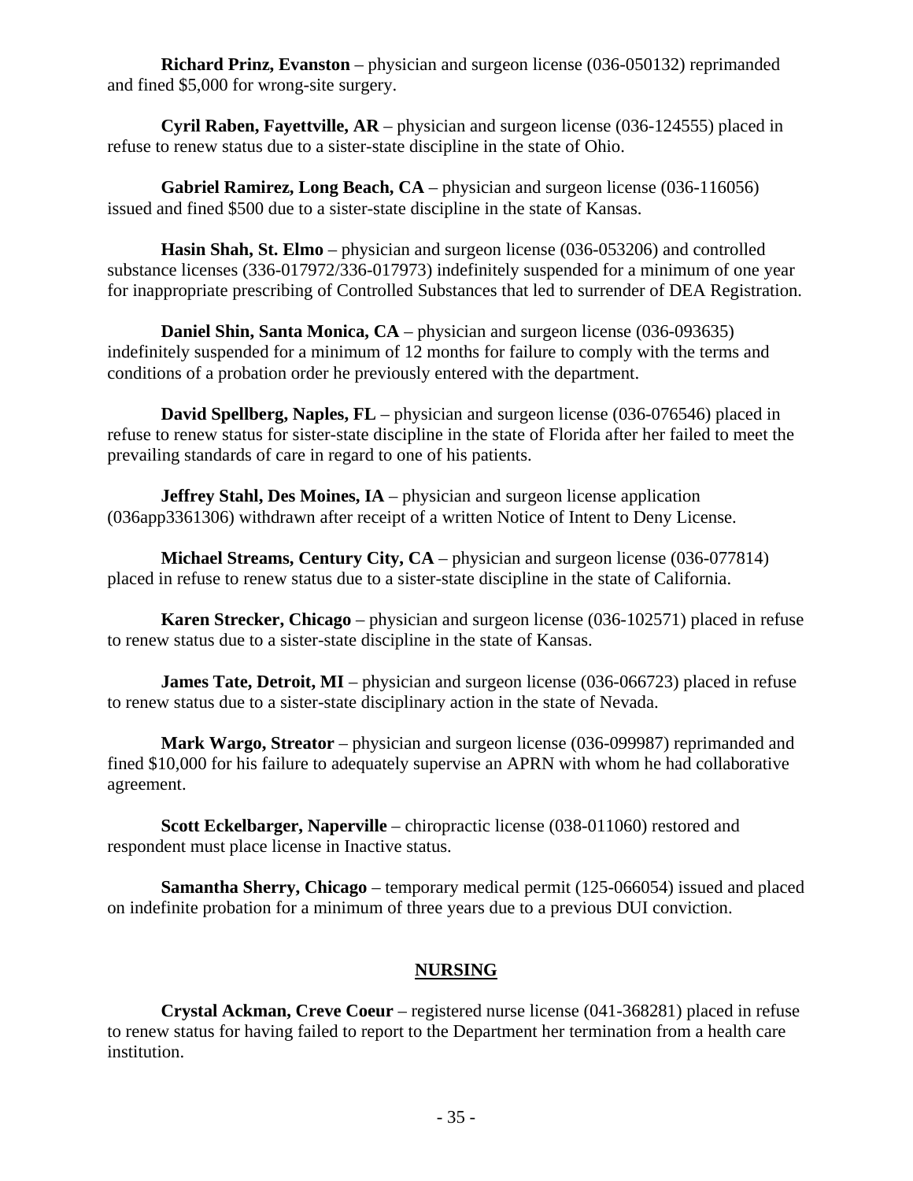**Richard Prinz, Evanston** – physician and surgeon license (036-050132) reprimanded and fined $5,000 for wrong-site surgery.

**Cyril Raben, Fayettville, AR** – physician and surgeon license (036-124555) placed in refuse to renew status due to a sister-state discipline in the state of Ohio.

**Gabriel Ramirez, Long Beach, CA** – physician and surgeon license (036-116056) issued and fined $500 due to a sister-state discipline in the state of Kansas.

**Hasin Shah, St. Elmo** – physician and surgeon license (036-053206) and controlled substance licenses (336-017972/336-017973) indefinitely suspended for a minimum of one year for inappropriate prescribing of Controlled Substances that led to surrender of DEA Registration.

**Daniel Shin, Santa Monica, CA** – physician and surgeon license (036-093635) indefinitely suspended for a minimum of 12 months for failure to comply with the terms and conditions of a probation order he previously entered with the department.

**David Spellberg, Naples, FL** – physician and surgeon license (036-076546) placed in refuse to renew status for sister-state discipline in the state of Florida after her failed to meet the prevailing standards of care in regard to one of his patients.

**Jeffrey Stahl, Des Moines, IA** – physician and surgeon license application (036app3361306) withdrawn after receipt of a written Notice of Intent to Deny License.

**Michael Streams, Century City, CA** – physician and surgeon license (036-077814) placed in refuse to renew status due to a sister-state discipline in the state of California.

**Karen Strecker, Chicago** – physician and surgeon license (036-102571) placed in refuse to renew status due to a sister-state discipline in the state of Kansas.

**James Tate, Detroit, MI** – physician and surgeon license (036-066723) placed in refuse to renew status due to a sister-state disciplinary action in the state of Nevada.

**Mark Wargo, Streator** – physician and surgeon license (036-099987) reprimanded and fined $10,000 for his failure to adequately supervise an APRN with whom he had collaborative agreement.

**Scott Eckelbarger, Naperville** – chiropractic license (038-011060) restored and respondent must place license in Inactive status.

**Samantha Sherry, Chicago** – temporary medical permit (125-066054) issued and placed on indefinite probation for a minimum of three years due to a previous DUI conviction.

## NURSING

**Crystal Ackman, Creve Coeur** – registered nurse license (041-368281) placed in refuse to renew status for having failed to report to the Department her termination from a health care institution.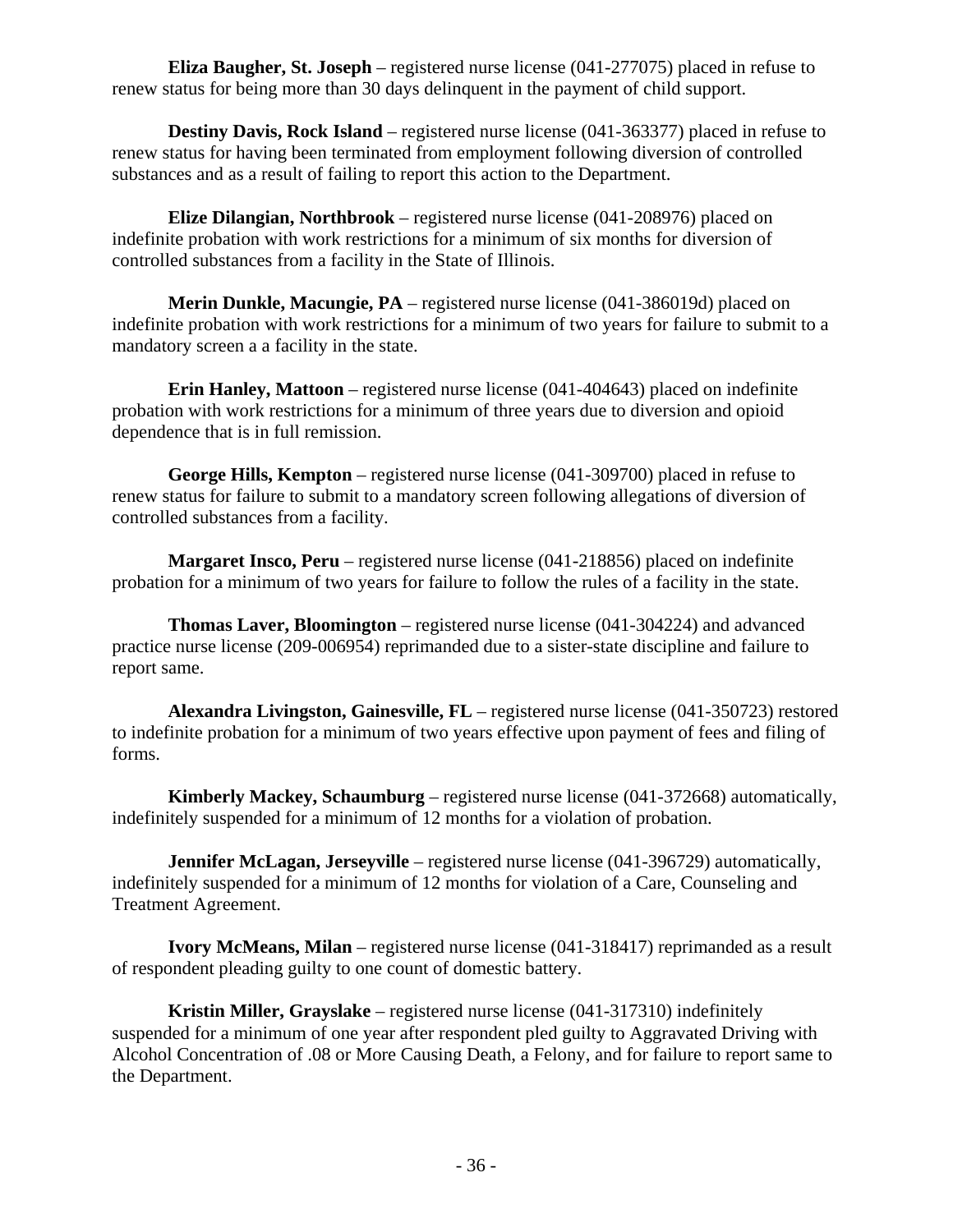**Eliza Baugher, St. Joseph** – registered nurse license (041-277075) placed in refuse to renew status for being more than 30 days delinquent in the payment of child support.

**Destiny Davis, Rock Island** – registered nurse license (041-363377) placed in refuse to renew status for having been terminated from employment following diversion of controlled substances and as a result of failing to report this action to the Department.

**Elize Dilangian, Northbrook** – registered nurse license (041-208976) placed on indefinite probation with work restrictions for a minimum of six months for diversion of controlled substances from a facility in the State of Illinois.

**Merin Dunkle, Macungie, PA** – registered nurse license (041-386019d) placed on indefinite probation with work restrictions for a minimum of two years for failure to submit to a mandatory screen a a facility in the state.

**Erin Hanley, Mattoon** – registered nurse license (041-404643) placed on indefinite probation with work restrictions for a minimum of three years due to diversion and opioid dependence that is in full remission.

**George Hills, Kempton** – registered nurse license (041-309700) placed in refuse to renew status for failure to submit to a mandatory screen following allegations of diversion of controlled substances from a facility.

**Margaret Insco, Peru** – registered nurse license (041-218856) placed on indefinite probation for a minimum of two years for failure to follow the rules of a facility in the state.

**Thomas Laver, Bloomington** – registered nurse license (041-304224) and advanced practice nurse license (209-006954) reprimanded due to a sister-state discipline and failure to report same.

**Alexandra Livingston, Gainesville, FL** – registered nurse license (041-350723) restored to indefinite probation for a minimum of two years effective upon payment of fees and filing of forms.

**Kimberly Mackey, Schaumburg** – registered nurse license (041-372668) automatically, indefinitely suspended for a minimum of 12 months for a violation of probation.

**Jennifer McLagan, Jerseyville** – registered nurse license (041-396729) automatically, indefinitely suspended for a minimum of 12 months for violation of a Care, Counseling and Treatment Agreement.

**Ivory McMeans, Milan** – registered nurse license (041-318417) reprimanded as a result of respondent pleading guilty to one count of domestic battery.

**Kristin Miller, Grayslake** – registered nurse license (041-317310) indefinitely suspended for a minimum of one year after respondent pled guilty to Aggravated Driving with Alcohol Concentration of .08 or More Causing Death, a Felony, and for failure to report same to the Department.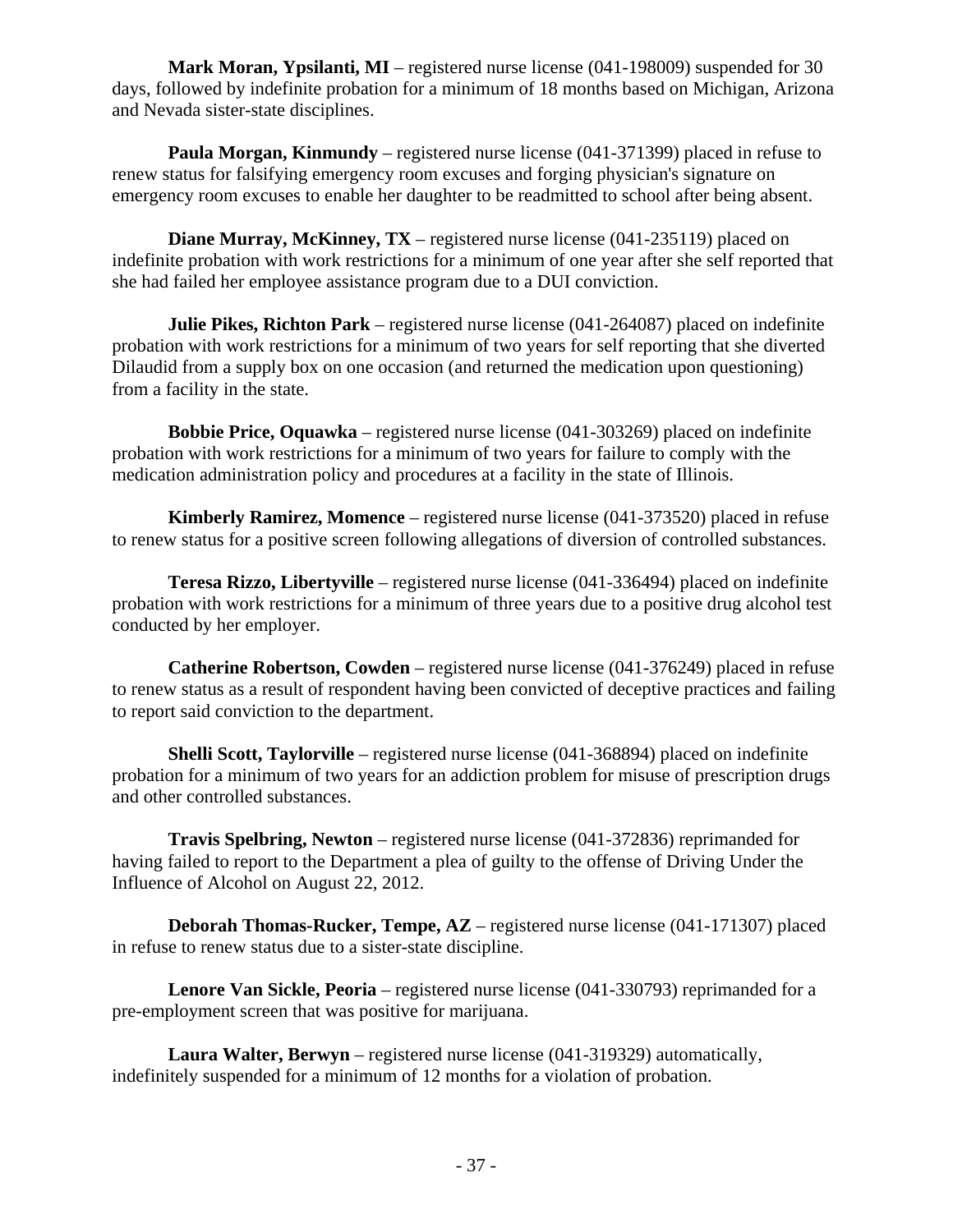**Mark Moran, Ypsilanti, MI** – registered nurse license (041-198009) suspended for 30 days, followed by indefinite probation for a minimum of 18 months based on Michigan, Arizona and Nevada sister-state disciplines.

**Paula Morgan, Kinmundy** – registered nurse license (041-371399) placed in refuse to renew status for falsifying emergency room excuses and forging physician's signature on emergency room excuses to enable her daughter to be readmitted to school after being absent.

**Diane Murray, McKinney, TX** – registered nurse license (041-235119) placed on indefinite probation with work restrictions for a minimum of one year after she self reported that she had failed her employee assistance program due to a DUI conviction.

**Julie Pikes, Richton Park** – registered nurse license (041-264087) placed on indefinite probation with work restrictions for a minimum of two years for self reporting that she diverted Dilaudid from a supply box on one occasion (and returned the medication upon questioning) from a facility in the state.

**Bobbie Price, Oquawka** – registered nurse license (041-303269) placed on indefinite probation with work restrictions for a minimum of two years for failure to comply with the medication administration policy and procedures at a facility in the state of Illinois.

**Kimberly Ramirez, Momence** – registered nurse license (041-373520) placed in refuse to renew status for a positive screen following allegations of diversion of controlled substances.

**Teresa Rizzo, Libertyville** – registered nurse license (041-336494) placed on indefinite probation with work restrictions for a minimum of three years due to a positive drug alcohol test conducted by her employer.

**Catherine Robertson, Cowden** – registered nurse license (041-376249) placed in refuse to renew status as a result of respondent having been convicted of deceptive practices and failing to report said conviction to the department.

**Shelli Scott, Taylorville** – registered nurse license (041-368894) placed on indefinite probation for a minimum of two years for an addiction problem for misuse of prescription drugs and other controlled substances.

**Travis Spelbring, Newton** – registered nurse license (041-372836) reprimanded for having failed to report to the Department a plea of guilty to the offense of Driving Under the Influence of Alcohol on August 22, 2012.

**Deborah Thomas-Rucker, Tempe, AZ** – registered nurse license (041-171307) placed in refuse to renew status due to a sister-state discipline.

**Lenore Van Sickle, Peoria** – registered nurse license (041-330793) reprimanded for a pre-employment screen that was positive for marijuana.

**Laura Walter, Berwyn** – registered nurse license (041-319329) automatically, indefinitely suspended for a minimum of 12 months for a violation of probation.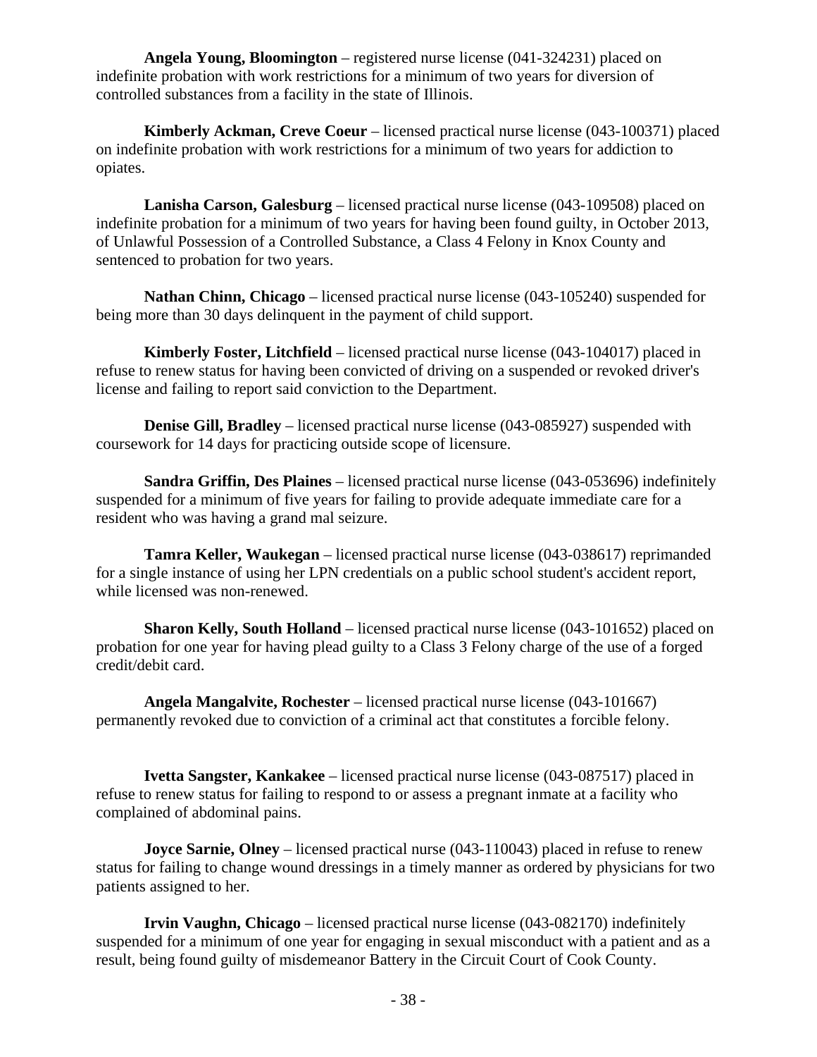**Angela Young, Bloomington** – registered nurse license (041-324231) placed on indefinite probation with work restrictions for a minimum of two years for diversion of controlled substances from a facility in the state of Illinois.

**Kimberly Ackman, Creve Coeur** – licensed practical nurse license (043-100371) placed on indefinite probation with work restrictions for a minimum of two years for addiction to opiates.

**Lanisha Carson, Galesburg** – licensed practical nurse license (043-109508) placed on indefinite probation for a minimum of two years for having been found guilty, in October 2013, of Unlawful Possession of a Controlled Substance, a Class 4 Felony in Knox County and sentenced to probation for two years.

**Nathan Chinn, Chicago** – licensed practical nurse license (043-105240) suspended for being more than 30 days delinquent in the payment of child support.

**Kimberly Foster, Litchfield** – licensed practical nurse license (043-104017) placed in refuse to renew status for having been convicted of driving on a suspended or revoked driver's license and failing to report said conviction to the Department.

**Denise Gill, Bradley** – licensed practical nurse license (043-085927) suspended with coursework for 14 days for practicing outside scope of licensure.

**Sandra Griffin, Des Plaines** – licensed practical nurse license (043-053696) indefinitely suspended for a minimum of five years for failing to provide adequate immediate care for a resident who was having a grand mal seizure.

**Tamra Keller, Waukegan** – licensed practical nurse license (043-038617) reprimanded for a single instance of using her LPN credentials on a public school student's accident report, while licensed was non-renewed.

**Sharon Kelly, South Holland** – licensed practical nurse license (043-101652) placed on probation for one year for having plead guilty to a Class 3 Felony charge of the use of a forged credit/debit card.

**Angela Mangalvite, Rochester** – licensed practical nurse license (043-101667) permanently revoked due to conviction of a criminal act that constitutes a forcible felony.

**Ivetta Sangster, Kankakee** – licensed practical nurse license (043-087517) placed in refuse to renew status for failing to respond to or assess a pregnant inmate at a facility who complained of abdominal pains.

**Joyce Sarnie, Olney** – licensed practical nurse (043-110043) placed in refuse to renew status for failing to change wound dressings in a timely manner as ordered by physicians for two patients assigned to her.

**Irvin Vaughn, Chicago** – licensed practical nurse license (043-082170) indefinitely suspended for a minimum of one year for engaging in sexual misconduct with a patient and as a result, being found guilty of misdemeanor Battery in the Circuit Court of Cook County.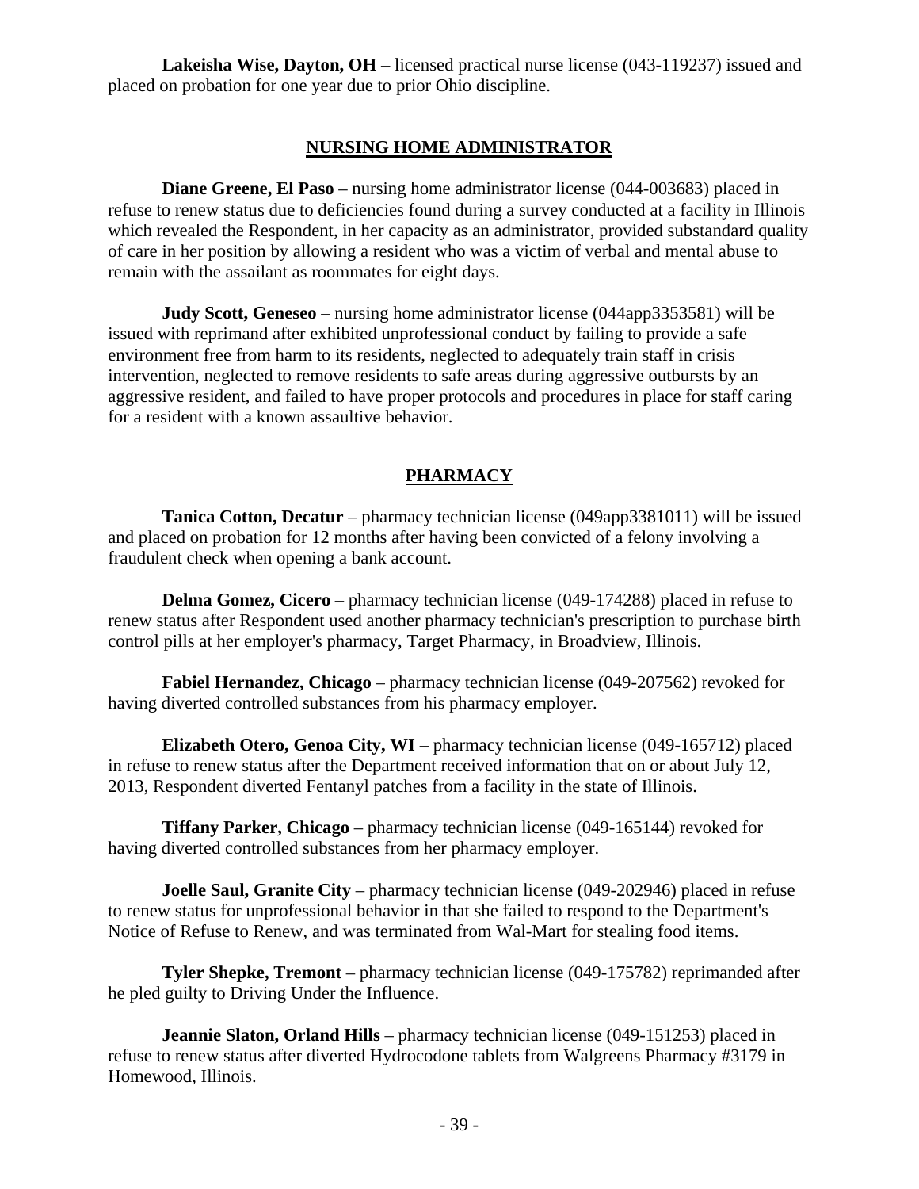**Lakeisha Wise, Dayton, OH** – licensed practical nurse license (043-119237) issued and placed on probation for one year due to prior Ohio discipline.

## NURSING HOME ADMINISTRATOR

**Diane Greene, El Paso** – nursing home administrator license (044-003683) placed in refuse to renew status due to deficiencies found during a survey conducted at a facility in Illinois which revealed the Respondent, in her capacity as an administrator, provided substandard quality of care in her position by allowing a resident who was a victim of verbal and mental abuse to remain with the assailant as roommates for eight days.

**Judy Scott, Geneseo** – nursing home administrator license (044app3353581) will be issued with reprimand after exhibited unprofessional conduct by failing to provide a safe environment free from harm to its residents, neglected to adequately train staff in crisis intervention, neglected to remove residents to safe areas during aggressive outbursts by an aggressive resident, and failed to have proper protocols and procedures in place for staff caring for a resident with a known assaultive behavior.

## PHARMACY

**Tanica Cotton, Decatur** – pharmacy technician license (049app3381011) will be issued and placed on probation for 12 months after having been convicted of a felony involving a fraudulent check when opening a bank account.

**Delma Gomez, Cicero** – pharmacy technician license (049-174288) placed in refuse to renew status after Respondent used another pharmacy technician's prescription to purchase birth control pills at her employer's pharmacy, Target Pharmacy, in Broadview, Illinois.

**Fabiel Hernandez, Chicago** – pharmacy technician license (049-207562) revoked for having diverted controlled substances from his pharmacy employer.

**Elizabeth Otero, Genoa City, WI** – pharmacy technician license (049-165712) placed in refuse to renew status after the Department received information that on or about July 12, 2013, Respondent diverted Fentanyl patches from a facility in the state of Illinois.

**Tiffany Parker, Chicago** – pharmacy technician license (049-165144) revoked for having diverted controlled substances from her pharmacy employer.

**Joelle Saul, Granite City** – pharmacy technician license (049-202946) placed in refuse to renew status for unprofessional behavior in that she failed to respond to the Department's Notice of Refuse to Renew, and was terminated from Wal-Mart for stealing food items.

**Tyler Shepke, Tremont** – pharmacy technician license (049-175782) reprimanded after he pled guilty to Driving Under the Influence.

**Jeannie Slaton, Orland Hills** – pharmacy technician license (049-151253) placed in refuse to renew status after diverted Hydrocodone tablets from Walgreens Pharmacy #3179 in Homewood, Illinois.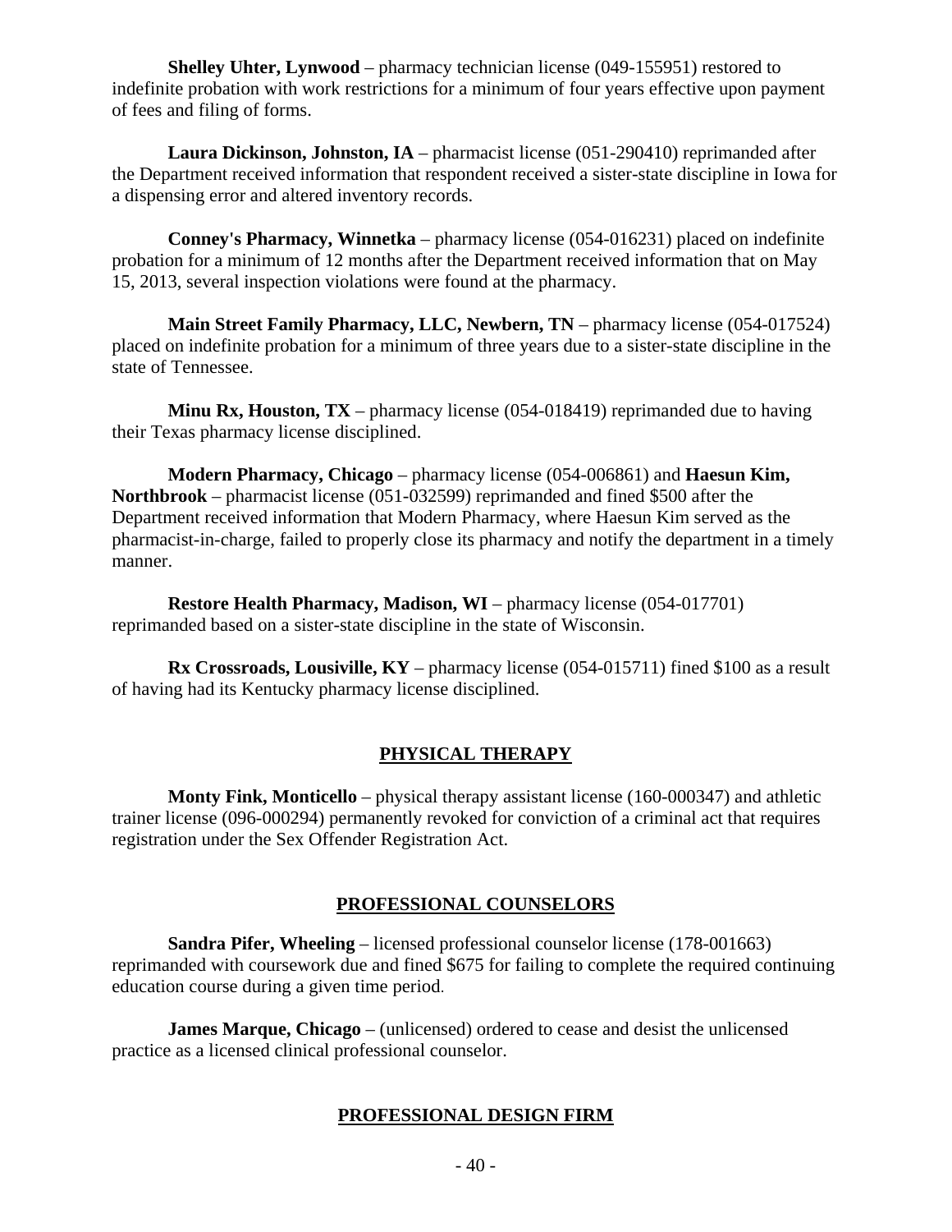**Shelley Uhter, Lynwood** – pharmacy technician license (049-155951) restored to indefinite probation with work restrictions for a minimum of four years effective upon payment of fees and filing of forms.

**Laura Dickinson, Johnston, IA** – pharmacist license (051-290410) reprimanded after the Department received information that respondent received a sister-state discipline in Iowa for a dispensing error and altered inventory records.

**Conney's Pharmacy, Winnetka** – pharmacy license (054-016231) placed on indefinite probation for a minimum of 12 months after the Department received information that on May 15, 2013, several inspection violations were found at the pharmacy.

**Main Street Family Pharmacy, LLC, Newbern, TN** – pharmacy license (054-017524) placed on indefinite probation for a minimum of three years due to a sister-state discipline in the state of Tennessee.

**Minu Rx, Houston, TX** – pharmacy license (054-018419) reprimanded due to having their Texas pharmacy license disciplined.

**Modern Pharmacy, Chicago** – pharmacy license (054-006861) and **Haesun Kim, Northbrook** – pharmacist license (051-032599) reprimanded and fined $500 after the Department received information that Modern Pharmacy, where Haesun Kim served as the pharmacist-in-charge, failed to properly close its pharmacy and notify the department in a timely manner.

**Restore Health Pharmacy, Madison, WI** – pharmacy license (054-017701) reprimanded based on a sister-state discipline in the state of Wisconsin.

**Rx Crossroads, Louisville, KY** – pharmacy license (054-015711) fined $100 as a result of having had its Kentucky pharmacy license disciplined.

## PHYSICAL THERAPY

**Monty Fink, Monticello** – physical therapy assistant license (160-000347) and athletic trainer license (096-000294) permanently revoked for conviction of a criminal act that requires registration under the Sex Offender Registration Act.

## PROFESSIONAL COUNSELORS

**Sandra Pifer, Wheeling** – licensed professional counselor license (178-001663) reprimanded with coursework due and fined $675 for failing to complete the required continuing education course during a given time period.

**James Marque, Chicago** – (unlicensed) ordered to cease and desist the unlicensed practice as a licensed clinical professional counselor.

## PROFESSIONAL DESIGN FIRM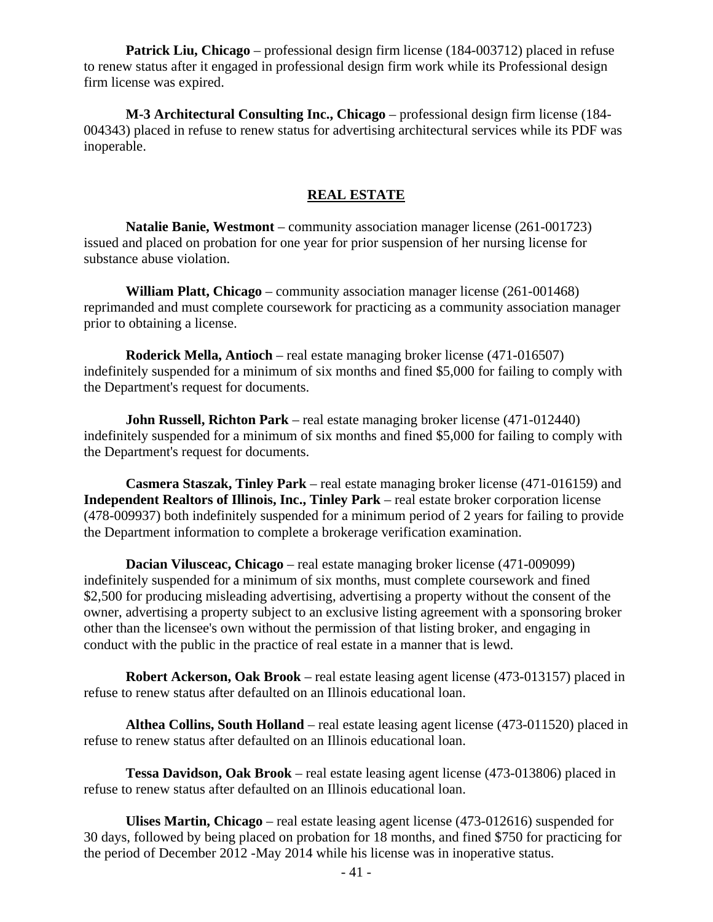**Patrick Liu, Chicago** – professional design firm license (184-003712) placed in refuse to renew status after it engaged in professional design firm work while its Professional design firm license was expired.

**M-3 Architectural Consulting Inc., Chicago** – professional design firm license (184-004343) placed in refuse to renew status for advertising architectural services while its PDF was inoperable.

## REAL ESTATE

**Natalie Banie, Westmont** – community association manager license (261-001723) issued and placed on probation for one year for prior suspension of her nursing license for substance abuse violation.

**William Platt, Chicago** – community association manager license (261-001468) reprimanded and must complete coursework for practicing as a community association manager prior to obtaining a license.

**Roderick Mella, Antioch** – real estate managing broker license (471-016507) indefinitely suspended for a minimum of six months and fined $5,000 for failing to comply with the Department's request for documents.

**John Russell, Richton Park** – real estate managing broker license (471-012440) indefinitely suspended for a minimum of six months and fined $5,000 for failing to comply with the Department's request for documents.

**Casmera Staszak, Tinley Park** – real estate managing broker license (471-016159) and **Independent Realtors of Illinois, Inc., Tinley Park** – real estate broker corporation license (478-009937) both indefinitely suspended for a minimum period of 2 years for failing to provide the Department information to complete a brokerage verification examination.

**Dacian Vilusceac, Chicago** – real estate managing broker license (471-009099) indefinitely suspended for a minimum of six months, must complete coursework and fined $2,500 for producing misleading advertising, advertising a property without the consent of the owner, advertising a property subject to an exclusive listing agreement with a sponsoring broker other than the licensee's own without the permission of that listing broker, and engaging in conduct with the public in the practice of real estate in a manner that is lewd.

**Robert Ackerson, Oak Brook** – real estate leasing agent license (473-013157) placed in refuse to renew status after defaulted on an Illinois educational loan.

**Althea Collins, South Holland** – real estate leasing agent license (473-011520) placed in refuse to renew status after defaulted on an Illinois educational loan.

**Tessa Davidson, Oak Brook** – real estate leasing agent license (473-013806) placed in refuse to renew status after defaulted on an Illinois educational loan.

**Ulises Martin, Chicago** – real estate leasing agent license (473-012616) suspended for 30 days, followed by being placed on probation for 18 months, and fined $750 for practicing for the period of December 2012 -May 2014 while his license was in inoperative status.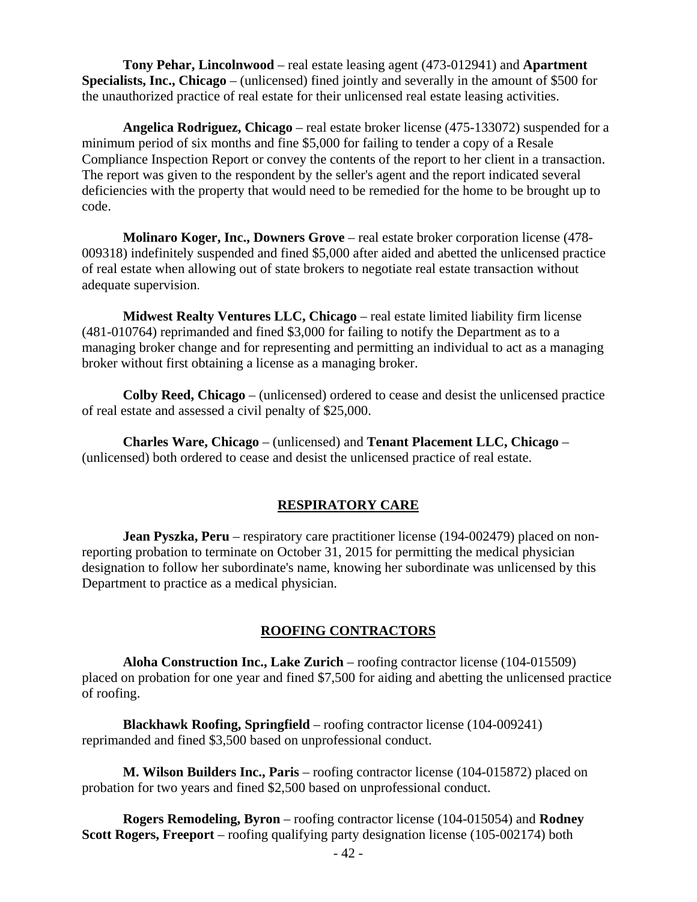**Tony Pehar, Lincolnwood** – real estate leasing agent (473-012941) and **Apartment Specialists, Inc., Chicago** – (unlicensed) fined jointly and severally in the amount of $500 for the unauthorized practice of real estate for their unlicensed real estate leasing activities.

**Angelica Rodriguez, Chicago** – real estate broker license (475-133072) suspended for a minimum period of six months and fine $5,000 for failing to tender a copy of a Resale Compliance Inspection Report or convey the contents of the report to her client in a transaction. The report was given to the respondent by the seller's agent and the report indicated several deficiencies with the property that would need to be remedied for the home to be brought up to code.

**Molinaro Koger, Inc., Downers Grove** – real estate broker corporation license (478-009318) indefinitely suspended and fined $5,000 after aided and abetted the unlicensed practice of real estate when allowing out of state brokers to negotiate real estate transaction without adequate supervision.

**Midwest Realty Ventures LLC, Chicago** – real estate limited liability firm license (481-010764) reprimanded and fined $3,000 for failing to notify the Department as to a managing broker change and for representing and permitting an individual to act as a managing broker without first obtaining a license as a managing broker.

**Colby Reed, Chicago** – (unlicensed) ordered to cease and desist the unlicensed practice of real estate and assessed a civil penalty of $25,000.

**Charles Ware, Chicago** – (unlicensed) and **Tenant Placement LLC, Chicago** – (unlicensed) both ordered to cease and desist the unlicensed practice of real estate.

## RESPIRATORY CARE

**Jean Pyszka, Peru** – respiratory care practitioner license (194-002479) placed on non-reporting probation to terminate on October 31, 2015 for permitting the medical physician designation to follow her subordinate's name, knowing her subordinate was unlicensed by this Department to practice as a medical physician.

## ROOFING CONTRACTORS

**Aloha Construction Inc., Lake Zurich** – roofing contractor license (104-015509) placed on probation for one year and fined $7,500 for aiding and abetting the unlicensed practice of roofing.

**Blackhawk Roofing, Springfield** – roofing contractor license (104-009241) reprimanded and fined $3,500 based on unprofessional conduct.

**M. Wilson Builders Inc., Paris** – roofing contractor license (104-015872) placed on probation for two years and fined $2,500 based on unprofessional conduct.

**Rogers Remodeling, Byron** – roofing contractor license (104-015054) and **Rodney Scott Rogers, Freeport** – roofing qualifying party designation license (105-002174) both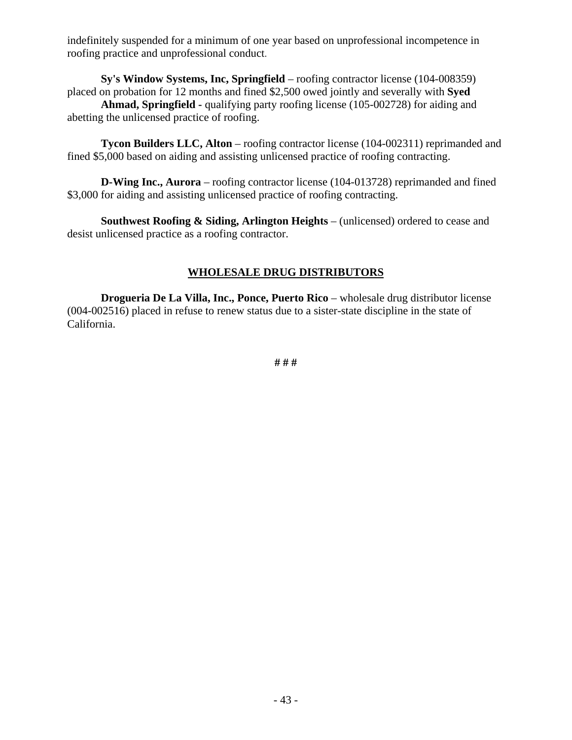indefinitely suspended for a minimum of one year based on unprofessional incompetence in roofing practice and unprofessional conduct.

**Sy's Window Systems, Inc, Springfield** – roofing contractor license (104-008359) placed on probation for 12 months and fined $2,500 owed jointly and severally with **Syed Ahmad, Springfield -** qualifying party roofing license (105-002728) for aiding and abetting the unlicensed practice of roofing.

**Tycon Builders LLC, Alton** – roofing contractor license (104-002311) reprimanded and fined $5,000 based on aiding and assisting unlicensed practice of roofing contracting.

**D-Wing Inc., Aurora** – roofing contractor license (104-013728) reprimanded and fined $3,000 for aiding and assisting unlicensed practice of roofing contracting.

**Southwest Roofing & Siding, Arlington Heights** – (unlicensed) ordered to cease and desist unlicensed practice as a roofing contractor.

## WHOLESALE DRUG DISTRIBUTORS

**Drogueria De La Villa, Inc., Ponce, Puerto Rico** – wholesale drug distributor license (004-002516) placed in refuse to renew status due to a sister-state discipline in the state of California.

# # #